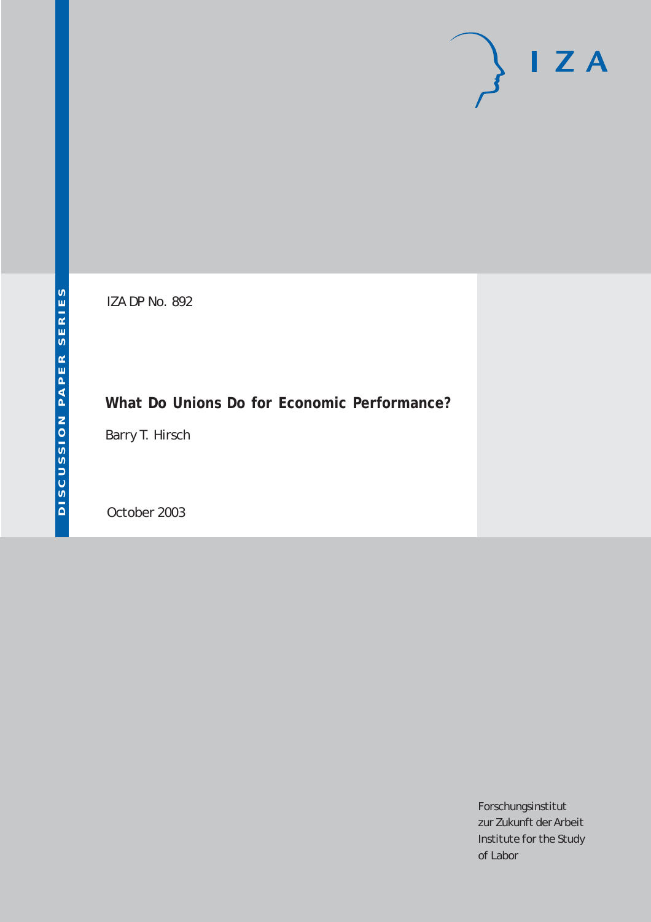DISCUSSION PAPER SERIES

IZA DP No. 892

# What Do Unions Do for Economic Performance?

Barry T. Hirsch

October 2003

Forschungsinstitut
zur Zukunft der Arbeit
Institute for the Study
of Labor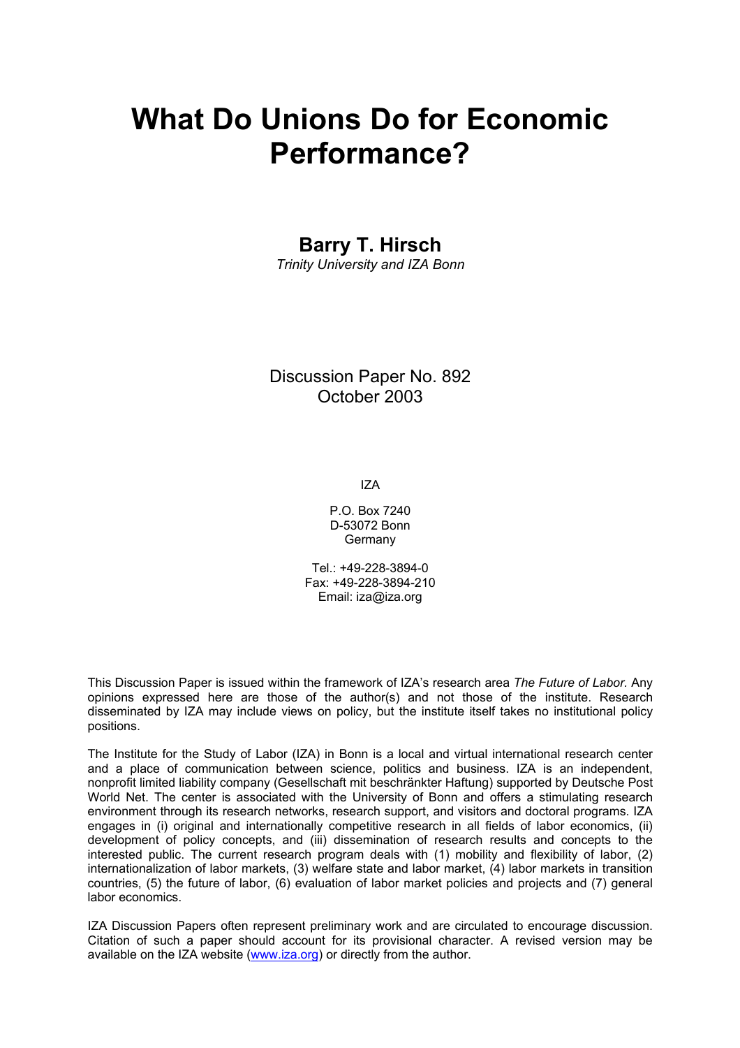# What Do Unions Do for Economic Performance?

**Barry T. Hirsch**

*Trinity University and IZA Bonn*

Discussion Paper No. 892
October 2003

IZA

P.O. Box 7240
D-53072 Bonn
Germany

Tel.: +49-228-3894-0
Fax: +49-228-3894-210
Email: iza@iza.org

This Discussion Paper is issued within the framework of IZA's research area *The Future of Labor.* Any opinions expressed here are those of the author(s) and not those of the institute. Research disseminated by IZA may include views on policy, but the institute itself takes no institutional policy positions.

The Institute for the Study of Labor (IZA) in Bonn is a local and virtual international research center and a place of communication between science, politics and business. IZA is an independent, nonprofit limited liability company (Gesellschaft mit beschränkter Haftung) supported by Deutsche Post World Net. The center is associated with the University of Bonn and offers a stimulating research environment through its research networks, research support, and visitors and doctoral programs. IZA engages in (i) original and internationally competitive research in all fields of labor economics, (ii) development of policy concepts, and (iii) dissemination of research results and concepts to the interested public. The current research program deals with (1) mobility and flexibility of labor, (2) internationalization of labor markets, (3) welfare state and labor market, (4) labor markets in transition countries, (5) the future of labor, (6) evaluation of labor market policies and projects and (7) general labor economics.

IZA Discussion Papers often represent preliminary work and are circulated to encourage discussion. Citation of such a paper should account for its provisional character. A revised version may be available on the IZA website (www.iza.org) or directly from the author.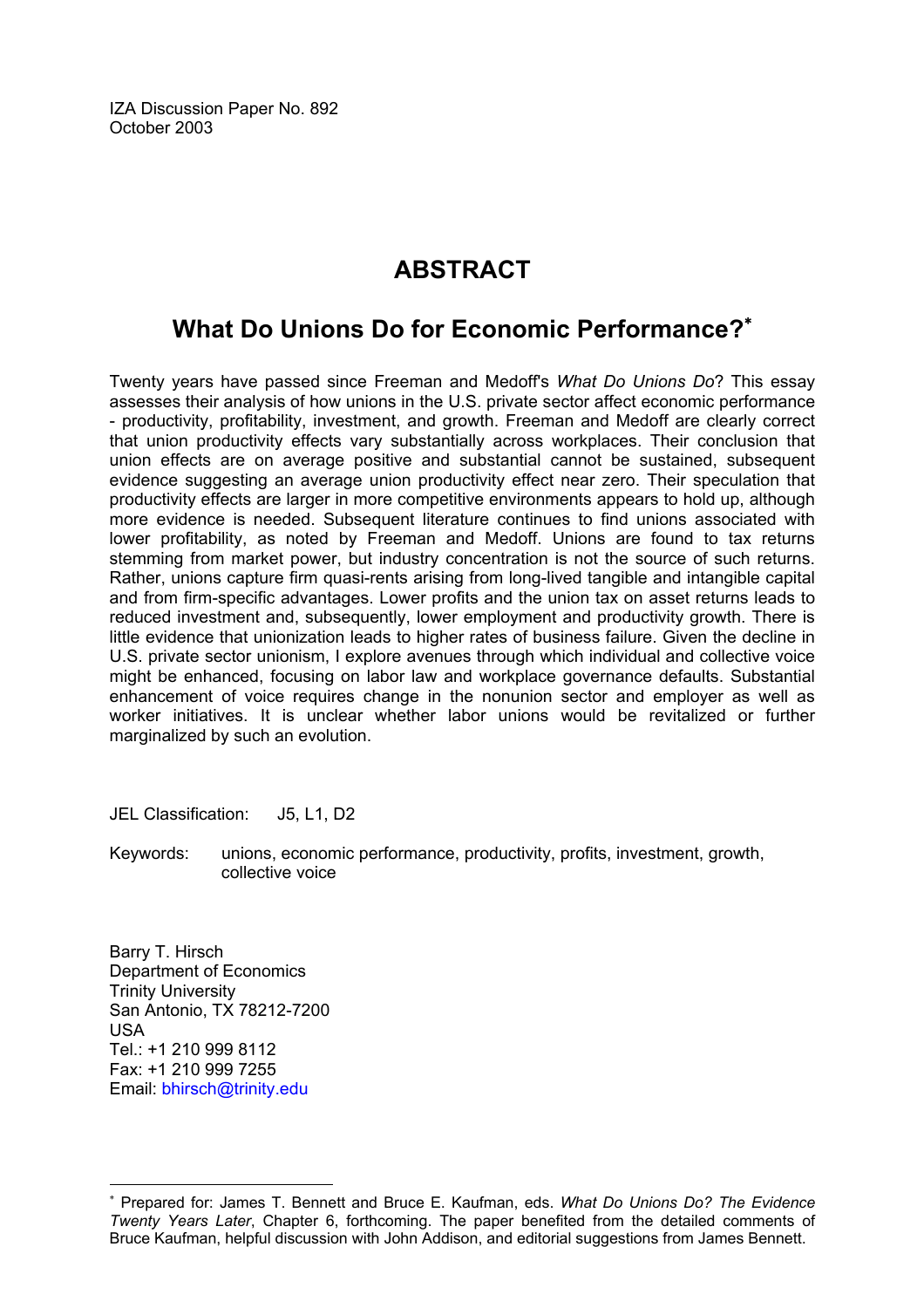IZA Discussion Paper No. 892
October 2003

# ABSTRACT

## What Do Unions Do for Economic Performance?*

Twenty years have passed since Freeman and Medoff's *What Do Unions Do*? This essay assesses their analysis of how unions in the U.S. private sector affect economic performance - productivity, profitability, investment, and growth. Freeman and Medoff are clearly correct that union productivity effects vary substantially across workplaces. Their conclusion that union effects are on average positive and substantial cannot be sustained, subsequent evidence suggesting an average union productivity effect near zero. Their speculation that productivity effects are larger in more competitive environments appears to hold up, although more evidence is needed. Subsequent literature continues to find unions associated with lower profitability, as noted by Freeman and Medoff. Unions are found to tax returns stemming from market power, but industry concentration is not the source of such returns. Rather, unions capture firm quasi-rents arising from long-lived tangible and intangible capital and from firm-specific advantages. Lower profits and the union tax on asset returns leads to reduced investment and, subsequently, lower employment and productivity growth. There is little evidence that unionization leads to higher rates of business failure. Given the decline in U.S. private sector unionism, I explore avenues through which individual and collective voice might be enhanced, focusing on labor law and workplace governance defaults. Substantial enhancement of voice requires change in the nonunion sector and employer as well as worker initiatives. It is unclear whether labor unions would be revitalized or further marginalized by such an evolution.

JEL Classification: J5, L1, D2

Keywords: unions, economic performance, productivity, profits, investment, growth, collective voice

Barry T. Hirsch
Department of Economics
Trinity University
San Antonio, TX 78212-7200
USA
Tel.: +1 210 999 8112
Fax: +1 210 999 7255
Email: bhirsch@trinity.edu

---

* Prepared for: James T. Bennett and Bruce E. Kaufman, eds. *What Do Unions Do? The Evidence Twenty Years Later*, Chapter 6, forthcoming. The paper benefited from the detailed comments of Bruce Kaufman, helpful discussion with John Addison, and editorial suggestions from James Bennett.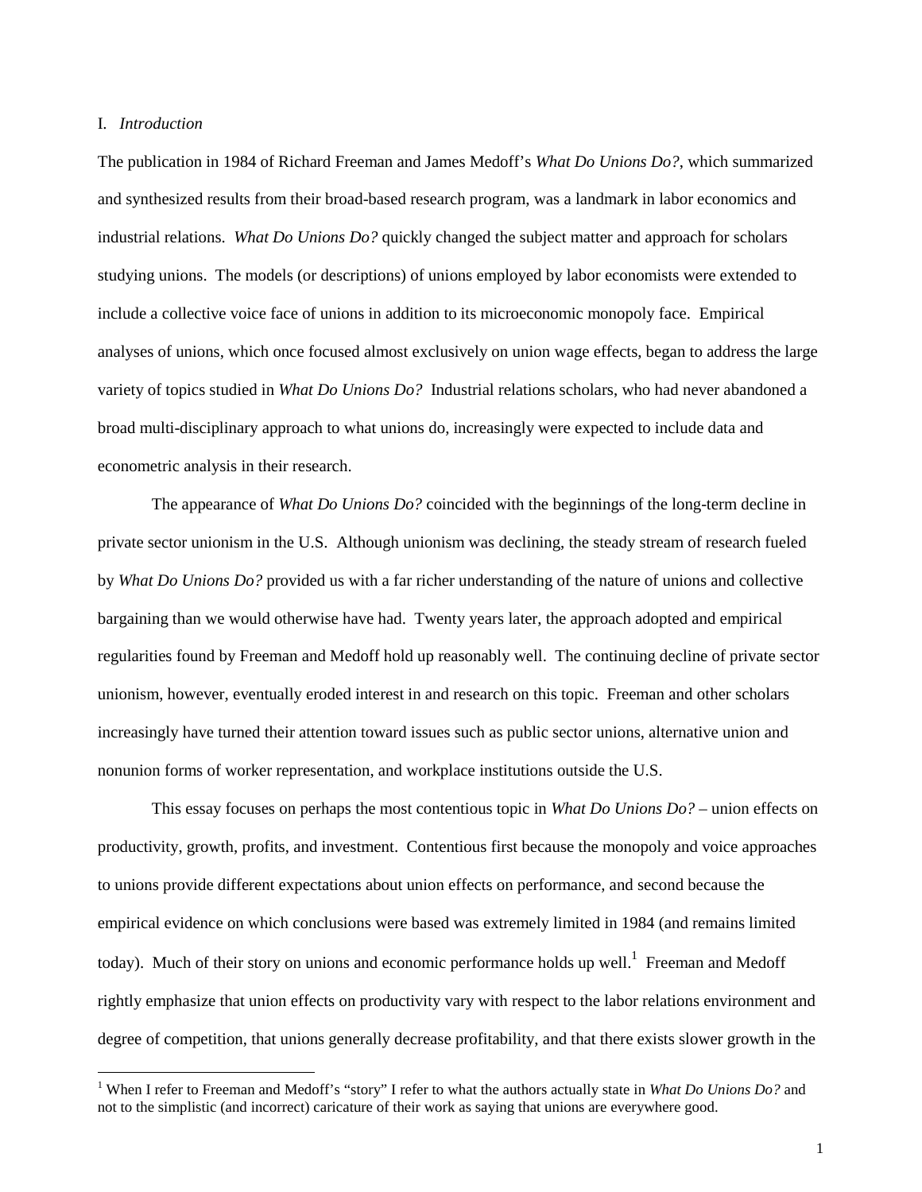## I. *Introduction*

The publication in 1984 of Richard Freeman and James Medoff's *What Do Unions Do?*, which summarized and synthesized results from their broad-based research program, was a landmark in labor economics and industrial relations. *What Do Unions Do?* quickly changed the subject matter and approach for scholars studying unions. The models (or descriptions) of unions employed by labor economists were extended to include a collective voice face of unions in addition to its microeconomic monopoly face. Empirical analyses of unions, which once focused almost exclusively on union wage effects, began to address the large variety of topics studied in *What Do Unions Do?* Industrial relations scholars, who had never abandoned a broad multi-disciplinary approach to what unions do, increasingly were expected to include data and econometric analysis in their research.

The appearance of *What Do Unions Do?* coincided with the beginnings of the long-term decline in private sector unionism in the U.S. Although unionism was declining, the steady stream of research fueled by *What Do Unions Do?* provided us with a far richer understanding of the nature of unions and collective bargaining than we would otherwise have had. Twenty years later, the approach adopted and empirical regularities found by Freeman and Medoff hold up reasonably well. The continuing decline of private sector unionism, however, eventually eroded interest in and research on this topic. Freeman and other scholars increasingly have turned their attention toward issues such as public sector unions, alternative union and nonunion forms of worker representation, and workplace institutions outside the U.S.

This essay focuses on perhaps the most contentious topic in *What Do Unions Do?* – union effects on productivity, growth, profits, and investment. Contentious first because the monopoly and voice approaches to unions provide different expectations about union effects on performance, and second because the empirical evidence on which conclusions were based was extremely limited in 1984 (and remains limited today). Much of their story on unions and economic performance holds up well.[1] Freeman and Medoff rightly emphasize that union effects on productivity vary with respect to the labor relations environment and degree of competition, that unions generally decrease profitability, and that there exists slower growth in the

[1] When I refer to Freeman and Medoff's "story" I refer to what the authors actually state in *What Do Unions Do?* and not to the simplistic (and incorrect) caricature of their work as saying that unions are everywhere good.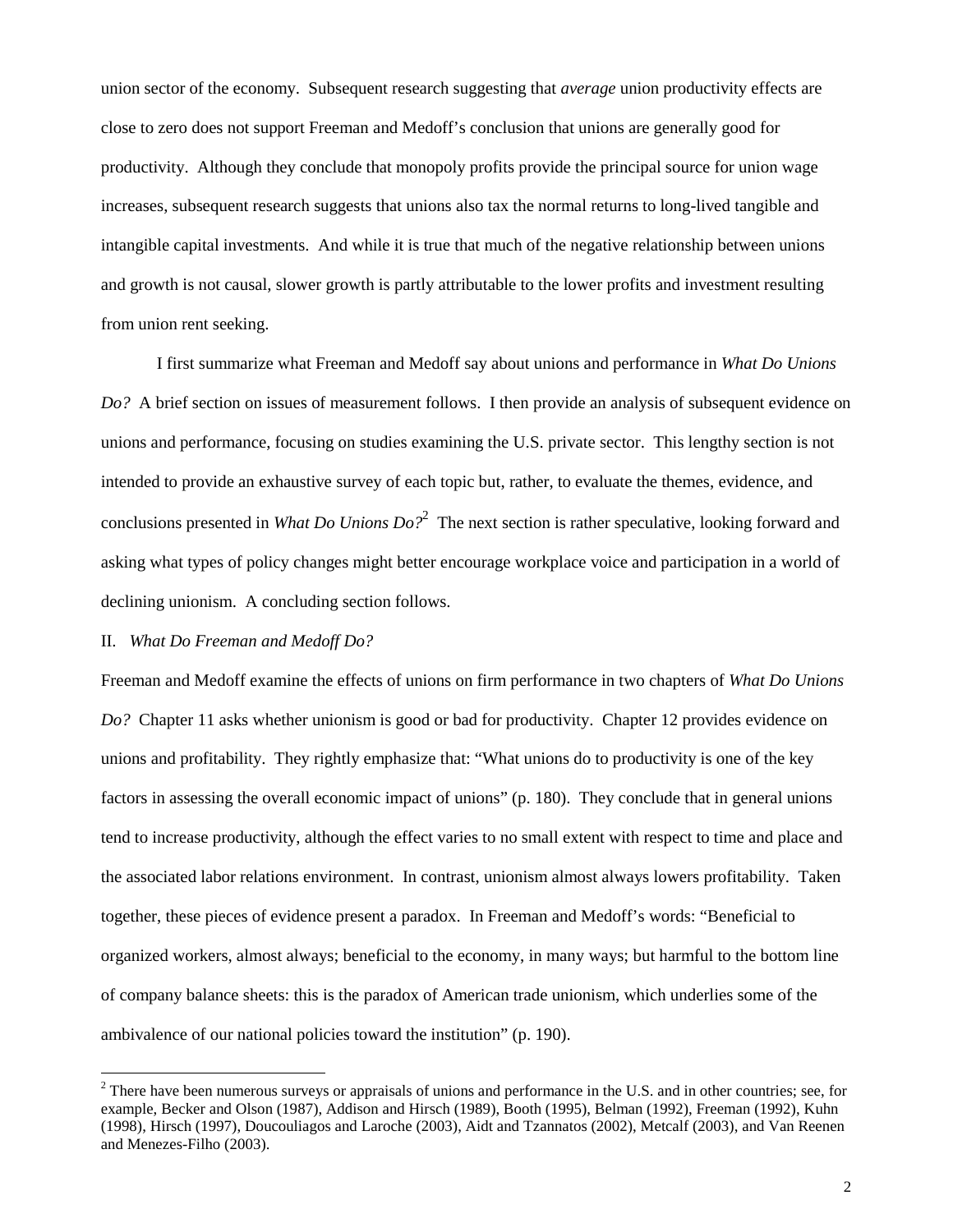union sector of the economy. Subsequent research suggesting that *average* union productivity effects are close to zero does not support Freeman and Medoff's conclusion that unions are generally good for productivity. Although they conclude that monopoly profits provide the principal source for union wage increases, subsequent research suggests that unions also tax the normal returns to long-lived tangible and intangible capital investments. And while it is true that much of the negative relationship between unions and growth is not causal, slower growth is partly attributable to the lower profits and investment resulting from union rent seeking.

I first summarize what Freeman and Medoff say about unions and performance in *What Do Unions Do?* A brief section on issues of measurement follows. I then provide an analysis of subsequent evidence on unions and performance, focusing on studies examining the U.S. private sector. This lengthy section is not intended to provide an exhaustive survey of each topic but, rather, to evaluate the themes, evidence, and conclusions presented in *What Do Unions Do?*[2] The next section is rather speculative, looking forward and asking what types of policy changes might better encourage workplace voice and participation in a world of declining unionism. A concluding section follows.

## II. *What Do Freeman and Medoff Do?*

Freeman and Medoff examine the effects of unions on firm performance in two chapters of *What Do Unions Do?* Chapter 11 asks whether unionism is good or bad for productivity. Chapter 12 provides evidence on unions and profitability. They rightly emphasize that: "What unions do to productivity is one of the key factors in assessing the overall economic impact of unions" (p. 180). They conclude that in general unions tend to increase productivity, although the effect varies to no small extent with respect to time and place and the associated labor relations environment. In contrast, unionism almost always lowers profitability. Taken together, these pieces of evidence present a paradox. In Freeman and Medoff's words: "Beneficial to organized workers, almost always; beneficial to the economy, in many ways; but harmful to the bottom line of company balance sheets: this is the paradox of American trade unionism, which underlies some of the ambivalence of our national policies toward the institution" (p. 190).

[2] There have been numerous surveys or appraisals of unions and performance in the U.S. and in other countries; see, for example, Becker and Olson (1987), Addison and Hirsch (1989), Booth (1995), Belman (1992), Freeman (1992), Kuhn (1998), Hirsch (1997), Doucouliagos and Laroche (2003), Aidt and Tzannatos (2002), Metcalf (2003), and Van Reenen and Menezes-Filho (2003).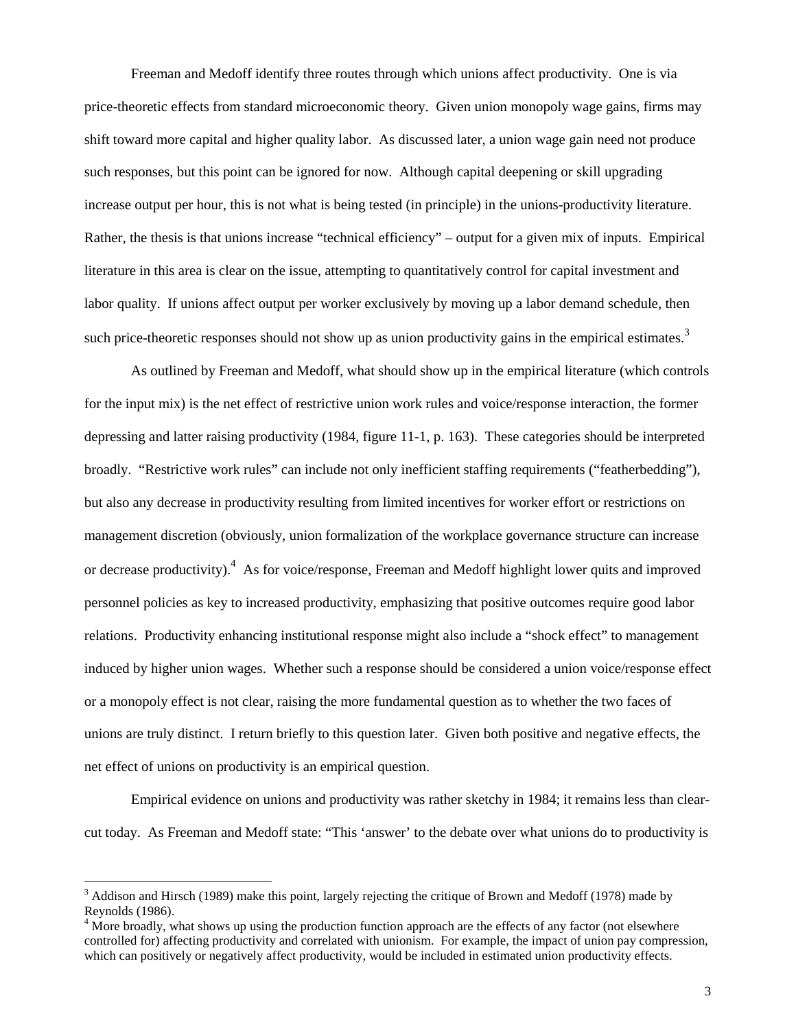Freeman and Medoff identify three routes through which unions affect productivity. One is via price-theoretic effects from standard microeconomic theory. Given union monopoly wage gains, firms may shift toward more capital and higher quality labor. As discussed later, a union wage gain need not produce such responses, but this point can be ignored for now. Although capital deepening or skill upgrading increase output per hour, this is not what is being tested (in principle) in the unions-productivity literature. Rather, the thesis is that unions increase "technical efficiency" – output for a given mix of inputs. Empirical literature in this area is clear on the issue, attempting to quantitatively control for capital investment and labor quality. If unions affect output per worker exclusively by moving up a labor demand schedule, then such price-theoretic responses should not show up as union productivity gains in the empirical estimates.[3]

As outlined by Freeman and Medoff, what should show up in the empirical literature (which controls for the input mix) is the net effect of restrictive union work rules and voice/response interaction, the former depressing and latter raising productivity (1984, figure 11-1, p. 163). These categories should be interpreted broadly. "Restrictive work rules" can include not only inefficient staffing requirements ("featherbedding"), but also any decrease in productivity resulting from limited incentives for worker effort or restrictions on management discretion (obviously, union formalization of the workplace governance structure can increase or decrease productivity).[4] As for voice/response, Freeman and Medoff highlight lower quits and improved personnel policies as key to increased productivity, emphasizing that positive outcomes require good labor relations. Productivity enhancing institutional response might also include a "shock effect" to management induced by higher union wages. Whether such a response should be considered a union voice/response effect or a monopoly effect is not clear, raising the more fundamental question as to whether the two faces of unions are truly distinct. I return briefly to this question later. Given both positive and negative effects, the net effect of unions on productivity is an empirical question.

Empirical evidence on unions and productivity was rather sketchy in 1984; it remains less than clear-cut today. As Freeman and Medoff state: "This 'answer' to the debate over what unions do to productivity is

[3] Addison and Hirsch (1989) make this point, largely rejecting the critique of Brown and Medoff (1978) made by Reynolds (1986).

[4] More broadly, what shows up using the production function approach are the effects of any factor (not elsewhere controlled for) affecting productivity and correlated with unionism. For example, the impact of union pay compression, which can positively or negatively affect productivity, would be included in estimated union productivity effects.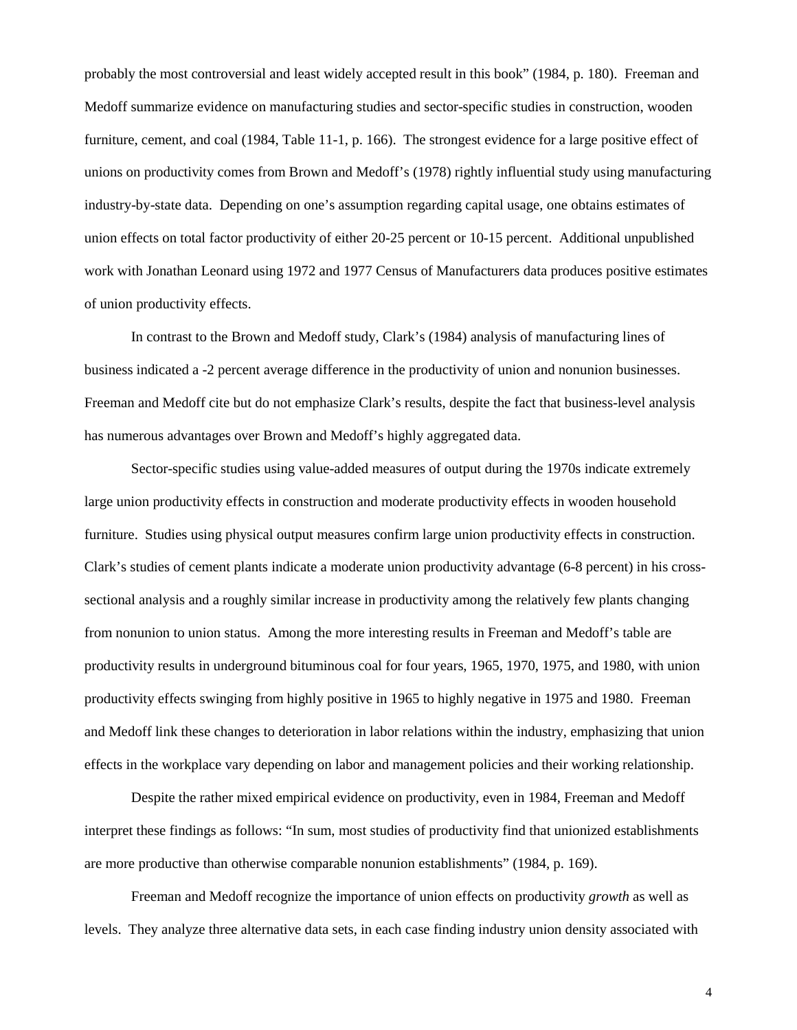probably the most controversial and least widely accepted result in this book" (1984, p. 180). Freeman and Medoff summarize evidence on manufacturing studies and sector-specific studies in construction, wooden furniture, cement, and coal (1984, Table 11-1, p. 166). The strongest evidence for a large positive effect of unions on productivity comes from Brown and Medoff's (1978) rightly influential study using manufacturing industry-by-state data. Depending on one's assumption regarding capital usage, one obtains estimates of union effects on total factor productivity of either 20-25 percent or 10-15 percent. Additional unpublished work with Jonathan Leonard using 1972 and 1977 Census of Manufacturers data produces positive estimates of union productivity effects.

In contrast to the Brown and Medoff study, Clark's (1984) analysis of manufacturing lines of business indicated a -2 percent average difference in the productivity of union and nonunion businesses. Freeman and Medoff cite but do not emphasize Clark's results, despite the fact that business-level analysis has numerous advantages over Brown and Medoff's highly aggregated data.

Sector-specific studies using value-added measures of output during the 1970s indicate extremely large union productivity effects in construction and moderate productivity effects in wooden household furniture. Studies using physical output measures confirm large union productivity effects in construction. Clark's studies of cement plants indicate a moderate union productivity advantage (6-8 percent) in his cross-sectional analysis and a roughly similar increase in productivity among the relatively few plants changing from nonunion to union status. Among the more interesting results in Freeman and Medoff's table are productivity results in underground bituminous coal for four years, 1965, 1970, 1975, and 1980, with union productivity effects swinging from highly positive in 1965 to highly negative in 1975 and 1980. Freeman and Medoff link these changes to deterioration in labor relations within the industry, emphasizing that union effects in the workplace vary depending on labor and management policies and their working relationship.

Despite the rather mixed empirical evidence on productivity, even in 1984, Freeman and Medoff interpret these findings as follows: "In sum, most studies of productivity find that unionized establishments are more productive than otherwise comparable nonunion establishments" (1984, p. 169).

Freeman and Medoff recognize the importance of union effects on productivity *growth* as well as levels. They analyze three alternative data sets, in each case finding industry union density associated with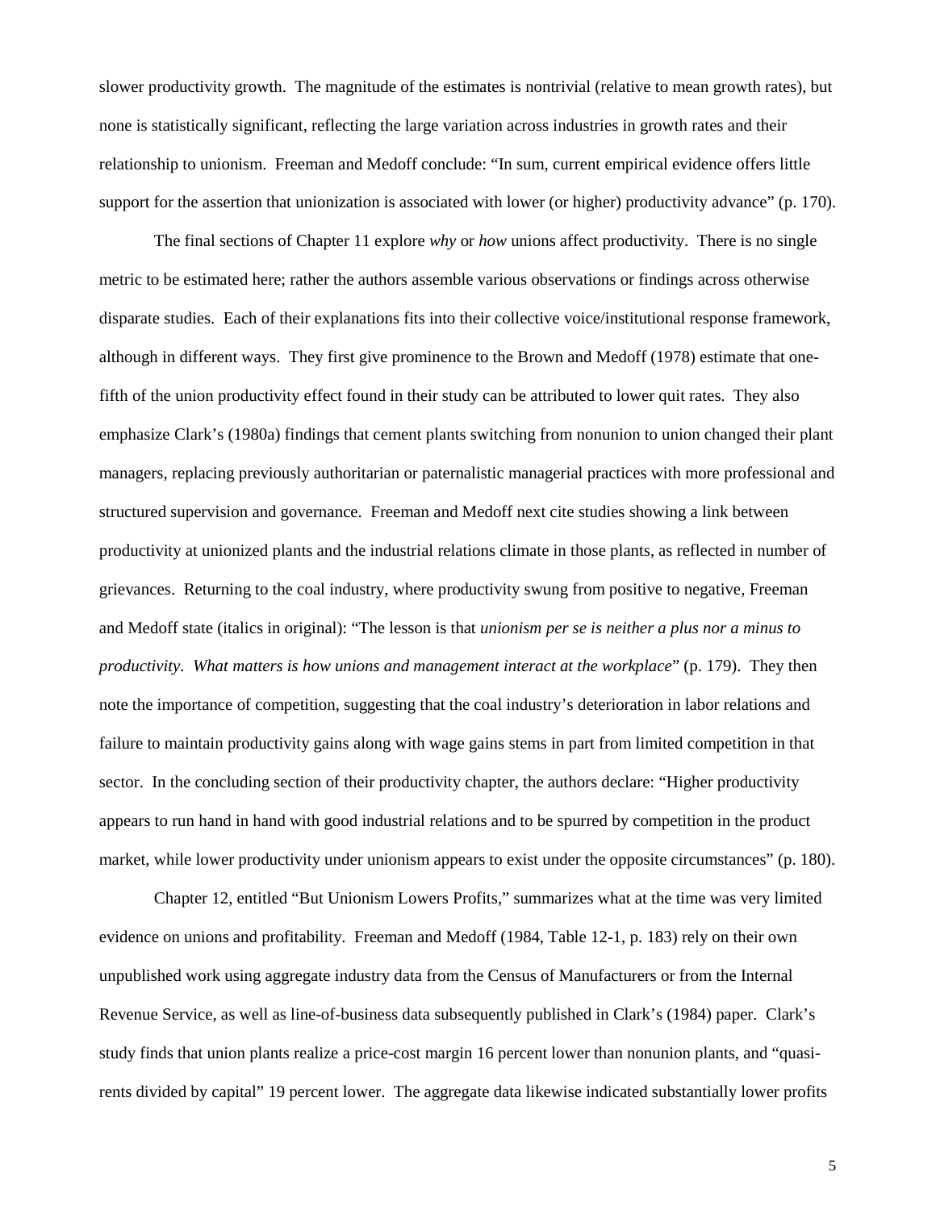slower productivity growth. The magnitude of the estimates is nontrivial (relative to mean growth rates), but none is statistically significant, reflecting the large variation across industries in growth rates and their relationship to unionism. Freeman and Medoff conclude: "In sum, current empirical evidence offers little support for the assertion that unionization is associated with lower (or higher) productivity advance" (p. 170).

The final sections of Chapter 11 explore *why* or *how* unions affect productivity. There is no single metric to be estimated here; rather the authors assemble various observations or findings across otherwise disparate studies. Each of their explanations fits into their collective voice/institutional response framework, although in different ways. They first give prominence to the Brown and Medoff (1978) estimate that one-fifth of the union productivity effect found in their study can be attributed to lower quit rates. They also emphasize Clark's (1980a) findings that cement plants switching from nonunion to union changed their plant managers, replacing previously authoritarian or paternalistic managerial practices with more professional and structured supervision and governance. Freeman and Medoff next cite studies showing a link between productivity at unionized plants and the industrial relations climate in those plants, as reflected in number of grievances. Returning to the coal industry, where productivity swung from positive to negative, Freeman and Medoff state (italics in original): "The lesson is that *unionism per se is neither a plus nor a minus to productivity*. *What matters is how unions and management interact at the workplace*" (p. 179). They then note the importance of competition, suggesting that the coal industry's deterioration in labor relations and failure to maintain productivity gains along with wage gains stems in part from limited competition in that sector. In the concluding section of their productivity chapter, the authors declare: "Higher productivity appears to run hand in hand with good industrial relations and to be spurred by competition in the product market, while lower productivity under unionism appears to exist under the opposite circumstances" (p. 180).

Chapter 12, entitled "But Unionism Lowers Profits," summarizes what at the time was very limited evidence on unions and profitability. Freeman and Medoff (1984, Table 12-1, p. 183) rely on their own unpublished work using aggregate industry data from the Census of Manufacturers or from the Internal Revenue Service, as well as line-of-business data subsequently published in Clark's (1984) paper. Clark's study finds that union plants realize a price-cost margin 16 percent lower than nonunion plants, and "quasi-rents divided by capital" 19 percent lower. The aggregate data likewise indicated substantially lower profits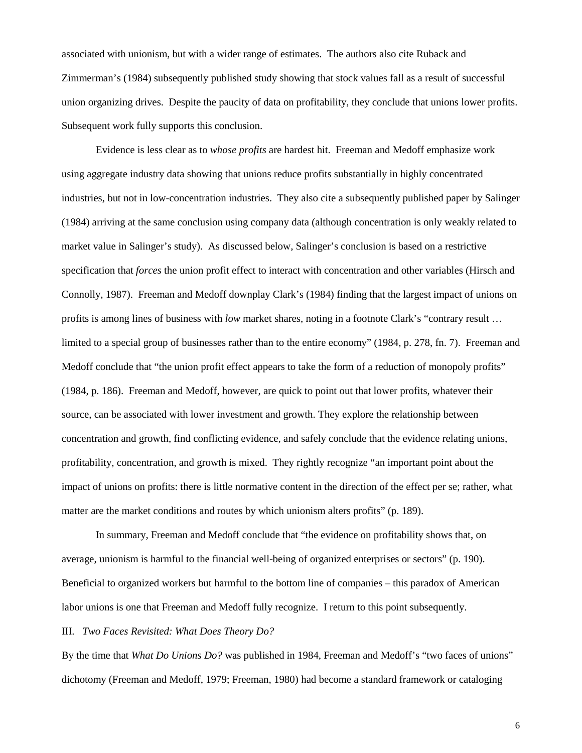associated with unionism, but with a wider range of estimates. The authors also cite Ruback and Zimmerman's (1984) subsequently published study showing that stock values fall as a result of successful union organizing drives. Despite the paucity of data on profitability, they conclude that unions lower profits. Subsequent work fully supports this conclusion.

Evidence is less clear as to *whose profits* are hardest hit. Freeman and Medoff emphasize work using aggregate industry data showing that unions reduce profits substantially in highly concentrated industries, but not in low-concentration industries. They also cite a subsequently published paper by Salinger (1984) arriving at the same conclusion using company data (although concentration is only weakly related to market value in Salinger's study). As discussed below, Salinger's conclusion is based on a restrictive specification that *forces* the union profit effect to interact with concentration and other variables (Hirsch and Connolly, 1987). Freeman and Medoff downplay Clark's (1984) finding that the largest impact of unions on profits is among lines of business with *low* market shares, noting in a footnote Clark's "contrary result … limited to a special group of businesses rather than to the entire economy" (1984, p. 278, fn. 7). Freeman and Medoff conclude that "the union profit effect appears to take the form of a reduction of monopoly profits" (1984, p. 186). Freeman and Medoff, however, are quick to point out that lower profits, whatever their source, can be associated with lower investment and growth. They explore the relationship between concentration and growth, find conflicting evidence, and safely conclude that the evidence relating unions, profitability, concentration, and growth is mixed. They rightly recognize "an important point about the impact of unions on profits: there is little normative content in the direction of the effect per se; rather, what matter are the market conditions and routes by which unionism alters profits" (p. 189).

In summary, Freeman and Medoff conclude that "the evidence on profitability shows that, on average, unionism is harmful to the financial well-being of organized enterprises or sectors" (p. 190). Beneficial to organized workers but harmful to the bottom line of companies – this paradox of American labor unions is one that Freeman and Medoff fully recognize. I return to this point subsequently.

## III. *Two Faces Revisited: What Does Theory Do?*

By the time that *What Do Unions Do?* was published in 1984, Freeman and Medoff's "two faces of unions" dichotomy (Freeman and Medoff, 1979; Freeman, 1980) had become a standard framework or cataloging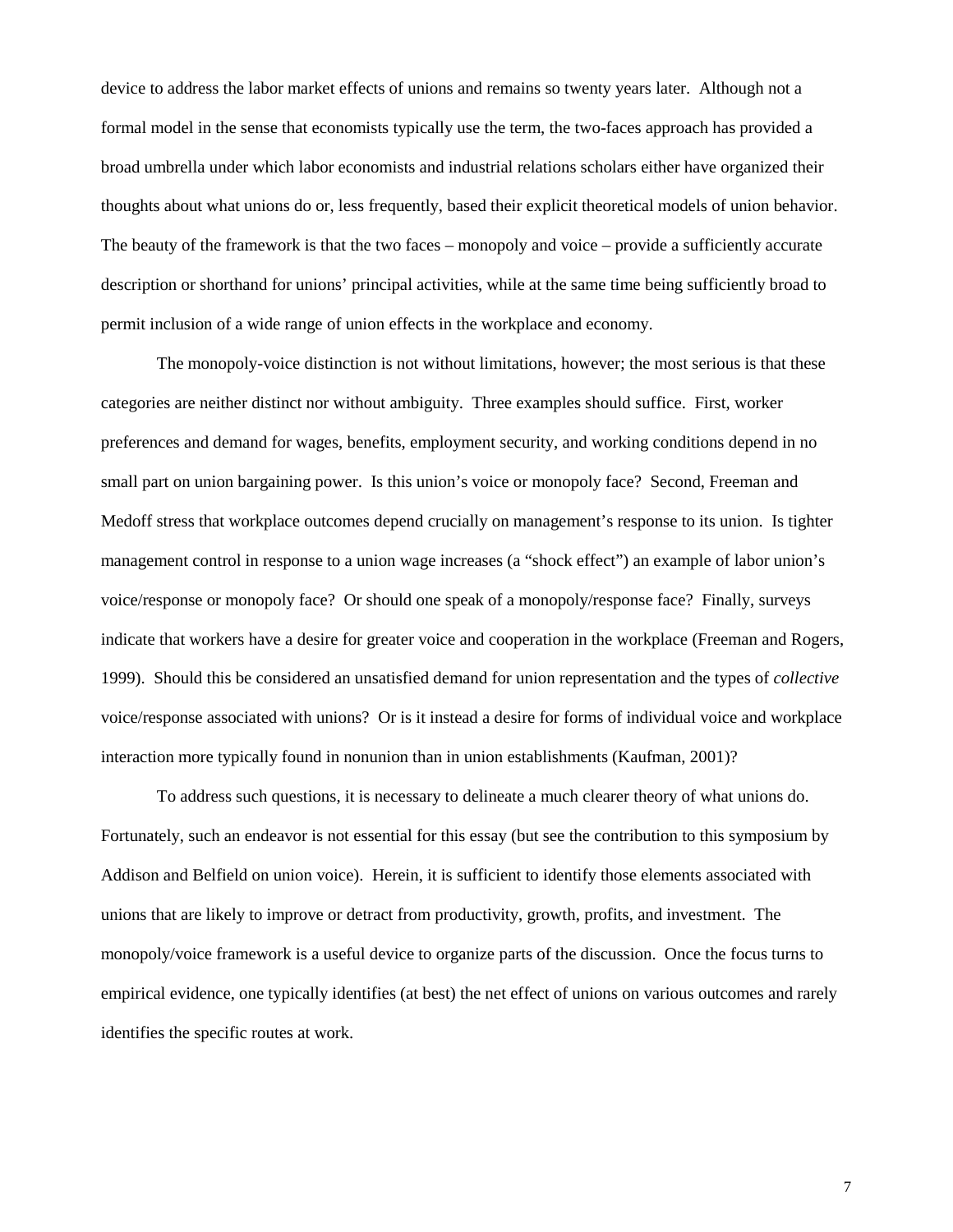device to address the labor market effects of unions and remains so twenty years later. Although not a formal model in the sense that economists typically use the term, the two-faces approach has provided a broad umbrella under which labor economists and industrial relations scholars either have organized their thoughts about what unions do or, less frequently, based their explicit theoretical models of union behavior. The beauty of the framework is that the two faces – monopoly and voice – provide a sufficiently accurate description or shorthand for unions' principal activities, while at the same time being sufficiently broad to permit inclusion of a wide range of union effects in the workplace and economy.

The monopoly-voice distinction is not without limitations, however; the most serious is that these categories are neither distinct nor without ambiguity. Three examples should suffice. First, worker preferences and demand for wages, benefits, employment security, and working conditions depend in no small part on union bargaining power. Is this union's voice or monopoly face? Second, Freeman and Medoff stress that workplace outcomes depend crucially on management's response to its union. Is tighter management control in response to a union wage increases (a "shock effect") an example of labor union's voice/response or monopoly face? Or should one speak of a monopoly/response face? Finally, surveys indicate that workers have a desire for greater voice and cooperation in the workplace (Freeman and Rogers, 1999). Should this be considered an unsatisfied demand for union representation and the types of *collective* voice/response associated with unions? Or is it instead a desire for forms of individual voice and workplace interaction more typically found in nonunion than in union establishments (Kaufman, 2001)?

To address such questions, it is necessary to delineate a much clearer theory of what unions do. Fortunately, such an endeavor is not essential for this essay (but see the contribution to this symposium by Addison and Belfield on union voice). Herein, it is sufficient to identify those elements associated with unions that are likely to improve or detract from productivity, growth, profits, and investment. The monopoly/voice framework is a useful device to organize parts of the discussion. Once the focus turns to empirical evidence, one typically identifies (at best) the net effect of unions on various outcomes and rarely identifies the specific routes at work.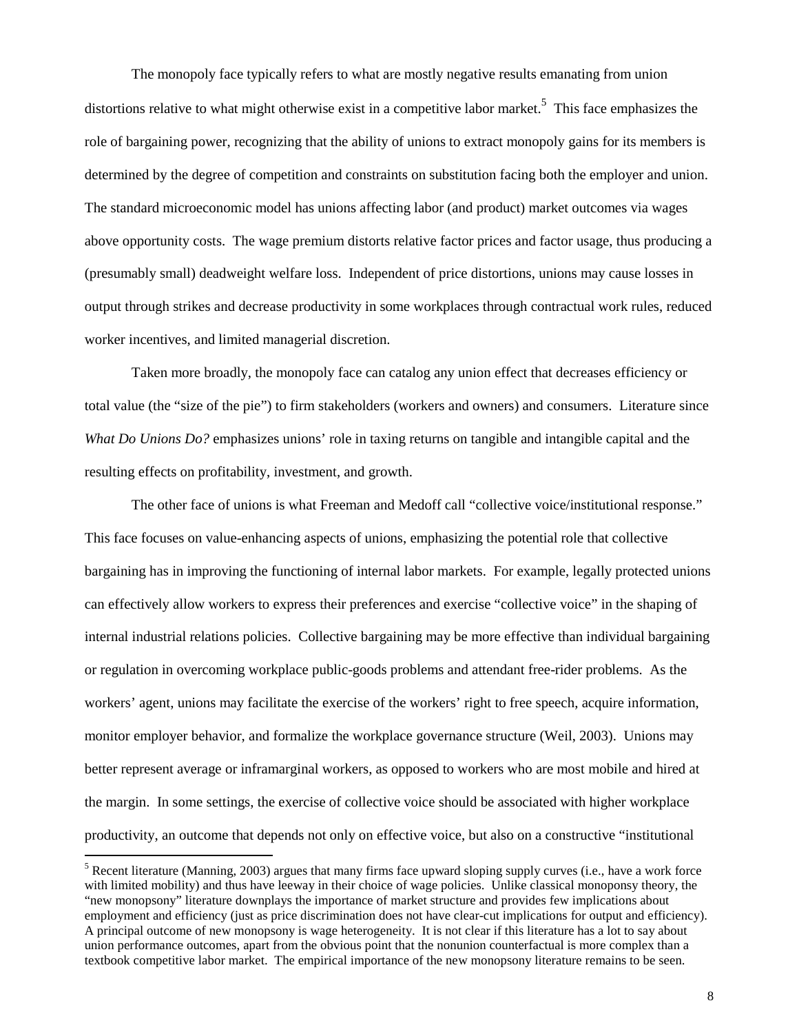The monopoly face typically refers to what are mostly negative results emanating from union distortions relative to what might otherwise exist in a competitive labor market.[5] This face emphasizes the role of bargaining power, recognizing that the ability of unions to extract monopoly gains for its members is determined by the degree of competition and constraints on substitution facing both the employer and union. The standard microeconomic model has unions affecting labor (and product) market outcomes via wages above opportunity costs. The wage premium distorts relative factor prices and factor usage, thus producing a (presumably small) deadweight welfare loss. Independent of price distortions, unions may cause losses in output through strikes and decrease productivity in some workplaces through contractual work rules, reduced worker incentives, and limited managerial discretion.

Taken more broadly, the monopoly face can catalog any union effect that decreases efficiency or total value (the "size of the pie") to firm stakeholders (workers and owners) and consumers. Literature since *What Do Unions Do?* emphasizes unions' role in taxing returns on tangible and intangible capital and the resulting effects on profitability, investment, and growth.

The other face of unions is what Freeman and Medoff call "collective voice/institutional response." This face focuses on value-enhancing aspects of unions, emphasizing the potential role that collective bargaining has in improving the functioning of internal labor markets. For example, legally protected unions can effectively allow workers to express their preferences and exercise "collective voice" in the shaping of internal industrial relations policies. Collective bargaining may be more effective than individual bargaining or regulation in overcoming workplace public-goods problems and attendant free-rider problems. As the workers' agent, unions may facilitate the exercise of the workers' right to free speech, acquire information, monitor employer behavior, and formalize the workplace governance structure (Weil, 2003). Unions may better represent average or inframarginal workers, as opposed to workers who are most mobile and hired at the margin. In some settings, the exercise of collective voice should be associated with higher workplace productivity, an outcome that depends not only on effective voice, but also on a constructive "institutional

[5] Recent literature (Manning, 2003) argues that many firms face upward sloping supply curves (i.e., have a work force with limited mobility) and thus have leeway in their choice of wage policies. Unlike classical monoponsy theory, the "new monopsony" literature downplays the importance of market structure and provides few implications about employment and efficiency (just as price discrimination does not have clear-cut implications for output and efficiency). A principal outcome of new monopsony is wage heterogeneity. It is not clear if this literature has a lot to say about union performance outcomes, apart from the obvious point that the nonunion counterfactual is more complex than a textbook competitive labor market. The empirical importance of the new monopsony literature remains to be seen.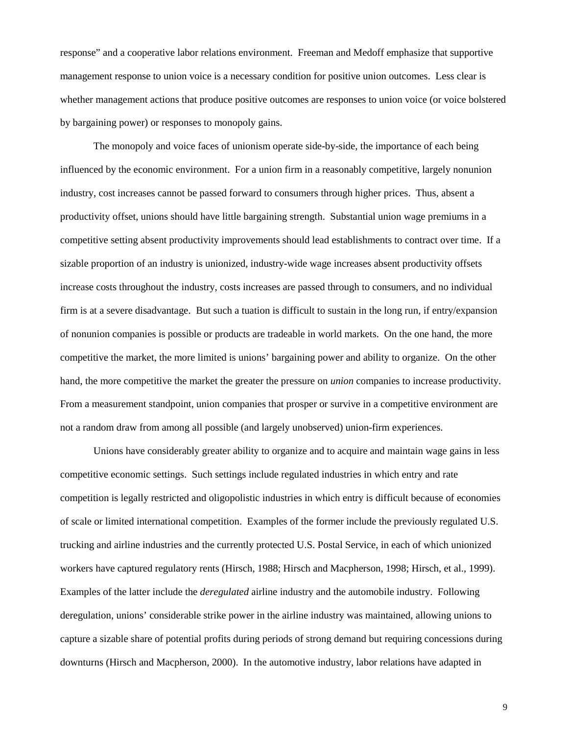response" and a cooperative labor relations environment. Freeman and Medoff emphasize that supportive management response to union voice is a necessary condition for positive union outcomes. Less clear is whether management actions that produce positive outcomes are responses to union voice (or voice bolstered by bargaining power) or responses to monopoly gains.

The monopoly and voice faces of unionism operate side-by-side, the importance of each being influenced by the economic environment. For a union firm in a reasonably competitive, largely nonunion industry, cost increases cannot be passed forward to consumers through higher prices. Thus, absent a productivity offset, unions should have little bargaining strength. Substantial union wage premiums in a competitive setting absent productivity improvements should lead establishments to contract over time. If a sizable proportion of an industry is unionized, industry-wide wage increases absent productivity offsets increase costs throughout the industry, costs increases are passed through to consumers, and no individual firm is at a severe disadvantage. But such a tuation is difficult to sustain in the long run, if entry/expansion of nonunion companies is possible or products are tradeable in world markets. On the one hand, the more competitive the market, the more limited is unions' bargaining power and ability to organize. On the other hand, the more competitive the market the greater the pressure on *union* companies to increase productivity. From a measurement standpoint, union companies that prosper or survive in a competitive environment are not a random draw from among all possible (and largely unobserved) union-firm experiences.

Unions have considerably greater ability to organize and to acquire and maintain wage gains in less competitive economic settings. Such settings include regulated industries in which entry and rate competition is legally restricted and oligopolistic industries in which entry is difficult because of economies of scale or limited international competition. Examples of the former include the previously regulated U.S. trucking and airline industries and the currently protected U.S. Postal Service, in each of which unionized workers have captured regulatory rents (Hirsch, 1988; Hirsch and Macpherson, 1998; Hirsch, et al., 1999). Examples of the latter include the *deregulated* airline industry and the automobile industry. Following deregulation, unions' considerable strike power in the airline industry was maintained, allowing unions to capture a sizable share of potential profits during periods of strong demand but requiring concessions during downturns (Hirsch and Macpherson, 2000). In the automotive industry, labor relations have adapted in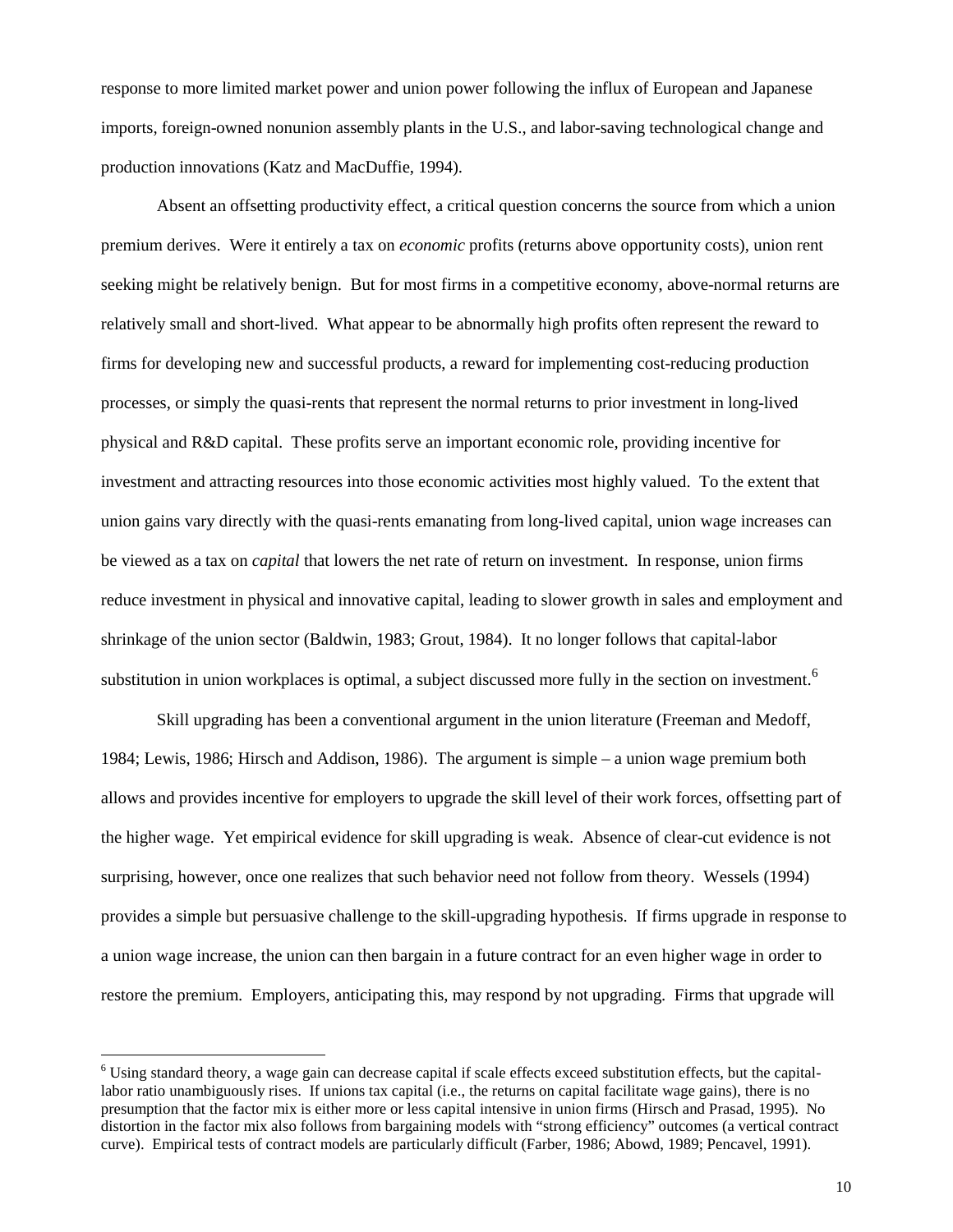response to more limited market power and union power following the influx of European and Japanese imports, foreign-owned nonunion assembly plants in the U.S., and labor-saving technological change and production innovations (Katz and MacDuffie, 1994).

Absent an offsetting productivity effect, a critical question concerns the source from which a union premium derives. Were it entirely a tax on *economic* profits (returns above opportunity costs), union rent seeking might be relatively benign. But for most firms in a competitive economy, above-normal returns are relatively small and short-lived. What appear to be abnormally high profits often represent the reward to firms for developing new and successful products, a reward for implementing cost-reducing production processes, or simply the quasi-rents that represent the normal returns to prior investment in long-lived physical and R&D capital. These profits serve an important economic role, providing incentive for investment and attracting resources into those economic activities most highly valued. To the extent that union gains vary directly with the quasi-rents emanating from long-lived capital, union wage increases can be viewed as a tax on *capital* that lowers the net rate of return on investment. In response, union firms reduce investment in physical and innovative capital, leading to slower growth in sales and employment and shrinkage of the union sector (Baldwin, 1983; Grout, 1984). It no longer follows that capital-labor substitution in union workplaces is optimal, a subject discussed more fully in the section on investment.[6]

Skill upgrading has been a conventional argument in the union literature (Freeman and Medoff, 1984; Lewis, 1986; Hirsch and Addison, 1986). The argument is simple – a union wage premium both allows and provides incentive for employers to upgrade the skill level of their work forces, offsetting part of the higher wage. Yet empirical evidence for skill upgrading is weak. Absence of clear-cut evidence is not surprising, however, once one realizes that such behavior need not follow from theory. Wessels (1994) provides a simple but persuasive challenge to the skill-upgrading hypothesis. If firms upgrade in response to a union wage increase, the union can then bargain in a future contract for an even higher wage in order to restore the premium. Employers, anticipating this, may respond by not upgrading. Firms that upgrade will

---

[6] Using standard theory, a wage gain can decrease capital if scale effects exceed substitution effects, but the capital-labor ratio unambiguously rises. If unions tax capital (i.e., the returns on capital facilitate wage gains), there is no presumption that the factor mix is either more or less capital intensive in union firms (Hirsch and Prasad, 1995). No distortion in the factor mix also follows from bargaining models with "strong efficiency" outcomes (a vertical contract curve). Empirical tests of contract models are particularly difficult (Farber, 1986; Abowd, 1989; Pencavel, 1991).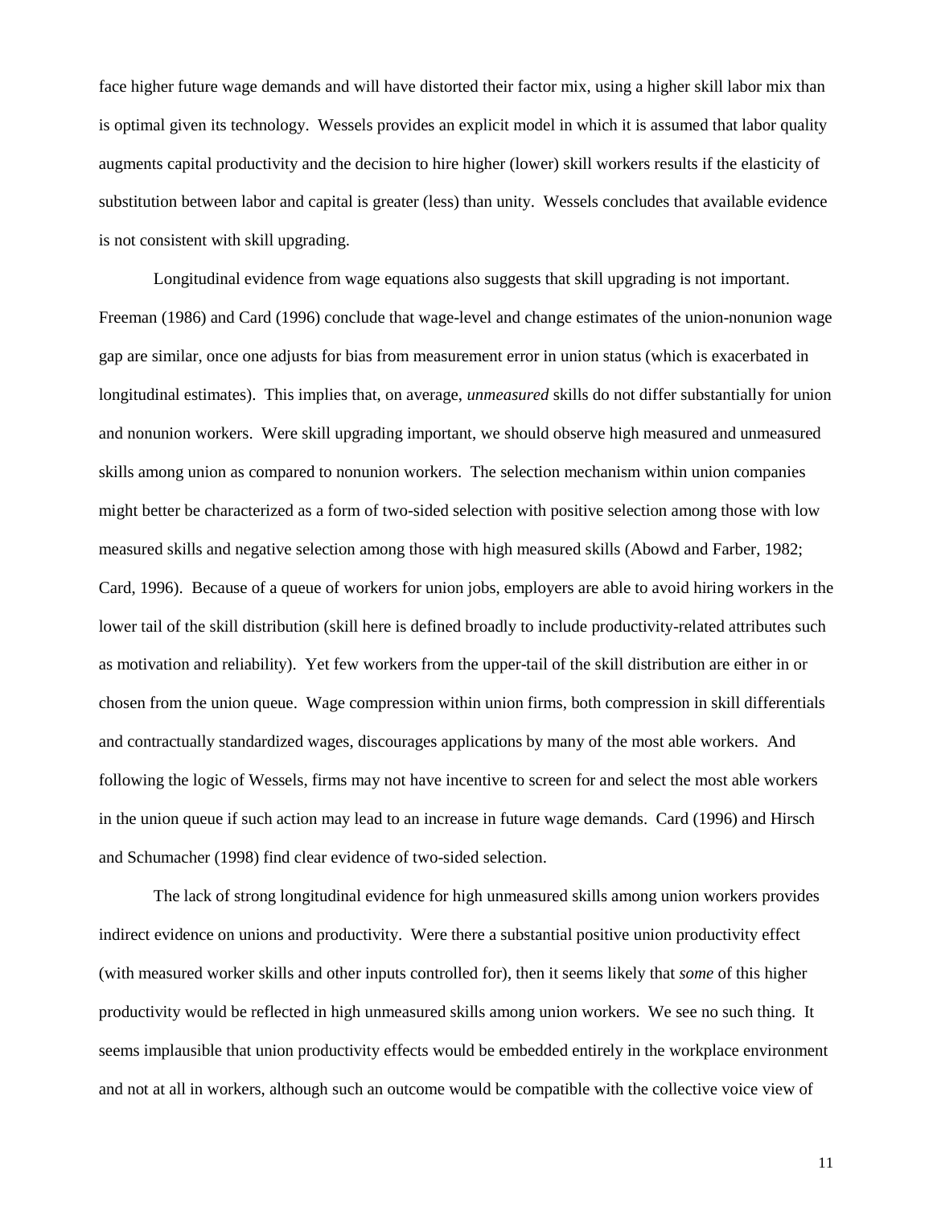face higher future wage demands and will have distorted their factor mix, using a higher skill labor mix than is optimal given its technology. Wessels provides an explicit model in which it is assumed that labor quality augments capital productivity and the decision to hire higher (lower) skill workers results if the elasticity of substitution between labor and capital is greater (less) than unity. Wessels concludes that available evidence is not consistent with skill upgrading.

Longitudinal evidence from wage equations also suggests that skill upgrading is not important. Freeman (1986) and Card (1996) conclude that wage-level and change estimates of the union-nonunion wage gap are similar, once one adjusts for bias from measurement error in union status (which is exacerbated in longitudinal estimates). This implies that, on average, *unmeasured* skills do not differ substantially for union and nonunion workers. Were skill upgrading important, we should observe high measured and unmeasured skills among union as compared to nonunion workers. The selection mechanism within union companies might better be characterized as a form of two-sided selection with positive selection among those with low measured skills and negative selection among those with high measured skills (Abowd and Farber, 1982; Card, 1996). Because of a queue of workers for union jobs, employers are able to avoid hiring workers in the lower tail of the skill distribution (skill here is defined broadly to include productivity-related attributes such as motivation and reliability). Yet few workers from the upper-tail of the skill distribution are either in or chosen from the union queue. Wage compression within union firms, both compression in skill differentials and contractually standardized wages, discourages applications by many of the most able workers. And following the logic of Wessels, firms may not have incentive to screen for and select the most able workers in the union queue if such action may lead to an increase in future wage demands. Card (1996) and Hirsch and Schumacher (1998) find clear evidence of two-sided selection.

The lack of strong longitudinal evidence for high unmeasured skills among union workers provides indirect evidence on unions and productivity. Were there a substantial positive union productivity effect (with measured worker skills and other inputs controlled for), then it seems likely that *some* of this higher productivity would be reflected in high unmeasured skills among union workers. We see no such thing. It seems implausible that union productivity effects would be embedded entirely in the workplace environment and not at all in workers, although such an outcome would be compatible with the collective voice view of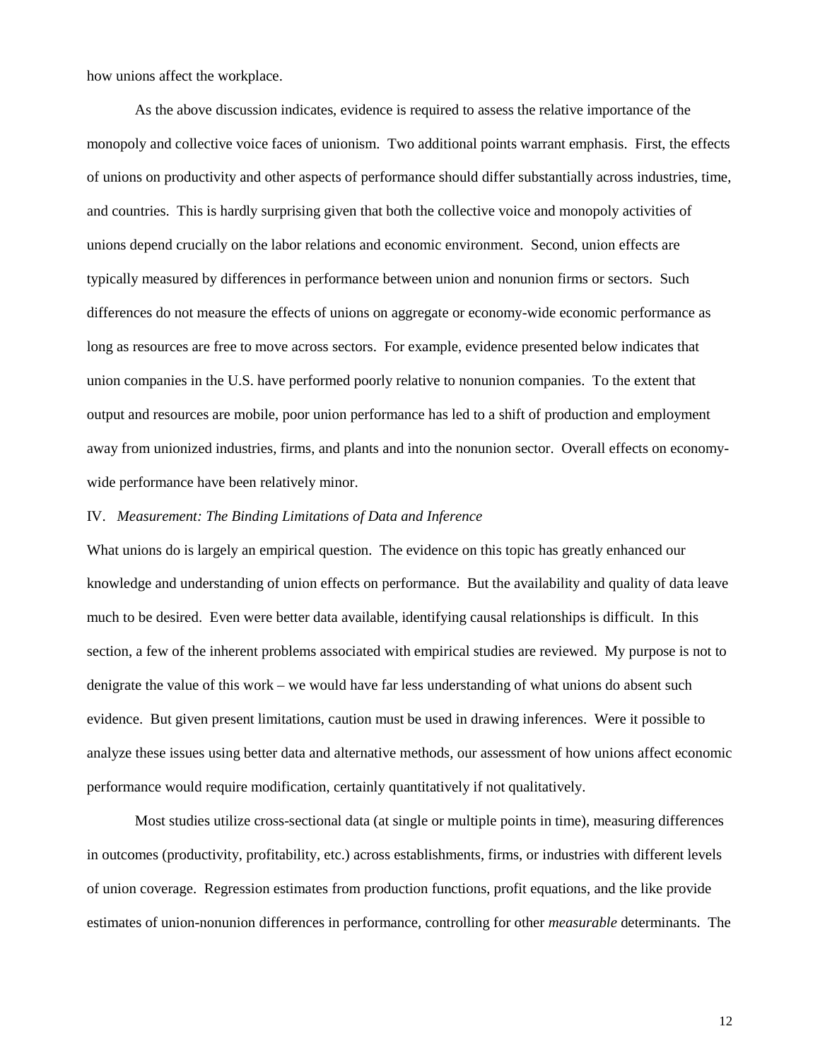how unions affect the workplace.

As the above discussion indicates, evidence is required to assess the relative importance of the monopoly and collective voice faces of unionism. Two additional points warrant emphasis. First, the effects of unions on productivity and other aspects of performance should differ substantially across industries, time, and countries. This is hardly surprising given that both the collective voice and monopoly activities of unions depend crucially on the labor relations and economic environment. Second, union effects are typically measured by differences in performance between union and nonunion firms or sectors. Such differences do not measure the effects of unions on aggregate or economy-wide economic performance as long as resources are free to move across sectors. For example, evidence presented below indicates that union companies in the U.S. have performed poorly relative to nonunion companies. To the extent that output and resources are mobile, poor union performance has led to a shift of production and employment away from unionized industries, firms, and plants and into the nonunion sector. Overall effects on economy-wide performance have been relatively minor.

## IV. *Measurement: The Binding Limitations of Data and Inference*

What unions do is largely an empirical question. The evidence on this topic has greatly enhanced our knowledge and understanding of union effects on performance. But the availability and quality of data leave much to be desired. Even were better data available, identifying causal relationships is difficult. In this section, a few of the inherent problems associated with empirical studies are reviewed. My purpose is not to denigrate the value of this work – we would have far less understanding of what unions do absent such evidence. But given present limitations, caution must be used in drawing inferences. Were it possible to analyze these issues using better data and alternative methods, our assessment of how unions affect economic performance would require modification, certainly quantitatively if not qualitatively.

Most studies utilize cross-sectional data (at single or multiple points in time), measuring differences in outcomes (productivity, profitability, etc.) across establishments, firms, or industries with different levels of union coverage. Regression estimates from production functions, profit equations, and the like provide estimates of union-nonunion differences in performance, controlling for other *measurable* determinants. The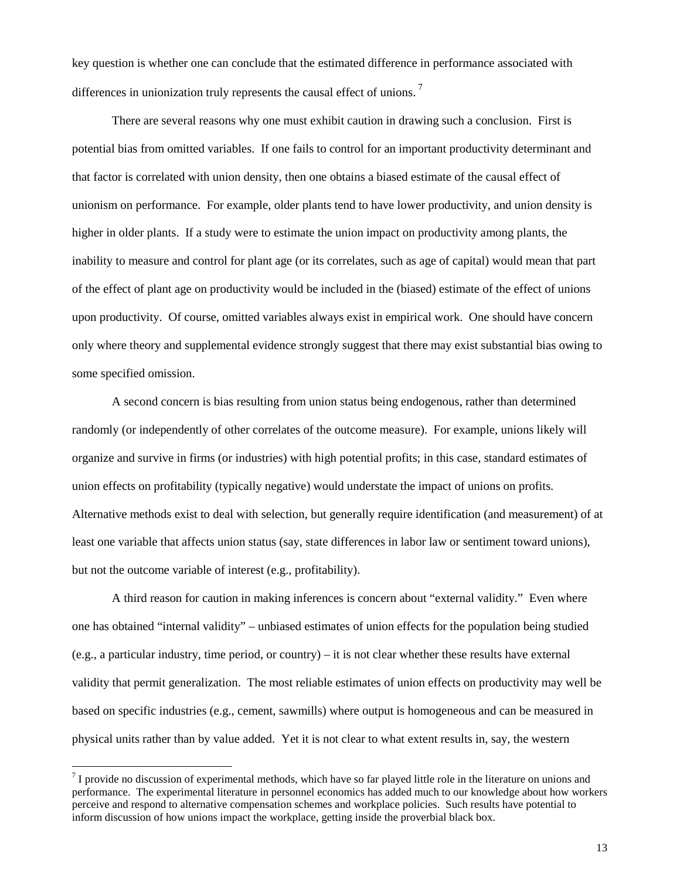key question is whether one can conclude that the estimated difference in performance associated with differences in unionization truly represents the causal effect of unions.[7]

There are several reasons why one must exhibit caution in drawing such a conclusion. First is potential bias from omitted variables. If one fails to control for an important productivity determinant and that factor is correlated with union density, then one obtains a biased estimate of the causal effect of unionism on performance. For example, older plants tend to have lower productivity, and union density is higher in older plants. If a study were to estimate the union impact on productivity among plants, the inability to measure and control for plant age (or its correlates, such as age of capital) would mean that part of the effect of plant age on productivity would be included in the (biased) estimate of the effect of unions upon productivity. Of course, omitted variables always exist in empirical work. One should have concern only where theory and supplemental evidence strongly suggest that there may exist substantial bias owing to some specified omission.

A second concern is bias resulting from union status being endogenous, rather than determined randomly (or independently of other correlates of the outcome measure). For example, unions likely will organize and survive in firms (or industries) with high potential profits; in this case, standard estimates of union effects on profitability (typically negative) would understate the impact of unions on profits. Alternative methods exist to deal with selection, but generally require identification (and measurement) of at least one variable that affects union status (say, state differences in labor law or sentiment toward unions), but not the outcome variable of interest (e.g., profitability).

A third reason for caution in making inferences is concern about "external validity." Even where one has obtained "internal validity" – unbiased estimates of union effects for the population being studied (e.g., a particular industry, time period, or country) – it is not clear whether these results have external validity that permit generalization. The most reliable estimates of union effects on productivity may well be based on specific industries (e.g., cement, sawmills) where output is homogeneous and can be measured in physical units rather than by value added. Yet it is not clear to what extent results in, say, the western

[7] I provide no discussion of experimental methods, which have so far played little role in the literature on unions and performance. The experimental literature in personnel economics has added much to our knowledge about how workers perceive and respond to alternative compensation schemes and workplace policies. Such results have potential to inform discussion of how unions impact the workplace, getting inside the proverbial black box.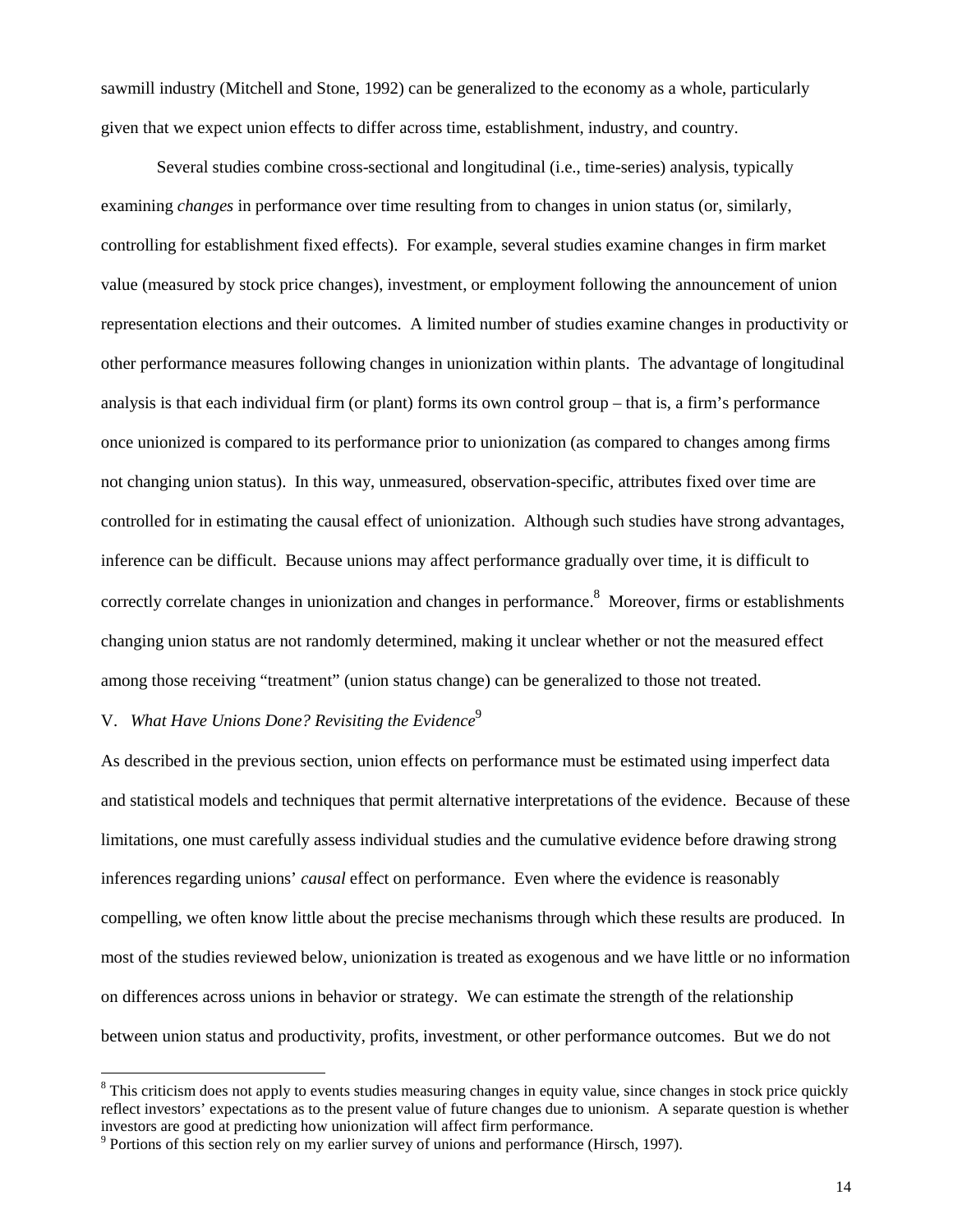sawmill industry (Mitchell and Stone, 1992) can be generalized to the economy as a whole, particularly given that we expect union effects to differ across time, establishment, industry, and country.

Several studies combine cross-sectional and longitudinal (i.e., time-series) analysis, typically examining *changes* in performance over time resulting from to changes in union status (or, similarly, controlling for establishment fixed effects). For example, several studies examine changes in firm market value (measured by stock price changes), investment, or employment following the announcement of union representation elections and their outcomes. A limited number of studies examine changes in productivity or other performance measures following changes in unionization within plants. The advantage of longitudinal analysis is that each individual firm (or plant) forms its own control group – that is, a firm's performance once unionized is compared to its performance prior to unionization (as compared to changes among firms not changing union status). In this way, unmeasured, observation-specific, attributes fixed over time are controlled for in estimating the causal effect of unionization. Although such studies have strong advantages, inference can be difficult. Because unions may affect performance gradually over time, it is difficult to correctly correlate changes in unionization and changes in performance.[8] Moreover, firms or establishments changing union status are not randomly determined, making it unclear whether or not the measured effect among those receiving "treatment" (union status change) can be generalized to those not treated.

## V. *What Have Unions Done? Revisiting the Evidence*[9]

As described in the previous section, union effects on performance must be estimated using imperfect data and statistical models and techniques that permit alternative interpretations of the evidence. Because of these limitations, one must carefully assess individual studies and the cumulative evidence before drawing strong inferences regarding unions' *causal* effect on performance. Even where the evidence is reasonably compelling, we often know little about the precise mechanisms through which these results are produced. In most of the studies reviewed below, unionization is treated as exogenous and we have little or no information on differences across unions in behavior or strategy. We can estimate the strength of the relationship between union status and productivity, profits, investment, or other performance outcomes. But we do not

[8] This criticism does not apply to events studies measuring changes in equity value, since changes in stock price quickly reflect investors' expectations as to the present value of future changes due to unionism. A separate question is whether investors are good at predicting how unionization will affect firm performance.

[9] Portions of this section rely on my earlier survey of unions and performance (Hirsch, 1997).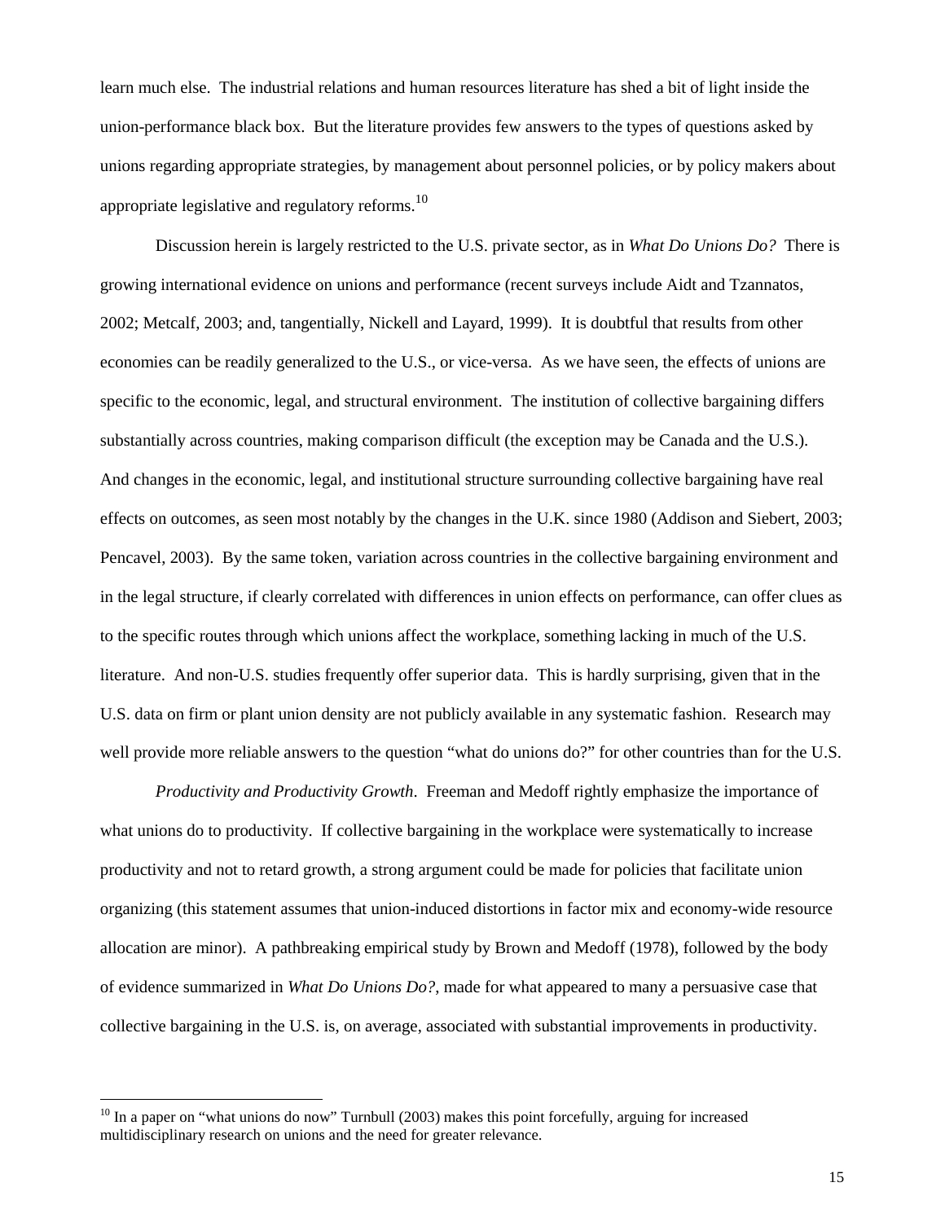learn much else. The industrial relations and human resources literature has shed a bit of light inside the union-performance black box. But the literature provides few answers to the types of questions asked by unions regarding appropriate strategies, by management about personnel policies, or by policy makers about appropriate legislative and regulatory reforms.[10]

Discussion herein is largely restricted to the U.S. private sector, as in *What Do Unions Do?* There is growing international evidence on unions and performance (recent surveys include Aidt and Tzannatos, 2002; Metcalf, 2003; and, tangentially, Nickell and Layard, 1999). It is doubtful that results from other economies can be readily generalized to the U.S., or vice-versa. As we have seen, the effects of unions are specific to the economic, legal, and structural environment. The institution of collective bargaining differs substantially across countries, making comparison difficult (the exception may be Canada and the U.S.). And changes in the economic, legal, and institutional structure surrounding collective bargaining have real effects on outcomes, as seen most notably by the changes in the U.K. since 1980 (Addison and Siebert, 2003; Pencavel, 2003). By the same token, variation across countries in the collective bargaining environment and in the legal structure, if clearly correlated with differences in union effects on performance, can offer clues as to the specific routes through which unions affect the workplace, something lacking in much of the U.S. literature. And non-U.S. studies frequently offer superior data. This is hardly surprising, given that in the U.S. data on firm or plant union density are not publicly available in any systematic fashion. Research may well provide more reliable answers to the question "what do unions do?" for other countries than for the U.S.

*Productivity and Productivity Growth*. Freeman and Medoff rightly emphasize the importance of what unions do to productivity. If collective bargaining in the workplace were systematically to increase productivity and not to retard growth, a strong argument could be made for policies that facilitate union organizing (this statement assumes that union-induced distortions in factor mix and economy-wide resource allocation are minor). A pathbreaking empirical study by Brown and Medoff (1978), followed by the body of evidence summarized in *What Do Unions Do?*, made for what appeared to many a persuasive case that collective bargaining in the U.S. is, on average, associated with substantial improvements in productivity.

[10] In a paper on "what unions do now" Turnbull (2003) makes this point forcefully, arguing for increased multidisciplinary research on unions and the need for greater relevance.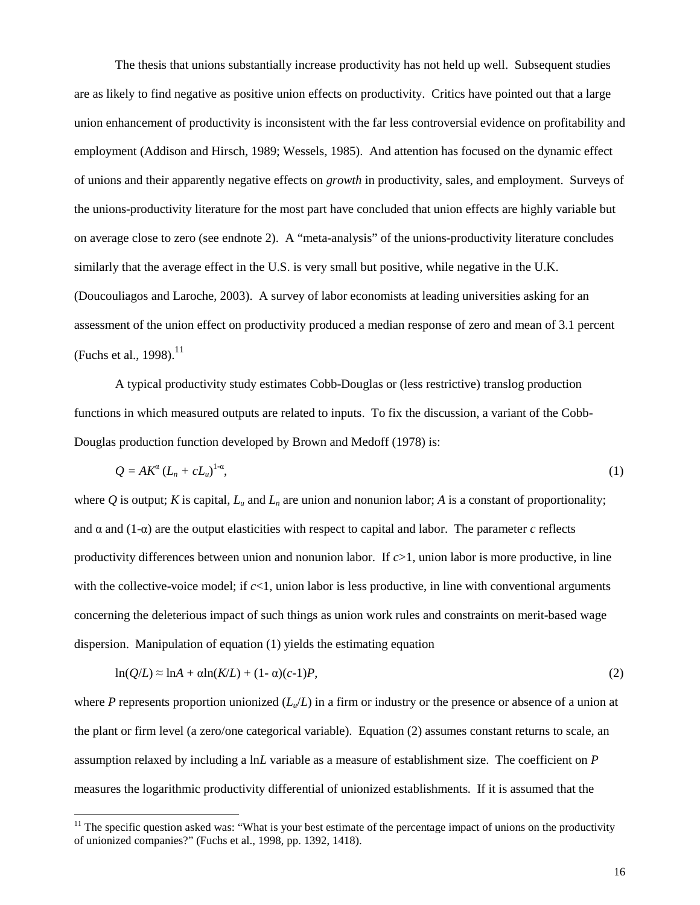The thesis that unions substantially increase productivity has not held up well. Subsequent studies are as likely to find negative as positive union effects on productivity. Critics have pointed out that a large union enhancement of productivity is inconsistent with the far less controversial evidence on profitability and employment (Addison and Hirsch, 1989; Wessels, 1985). And attention has focused on the dynamic effect of unions and their apparently negative effects on *growth* in productivity, sales, and employment. Surveys of the unions-productivity literature for the most part have concluded that union effects are highly variable but on average close to zero (see endnote 2). A "meta-analysis" of the unions-productivity literature concludes similarly that the average effect in the U.S. is very small but positive, while negative in the U.K. (Doucouliagos and Laroche, 2003). A survey of labor economists at leading universities asking for an assessment of the union effect on productivity produced a median response of zero and mean of 3.1 percent (Fuchs et al., 1998).[11]

A typical productivity study estimates Cobb-Douglas or (less restrictive) translog production functions in which measured outputs are related to inputs. To fix the discussion, a variant of the Cobb-Douglas production function developed by Brown and Medoff (1978) is:

$$Q = AK^{\alpha} (L_n + cL_u)^{1-\alpha}, \tag{1}$$

where $Q$ is output; $K$ is capital, $L_u$ and $L_n$ are union and nonunion labor; $A$ is a constant of proportionality; and $\alpha$ and $(1-\alpha)$ are the output elasticities with respect to capital and labor. The parameter $c$ reflects productivity differences between union and nonunion labor. If $c>1$, union labor is more productive, in line with the collective-voice model; if $c<1$, union labor is less productive, in line with conventional arguments concerning the deleterious impact of such things as union work rules and constraints on merit-based wage dispersion. Manipulation of equation (1) yields the estimating equation

$$\ln(Q/L) \approx \ln A + \alpha \ln(K/L) + (1-\alpha)(c-1)P, \tag{2}$$

where $P$ represents proportion unionized ($L_u/L$) in a firm or industry or the presence or absence of a union at the plant or firm level (a zero/one categorical variable). Equation (2) assumes constant returns to scale, an assumption relaxed by including a $\ln L$ variable as a measure of establishment size. The coefficient on $P$ measures the logarithmic productivity differential of unionized establishments. If it is assumed that the

[11] The specific question asked was: "What is your best estimate of the percentage impact of unions on the productivity of unionized companies?" (Fuchs et al., 1998, pp. 1392, 1418).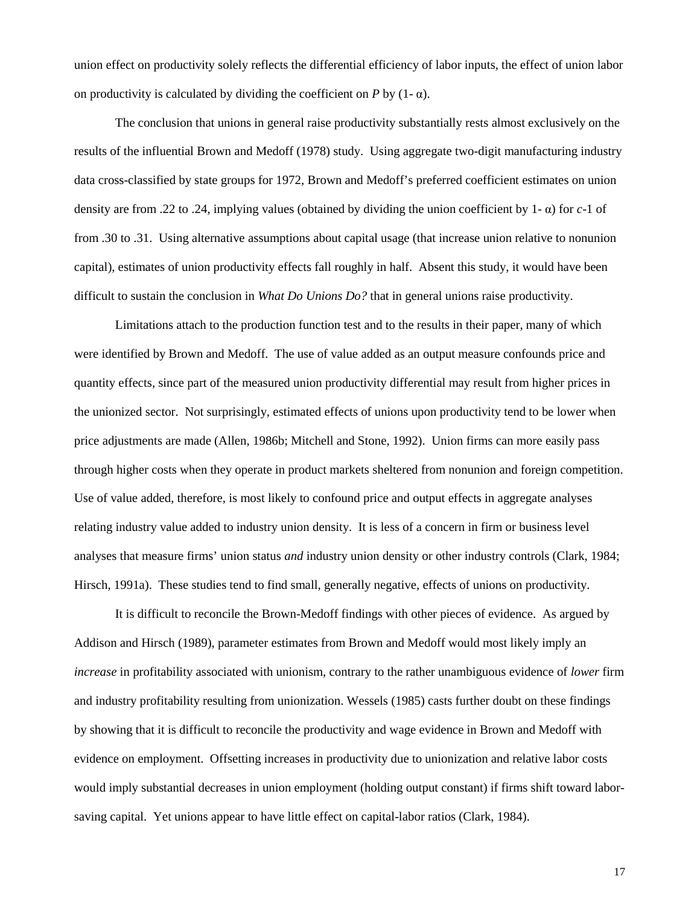union effect on productivity solely reflects the differential efficiency of labor inputs, the effect of union labor on productivity is calculated by dividing the coefficient on $P$ by $(1-\alpha)$.

The conclusion that unions in general raise productivity substantially rests almost exclusively on the results of the influential Brown and Medoff (1978) study. Using aggregate two-digit manufacturing industry data cross-classified by state groups for 1972, Brown and Medoff's preferred coefficient estimates on union density are from .22 to .24, implying values (obtained by dividing the union coefficient by $1-\alpha$) for $c$-1 of from .30 to .31. Using alternative assumptions about capital usage (that increase union relative to nonunion capital), estimates of union productivity effects fall roughly in half. Absent this study, it would have been difficult to sustain the conclusion in *What Do Unions Do?* that in general unions raise productivity.

Limitations attach to the production function test and to the results in their paper, many of which were identified by Brown and Medoff. The use of value added as an output measure confounds price and quantity effects, since part of the measured union productivity differential may result from higher prices in the unionized sector. Not surprisingly, estimated effects of unions upon productivity tend to be lower when price adjustments are made (Allen, 1986b; Mitchell and Stone, 1992). Union firms can more easily pass through higher costs when they operate in product markets sheltered from nonunion and foreign competition. Use of value added, therefore, is most likely to confound price and output effects in aggregate analyses relating industry value added to industry union density. It is less of a concern in firm or business level analyses that measure firms' union status *and* industry union density or other industry controls (Clark, 1984; Hirsch, 1991a). These studies tend to find small, generally negative, effects of unions on productivity.

It is difficult to reconcile the Brown-Medoff findings with other pieces of evidence. As argued by Addison and Hirsch (1989), parameter estimates from Brown and Medoff would most likely imply an *increase* in profitability associated with unionism, contrary to the rather unambiguous evidence of *lower* firm and industry profitability resulting from unionization. Wessels (1985) casts further doubt on these findings by showing that it is difficult to reconcile the productivity and wage evidence in Brown and Medoff with evidence on employment. Offsetting increases in productivity due to unionization and relative labor costs would imply substantial decreases in union employment (holding output constant) if firms shift toward labor-saving capital. Yet unions appear to have little effect on capital-labor ratios (Clark, 1984).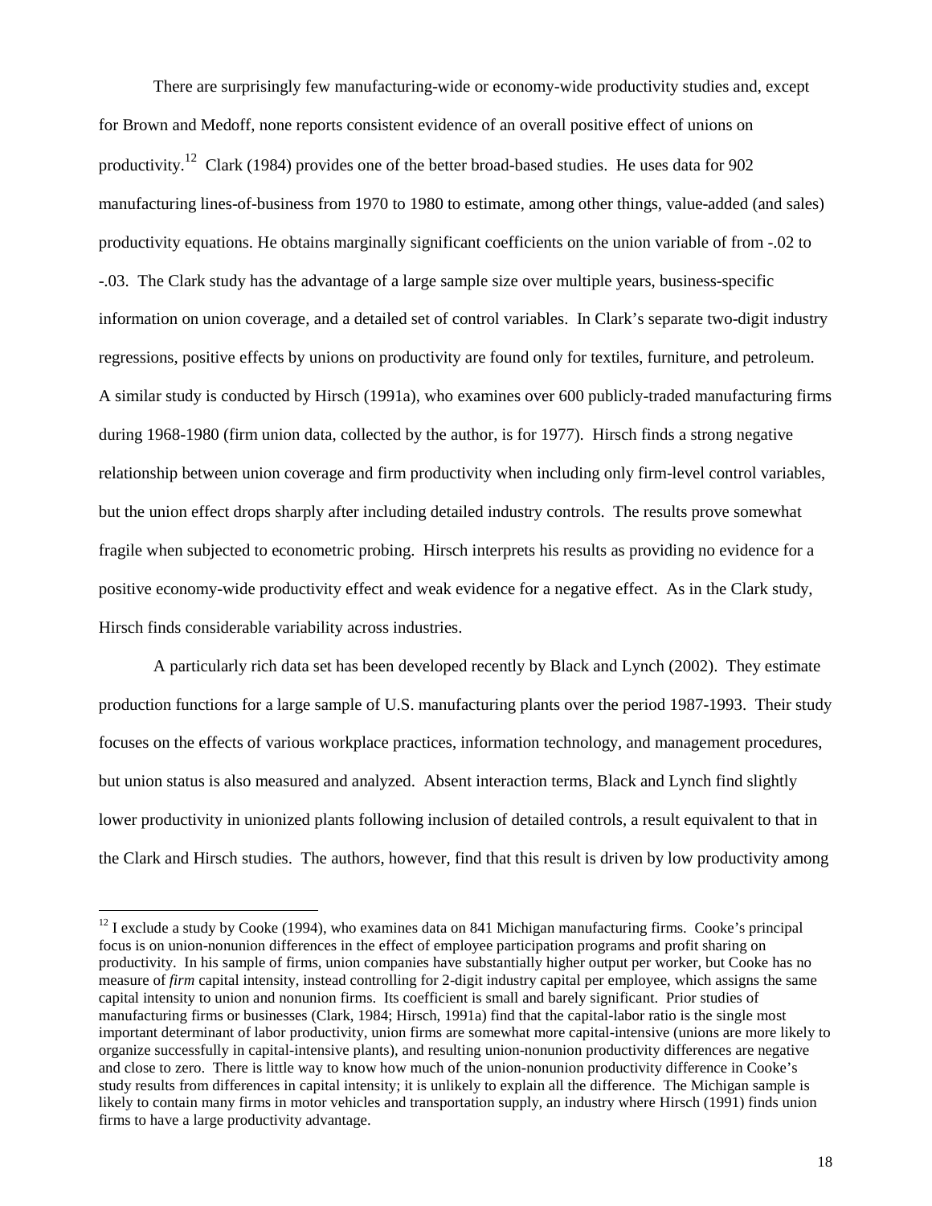There are surprisingly few manufacturing-wide or economy-wide productivity studies and, except for Brown and Medoff, none reports consistent evidence of an overall positive effect of unions on productivity.[12] Clark (1984) provides one of the better broad-based studies. He uses data for 902 manufacturing lines-of-business from 1970 to 1980 to estimate, among other things, value-added (and sales) productivity equations. He obtains marginally significant coefficients on the union variable of from -.02 to -.03. The Clark study has the advantage of a large sample size over multiple years, business-specific information on union coverage, and a detailed set of control variables. In Clark's separate two-digit industry regressions, positive effects by unions on productivity are found only for textiles, furniture, and petroleum. A similar study is conducted by Hirsch (1991a), who examines over 600 publicly-traded manufacturing firms during 1968-1980 (firm union data, collected by the author, is for 1977). Hirsch finds a strong negative relationship between union coverage and firm productivity when including only firm-level control variables, but the union effect drops sharply after including detailed industry controls. The results prove somewhat fragile when subjected to econometric probing. Hirsch interprets his results as providing no evidence for a positive economy-wide productivity effect and weak evidence for a negative effect. As in the Clark study, Hirsch finds considerable variability across industries.

A particularly rich data set has been developed recently by Black and Lynch (2002). They estimate production functions for a large sample of U.S. manufacturing plants over the period 1987-1993. Their study focuses on the effects of various workplace practices, information technology, and management procedures, but union status is also measured and analyzed. Absent interaction terms, Black and Lynch find slightly lower productivity in unionized plants following inclusion of detailed controls, a result equivalent to that in the Clark and Hirsch studies. The authors, however, find that this result is driven by low productivity among

---

[12] I exclude a study by Cooke (1994), who examines data on 841 Michigan manufacturing firms. Cooke's principal focus is on union-nonunion differences in the effect of employee participation programs and profit sharing on productivity. In his sample of firms, union companies have substantially higher output per worker, but Cooke has no measure of *firm* capital intensity, instead controlling for 2-digit industry capital per employee, which assigns the same capital intensity to union and nonunion firms. Its coefficient is small and barely significant. Prior studies of manufacturing firms or businesses (Clark, 1984; Hirsch, 1991a) find that the capital-labor ratio is the single most important determinant of labor productivity, union firms are somewhat more capital-intensive (unions are more likely to organize successfully in capital-intensive plants), and resulting union-nonunion productivity differences are negative and close to zero. There is little way to know how much of the union-nonunion productivity difference in Cooke's study results from differences in capital intensity; it is unlikely to explain all the difference. The Michigan sample is likely to contain many firms in motor vehicles and transportation supply, an industry where Hirsch (1991) finds union firms to have a large productivity advantage.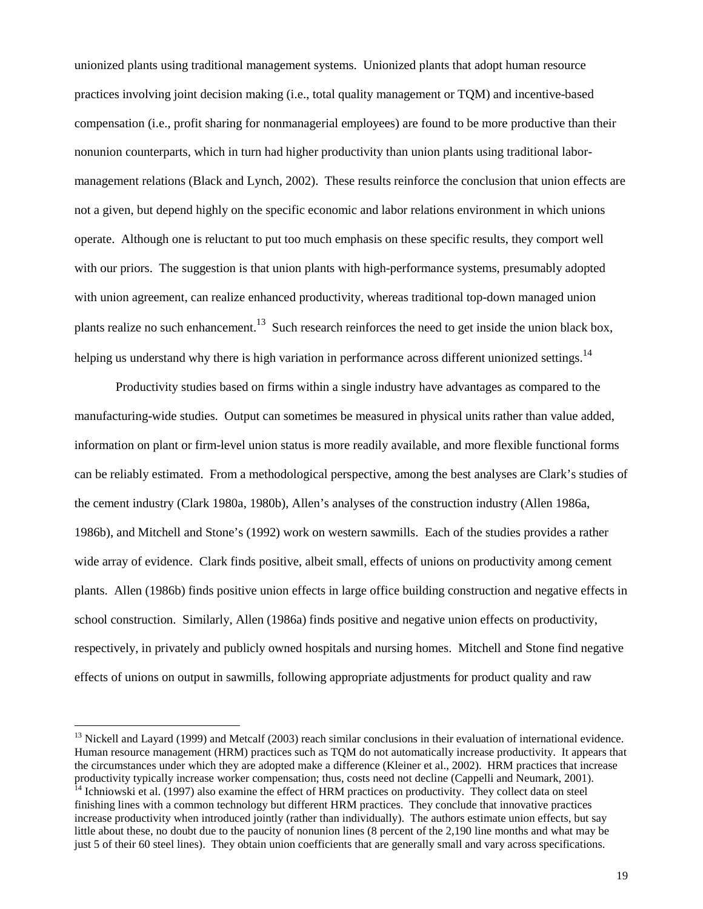unionized plants using traditional management systems. Unionized plants that adopt human resource practices involving joint decision making (i.e., total quality management or TQM) and incentive-based compensation (i.e., profit sharing for nonmanagerial employees) are found to be more productive than their nonunion counterparts, which in turn had higher productivity than union plants using traditional labor-management relations (Black and Lynch, 2002). These results reinforce the conclusion that union effects are not a given, but depend highly on the specific economic and labor relations environment in which unions operate. Although one is reluctant to put too much emphasis on these specific results, they comport well with our priors. The suggestion is that union plants with high-performance systems, presumably adopted with union agreement, can realize enhanced productivity, whereas traditional top-down managed union plants realize no such enhancement.[13] Such research reinforces the need to get inside the union black box, helping us understand why there is high variation in performance across different unionized settings.[14]

Productivity studies based on firms within a single industry have advantages as compared to the manufacturing-wide studies. Output can sometimes be measured in physical units rather than value added, information on plant or firm-level union status is more readily available, and more flexible functional forms can be reliably estimated. From a methodological perspective, among the best analyses are Clark's studies of the cement industry (Clark 1980a, 1980b), Allen's analyses of the construction industry (Allen 1986a, 1986b), and Mitchell and Stone's (1992) work on western sawmills. Each of the studies provides a rather wide array of evidence. Clark finds positive, albeit small, effects of unions on productivity among cement plants. Allen (1986b) finds positive union effects in large office building construction and negative effects in school construction. Similarly, Allen (1986a) finds positive and negative union effects on productivity, respectively, in privately and publicly owned hospitals and nursing homes. Mitchell and Stone find negative effects of unions on output in sawmills, following appropriate adjustments for product quality and raw

---

[13] Nickell and Layard (1999) and Metcalf (2003) reach similar conclusions in their evaluation of international evidence. Human resource management (HRM) practices such as TQM do not automatically increase productivity. It appears that the circumstances under which they are adopted make a difference (Kleiner et al., 2002). HRM practices that increase productivity typically increase worker compensation; thus, costs need not decline (Cappelli and Neumark, 2001).

[14] Ichniowski et al. (1997) also examine the effect of HRM practices on productivity. They collect data on steel finishing lines with a common technology but different HRM practices. They conclude that innovative practices increase productivity when introduced jointly (rather than individually). The authors estimate union effects, but say little about these, no doubt due to the paucity of nonunion lines (8 percent of the 2,190 line months and what may be just 5 of their 60 steel lines). They obtain union coefficients that are generally small and vary across specifications.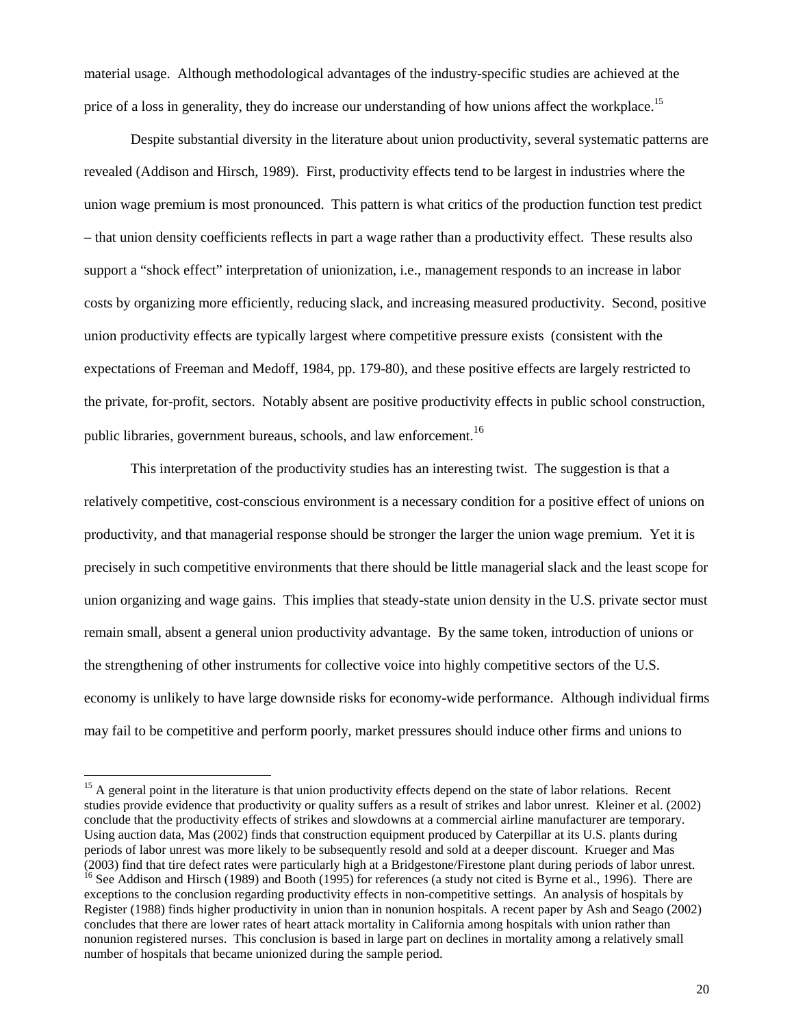material usage. Although methodological advantages of the industry-specific studies are achieved at the price of a loss in generality, they do increase our understanding of how unions affect the workplace.[15]

Despite substantial diversity in the literature about union productivity, several systematic patterns are revealed (Addison and Hirsch, 1989). First, productivity effects tend to be largest in industries where the union wage premium is most pronounced. This pattern is what critics of the production function test predict – that union density coefficients reflects in part a wage rather than a productivity effect. These results also support a "shock effect" interpretation of unionization, i.e., management responds to an increase in labor costs by organizing more efficiently, reducing slack, and increasing measured productivity. Second, positive union productivity effects are typically largest where competitive pressure exists (consistent with the expectations of Freeman and Medoff, 1984, pp. 179-80), and these positive effects are largely restricted to the private, for-profit, sectors. Notably absent are positive productivity effects in public school construction, public libraries, government bureaus, schools, and law enforcement.[16]

This interpretation of the productivity studies has an interesting twist. The suggestion is that a relatively competitive, cost-conscious environment is a necessary condition for a positive effect of unions on productivity, and that managerial response should be stronger the larger the union wage premium. Yet it is precisely in such competitive environments that there should be little managerial slack and the least scope for union organizing and wage gains. This implies that steady-state union density in the U.S. private sector must remain small, absent a general union productivity advantage. By the same token, introduction of unions or the strengthening of other instruments for collective voice into highly competitive sectors of the U.S. economy is unlikely to have large downside risks for economy-wide performance. Although individual firms may fail to be competitive and perform poorly, market pressures should induce other firms and unions to

---

[15] A general point in the literature is that union productivity effects depend on the state of labor relations. Recent studies provide evidence that productivity or quality suffers as a result of strikes and labor unrest. Kleiner et al. (2002) conclude that the productivity effects of strikes and slowdowns at a commercial airline manufacturer are temporary. Using auction data, Mas (2002) finds that construction equipment produced by Caterpillar at its U.S. plants during periods of labor unrest was more likely to be subsequently resold and sold at a deeper discount. Krueger and Mas (2003) find that tire defect rates were particularly high at a Bridgestone/Firestone plant during periods of labor unrest.

[16] See Addison and Hirsch (1989) and Booth (1995) for references (a study not cited is Byrne et al., 1996). There are exceptions to the conclusion regarding productivity effects in non-competitive settings. An analysis of hospitals by Register (1988) finds higher productivity in union than in nonunion hospitals. A recent paper by Ash and Seago (2002) concludes that there are lower rates of heart attack mortality in California among hospitals with union rather than nonunion registered nurses. This conclusion is based in large part on declines in mortality among a relatively small number of hospitals that became unionized during the sample period.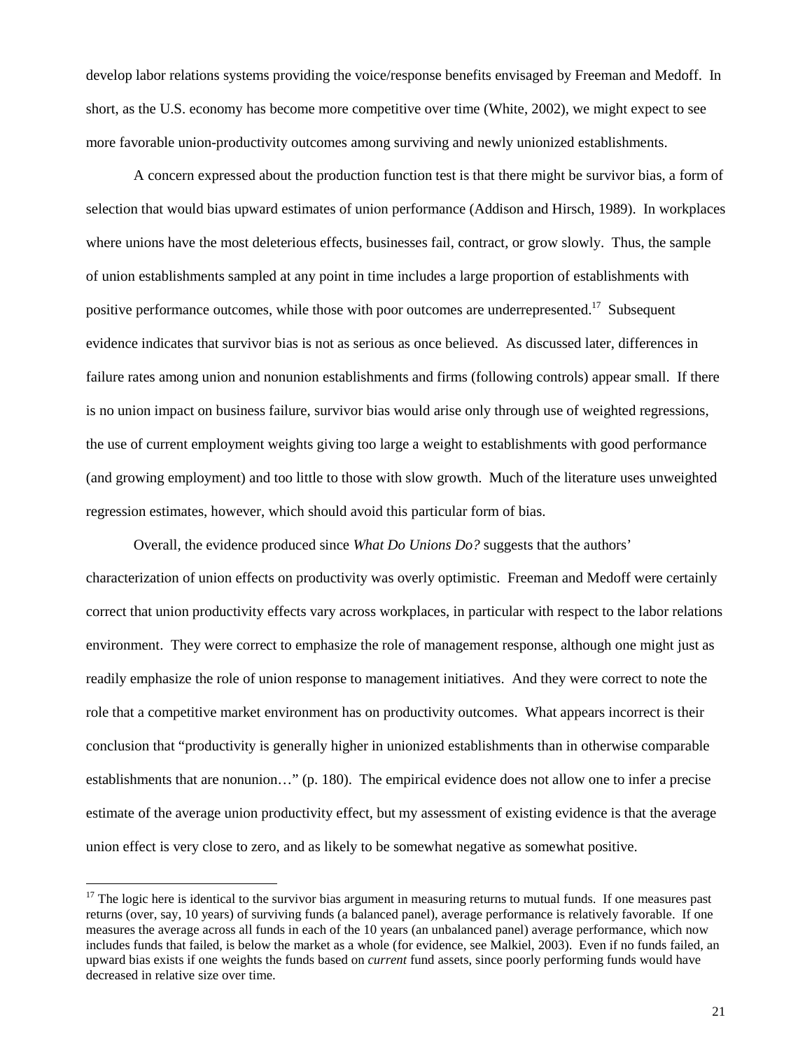develop labor relations systems providing the voice/response benefits envisaged by Freeman and Medoff. In short, as the U.S. economy has become more competitive over time (White, 2002), we might expect to see more favorable union-productivity outcomes among surviving and newly unionized establishments.

A concern expressed about the production function test is that there might be survivor bias, a form of selection that would bias upward estimates of union performance (Addison and Hirsch, 1989). In workplaces where unions have the most deleterious effects, businesses fail, contract, or grow slowly. Thus, the sample of union establishments sampled at any point in time includes a large proportion of establishments with positive performance outcomes, while those with poor outcomes are underrepresented.[17] Subsequent evidence indicates that survivor bias is not as serious as once believed. As discussed later, differences in failure rates among union and nonunion establishments and firms (following controls) appear small. If there is no union impact on business failure, survivor bias would arise only through use of weighted regressions, the use of current employment weights giving too large a weight to establishments with good performance (and growing employment) and too little to those with slow growth. Much of the literature uses unweighted regression estimates, however, which should avoid this particular form of bias.

Overall, the evidence produced since *What Do Unions Do?* suggests that the authors' characterization of union effects on productivity was overly optimistic. Freeman and Medoff were certainly correct that union productivity effects vary across workplaces, in particular with respect to the labor relations environment. They were correct to emphasize the role of management response, although one might just as readily emphasize the role of union response to management initiatives. And they were correct to note the role that a competitive market environment has on productivity outcomes. What appears incorrect is their conclusion that "productivity is generally higher in unionized establishments than in otherwise comparable establishments that are nonunion…" (p. 180). The empirical evidence does not allow one to infer a precise estimate of the average union productivity effect, but my assessment of existing evidence is that the average union effect is very close to zero, and as likely to be somewhat negative as somewhat positive.

[17] The logic here is identical to the survivor bias argument in measuring returns to mutual funds. If one measures past returns (over, say, 10 years) of surviving funds (a balanced panel), average performance is relatively favorable. If one measures the average across all funds in each of the 10 years (an unbalanced panel) average performance, which now includes funds that failed, is below the market as a whole (for evidence, see Malkiel, 2003). Even if no funds failed, an upward bias exists if one weights the funds based on *current* fund assets, since poorly performing funds would have decreased in relative size over time.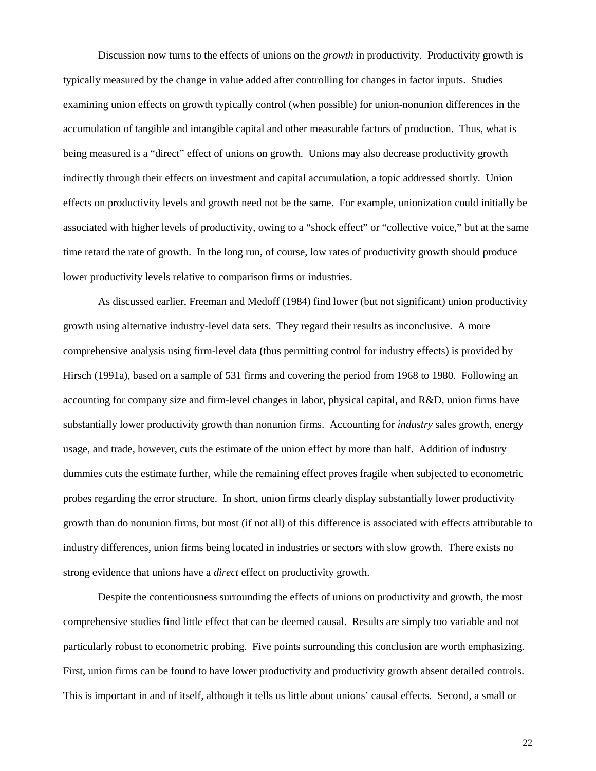Discussion now turns to the effects of unions on the *growth* in productivity. Productivity growth is typically measured by the change in value added after controlling for changes in factor inputs. Studies examining union effects on growth typically control (when possible) for union-nonunion differences in the accumulation of tangible and intangible capital and other measurable factors of production. Thus, what is being measured is a "direct" effect of unions on growth. Unions may also decrease productivity growth indirectly through their effects on investment and capital accumulation, a topic addressed shortly. Union effects on productivity levels and growth need not be the same. For example, unionization could initially be associated with higher levels of productivity, owing to a "shock effect" or "collective voice," but at the same time retard the rate of growth. In the long run, of course, low rates of productivity growth should produce lower productivity levels relative to comparison firms or industries.

As discussed earlier, Freeman and Medoff (1984) find lower (but not significant) union productivity growth using alternative industry-level data sets. They regard their results as inconclusive. A more comprehensive analysis using firm-level data (thus permitting control for industry effects) is provided by Hirsch (1991a), based on a sample of 531 firms and covering the period from 1968 to 1980. Following an accounting for company size and firm-level changes in labor, physical capital, and R&D, union firms have substantially lower productivity growth than nonunion firms. Accounting for *industry* sales growth, energy usage, and trade, however, cuts the estimate of the union effect by more than half. Addition of industry dummies cuts the estimate further, while the remaining effect proves fragile when subjected to econometric probes regarding the error structure. In short, union firms clearly display substantially lower productivity growth than do nonunion firms, but most (if not all) of this difference is associated with effects attributable to industry differences, union firms being located in industries or sectors with slow growth. There exists no strong evidence that unions have a *direct* effect on productivity growth.

Despite the contentiousness surrounding the effects of unions on productivity and growth, the most comprehensive studies find little effect that can be deemed causal. Results are simply too variable and not particularly robust to econometric probing. Five points surrounding this conclusion are worth emphasizing. First, union firms can be found to have lower productivity and productivity growth absent detailed controls. This is important in and of itself, although it tells us little about unions' causal effects. Second, a small or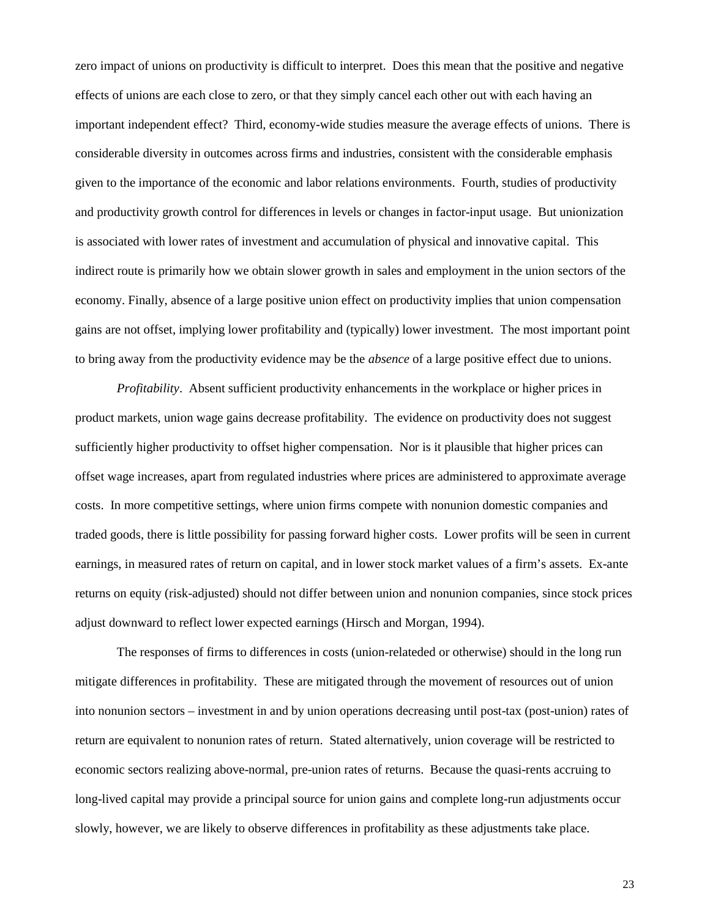zero impact of unions on productivity is difficult to interpret. Does this mean that the positive and negative effects of unions are each close to zero, or that they simply cancel each other out with each having an important independent effect? Third, economy-wide studies measure the average effects of unions. There is considerable diversity in outcomes across firms and industries, consistent with the considerable emphasis given to the importance of the economic and labor relations environments. Fourth, studies of productivity and productivity growth control for differences in levels or changes in factor-input usage. But unionization is associated with lower rates of investment and accumulation of physical and innovative capital. This indirect route is primarily how we obtain slower growth in sales and employment in the union sectors of the economy. Finally, absence of a large positive union effect on productivity implies that union compensation gains are not offset, implying lower profitability and (typically) lower investment. The most important point to bring away from the productivity evidence may be the *absence* of a large positive effect due to unions.

*Profitability*. Absent sufficient productivity enhancements in the workplace or higher prices in product markets, union wage gains decrease profitability. The evidence on productivity does not suggest sufficiently higher productivity to offset higher compensation. Nor is it plausible that higher prices can offset wage increases, apart from regulated industries where prices are administered to approximate average costs. In more competitive settings, where union firms compete with nonunion domestic companies and traded goods, there is little possibility for passing forward higher costs. Lower profits will be seen in current earnings, in measured rates of return on capital, and in lower stock market values of a firm's assets. Ex-ante returns on equity (risk-adjusted) should not differ between union and nonunion companies, since stock prices adjust downward to reflect lower expected earnings (Hirsch and Morgan, 1994).

The responses of firms to differences in costs (union-relateded or otherwise) should in the long run mitigate differences in profitability. These are mitigated through the movement of resources out of union into nonunion sectors – investment in and by union operations decreasing until post-tax (post-union) rates of return are equivalent to nonunion rates of return. Stated alternatively, union coverage will be restricted to economic sectors realizing above-normal, pre-union rates of returns. Because the quasi-rents accruing to long-lived capital may provide a principal source for union gains and complete long-run adjustments occur slowly, however, we are likely to observe differences in profitability as these adjustments take place.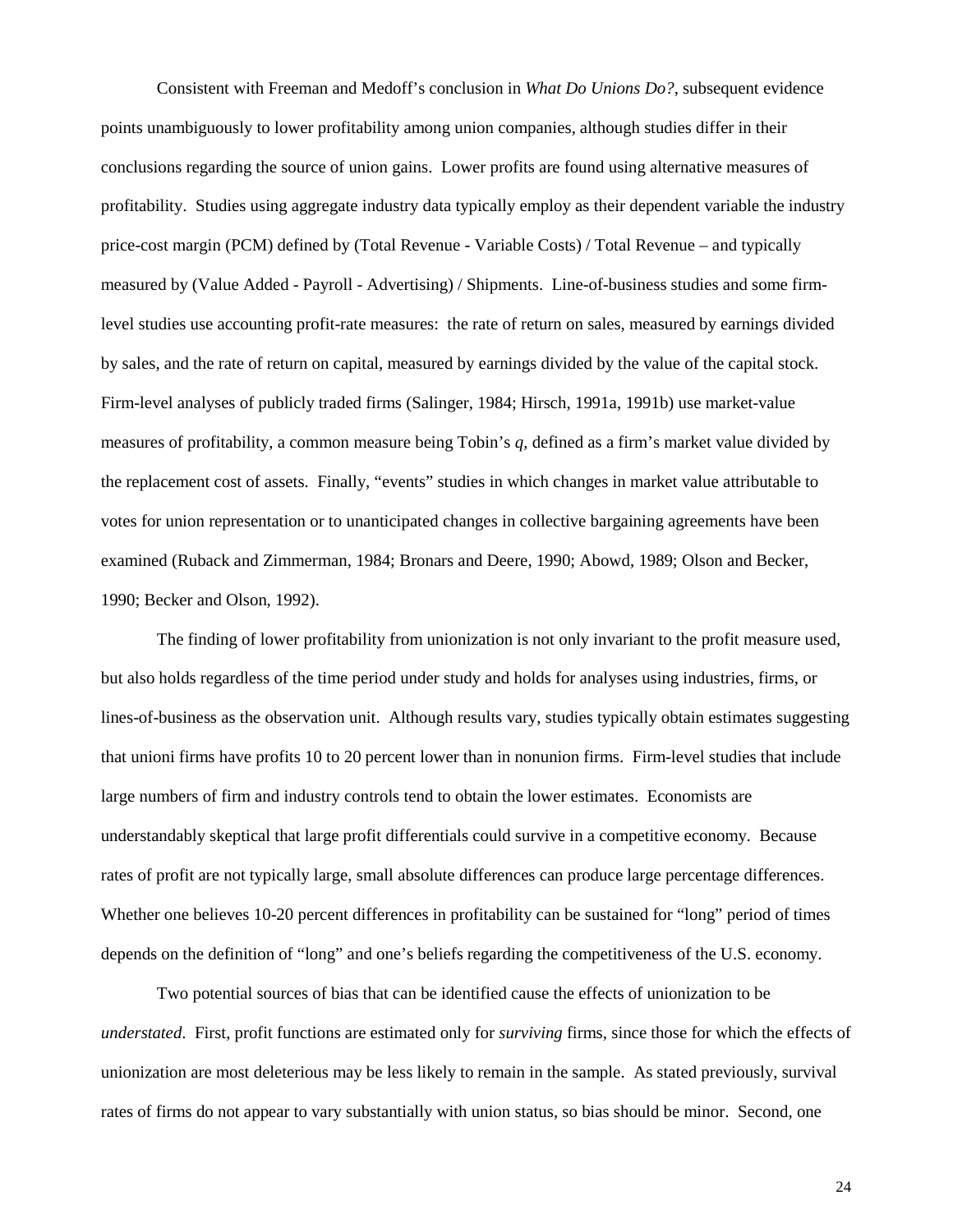Consistent with Freeman and Medoff's conclusion in *What Do Unions Do?*, subsequent evidence points unambiguously to lower profitability among union companies, although studies differ in their conclusions regarding the source of union gains. Lower profits are found using alternative measures of profitability. Studies using aggregate industry data typically employ as their dependent variable the industry price-cost margin (PCM) defined by (Total Revenue - Variable Costs) / Total Revenue – and typically measured by (Value Added - Payroll - Advertising) / Shipments. Line-of-business studies and some firm-level studies use accounting profit-rate measures: the rate of return on sales, measured by earnings divided by sales, and the rate of return on capital, measured by earnings divided by the value of the capital stock. Firm-level analyses of publicly traded firms (Salinger, 1984; Hirsch, 1991a, 1991b) use market-value measures of profitability, a common measure being Tobin's *q*, defined as a firm's market value divided by the replacement cost of assets. Finally, "events" studies in which changes in market value attributable to votes for union representation or to unanticipated changes in collective bargaining agreements have been examined (Ruback and Zimmerman, 1984; Bronars and Deere, 1990; Abowd, 1989; Olson and Becker, 1990; Becker and Olson, 1992).

The finding of lower profitability from unionization is not only invariant to the profit measure used, but also holds regardless of the time period under study and holds for analyses using industries, firms, or lines-of-business as the observation unit. Although results vary, studies typically obtain estimates suggesting that unioni firms have profits 10 to 20 percent lower than in nonunion firms. Firm-level studies that include large numbers of firm and industry controls tend to obtain the lower estimates. Economists are understandably skeptical that large profit differentials could survive in a competitive economy. Because rates of profit are not typically large, small absolute differences can produce large percentage differences. Whether one believes 10-20 percent differences in profitability can be sustained for "long" period of times depends on the definition of "long" and one's beliefs regarding the competitiveness of the U.S. economy.

Two potential sources of bias that can be identified cause the effects of unionization to be *understated*. First, profit functions are estimated only for *surviving* firms, since those for which the effects of unionization are most deleterious may be less likely to remain in the sample. As stated previously, survival rates of firms do not appear to vary substantially with union status, so bias should be minor. Second, one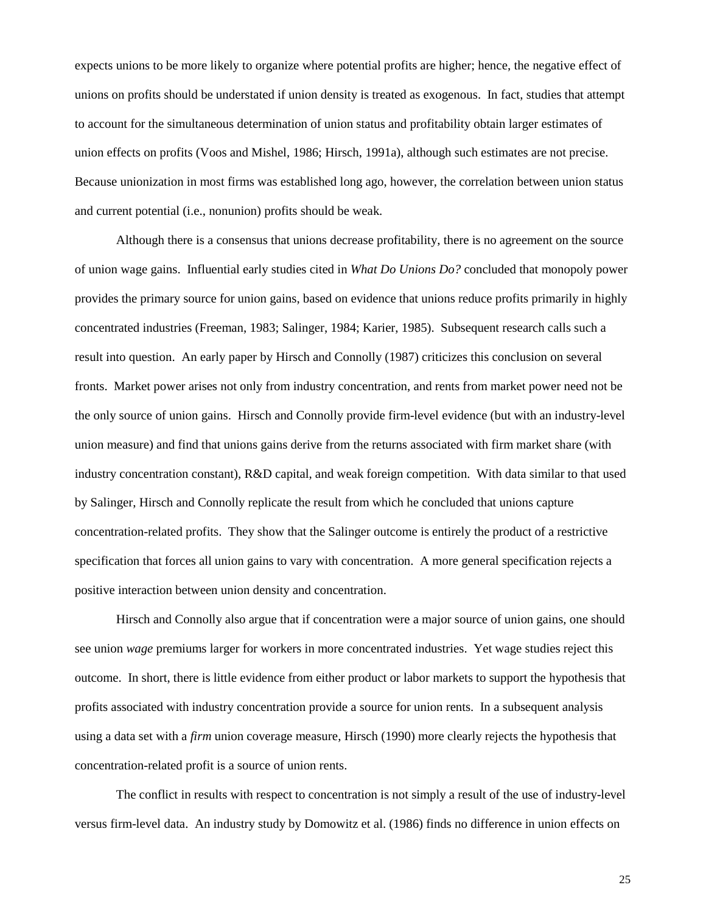expects unions to be more likely to organize where potential profits are higher; hence, the negative effect of unions on profits should be understated if union density is treated as exogenous. In fact, studies that attempt to account for the simultaneous determination of union status and profitability obtain larger estimates of union effects on profits (Voos and Mishel, 1986; Hirsch, 1991a), although such estimates are not precise. Because unionization in most firms was established long ago, however, the correlation between union status and current potential (i.e., nonunion) profits should be weak.

Although there is a consensus that unions decrease profitability, there is no agreement on the source of union wage gains. Influential early studies cited in *What Do Unions Do?* concluded that monopoly power provides the primary source for union gains, based on evidence that unions reduce profits primarily in highly concentrated industries (Freeman, 1983; Salinger, 1984; Karier, 1985). Subsequent research calls such a result into question. An early paper by Hirsch and Connolly (1987) criticizes this conclusion on several fronts. Market power arises not only from industry concentration, and rents from market power need not be the only source of union gains. Hirsch and Connolly provide firm-level evidence (but with an industry-level union measure) and find that unions gains derive from the returns associated with firm market share (with industry concentration constant), R&D capital, and weak foreign competition. With data similar to that used by Salinger, Hirsch and Connolly replicate the result from which he concluded that unions capture concentration-related profits. They show that the Salinger outcome is entirely the product of a restrictive specification that forces all union gains to vary with concentration. A more general specification rejects a positive interaction between union density and concentration.

Hirsch and Connolly also argue that if concentration were a major source of union gains, one should see union *wage* premiums larger for workers in more concentrated industries. Yet wage studies reject this outcome. In short, there is little evidence from either product or labor markets to support the hypothesis that profits associated with industry concentration provide a source for union rents. In a subsequent analysis using a data set with a *firm* union coverage measure, Hirsch (1990) more clearly rejects the hypothesis that concentration-related profit is a source of union rents.

The conflict in results with respect to concentration is not simply a result of the use of industry-level versus firm-level data. An industry study by Domowitz et al. (1986) finds no difference in union effects on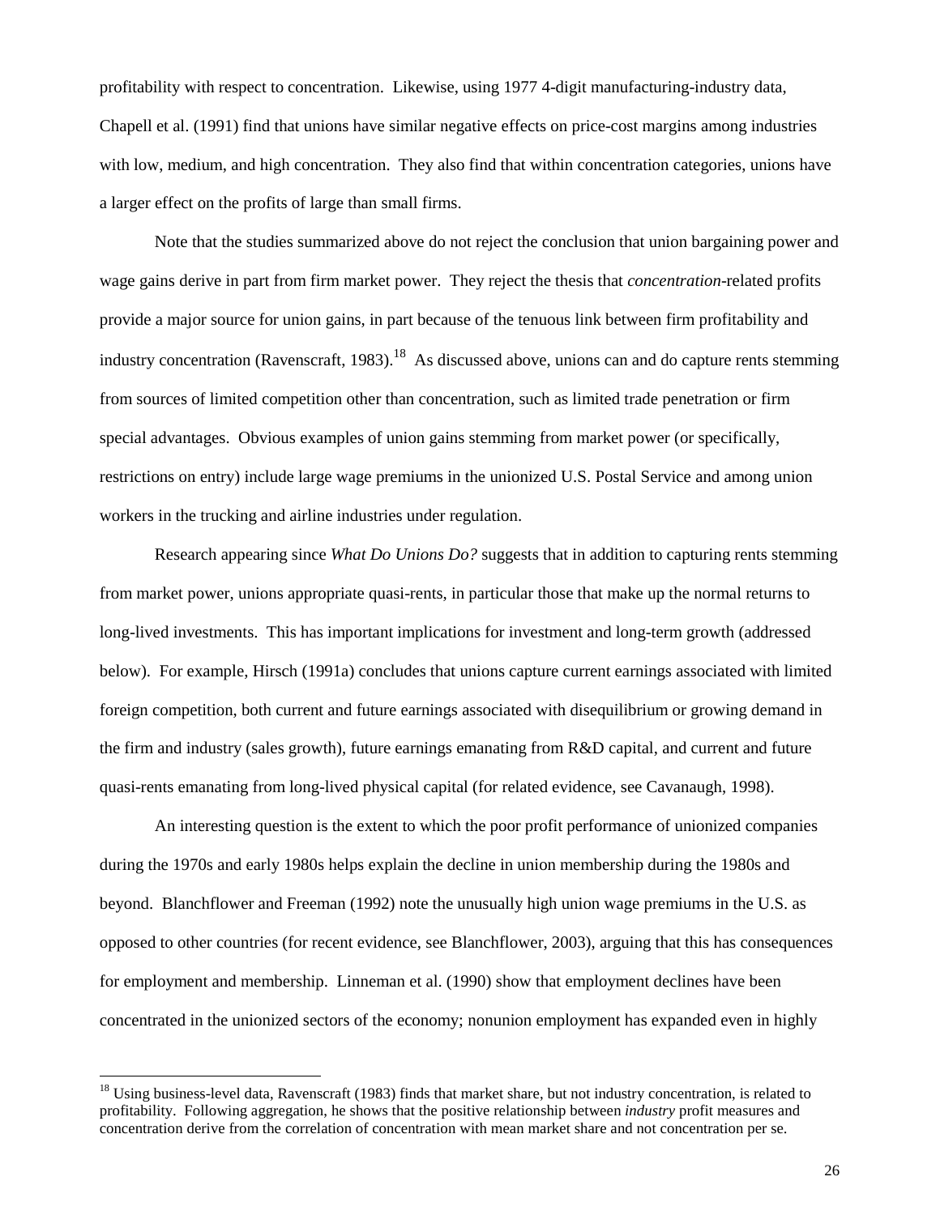profitability with respect to concentration. Likewise, using 1977 4-digit manufacturing-industry data, Chapell et al. (1991) find that unions have similar negative effects on price-cost margins among industries with low, medium, and high concentration. They also find that within concentration categories, unions have a larger effect on the profits of large than small firms.

Note that the studies summarized above do not reject the conclusion that union bargaining power and wage gains derive in part from firm market power. They reject the thesis that *concentration*-related profits provide a major source for union gains, in part because of the tenuous link between firm profitability and industry concentration (Ravenscraft, 1983).[18] As discussed above, unions can and do capture rents stemming from sources of limited competition other than concentration, such as limited trade penetration or firm special advantages. Obvious examples of union gains stemming from market power (or specifically, restrictions on entry) include large wage premiums in the unionized U.S. Postal Service and among union workers in the trucking and airline industries under regulation.

Research appearing since *What Do Unions Do?* suggests that in addition to capturing rents stemming from market power, unions appropriate quasi-rents, in particular those that make up the normal returns to long-lived investments. This has important implications for investment and long-term growth (addressed below). For example, Hirsch (1991a) concludes that unions capture current earnings associated with limited foreign competition, both current and future earnings associated with disequilibrium or growing demand in the firm and industry (sales growth), future earnings emanating from R&D capital, and current and future quasi-rents emanating from long-lived physical capital (for related evidence, see Cavanaugh, 1998).

An interesting question is the extent to which the poor profit performance of unionized companies during the 1970s and early 1980s helps explain the decline in union membership during the 1980s and beyond. Blanchflower and Freeman (1992) note the unusually high union wage premiums in the U.S. as opposed to other countries (for recent evidence, see Blanchflower, 2003), arguing that this has consequences for employment and membership. Linneman et al. (1990) show that employment declines have been concentrated in the unionized sectors of the economy; nonunion employment has expanded even in highly

[18] Using business-level data, Ravenscraft (1983) finds that market share, but not industry concentration, is related to profitability. Following aggregation, he shows that the positive relationship between *industry* profit measures and concentration derive from the correlation of concentration with mean market share and not concentration per se.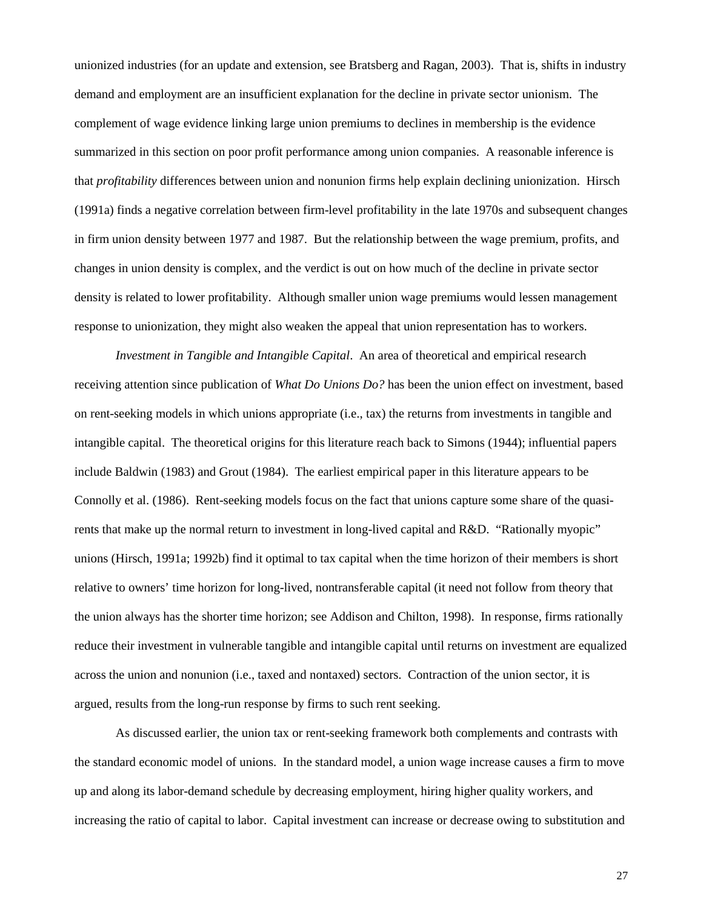unionized industries (for an update and extension, see Bratsberg and Ragan, 2003). That is, shifts in industry demand and employment are an insufficient explanation for the decline in private sector unionism. The complement of wage evidence linking large union premiums to declines in membership is the evidence summarized in this section on poor profit performance among union companies. A reasonable inference is that *profitability* differences between union and nonunion firms help explain declining unionization. Hirsch (1991a) finds a negative correlation between firm-level profitability in the late 1970s and subsequent changes in firm union density between 1977 and 1987. But the relationship between the wage premium, profits, and changes in union density is complex, and the verdict is out on how much of the decline in private sector density is related to lower profitability. Although smaller union wage premiums would lessen management response to unionization, they might also weaken the appeal that union representation has to workers.

*Investment in Tangible and Intangible Capital*. An area of theoretical and empirical research receiving attention since publication of *What Do Unions Do?* has been the union effect on investment, based on rent-seeking models in which unions appropriate (i.e., tax) the returns from investments in tangible and intangible capital. The theoretical origins for this literature reach back to Simons (1944); influential papers include Baldwin (1983) and Grout (1984). The earliest empirical paper in this literature appears to be Connolly et al. (1986). Rent-seeking models focus on the fact that unions capture some share of the quasi-rents that make up the normal return to investment in long-lived capital and R&D. "Rationally myopic" unions (Hirsch, 1991a; 1992b) find it optimal to tax capital when the time horizon of their members is short relative to owners' time horizon for long-lived, nontransferable capital (it need not follow from theory that the union always has the shorter time horizon; see Addison and Chilton, 1998). In response, firms rationally reduce their investment in vulnerable tangible and intangible capital until returns on investment are equalized across the union and nonunion (i.e., taxed and nontaxed) sectors. Contraction of the union sector, it is argued, results from the long-run response by firms to such rent seeking.

As discussed earlier, the union tax or rent-seeking framework both complements and contrasts with the standard economic model of unions. In the standard model, a union wage increase causes a firm to move up and along its labor-demand schedule by decreasing employment, hiring higher quality workers, and increasing the ratio of capital to labor. Capital investment can increase or decrease owing to substitution and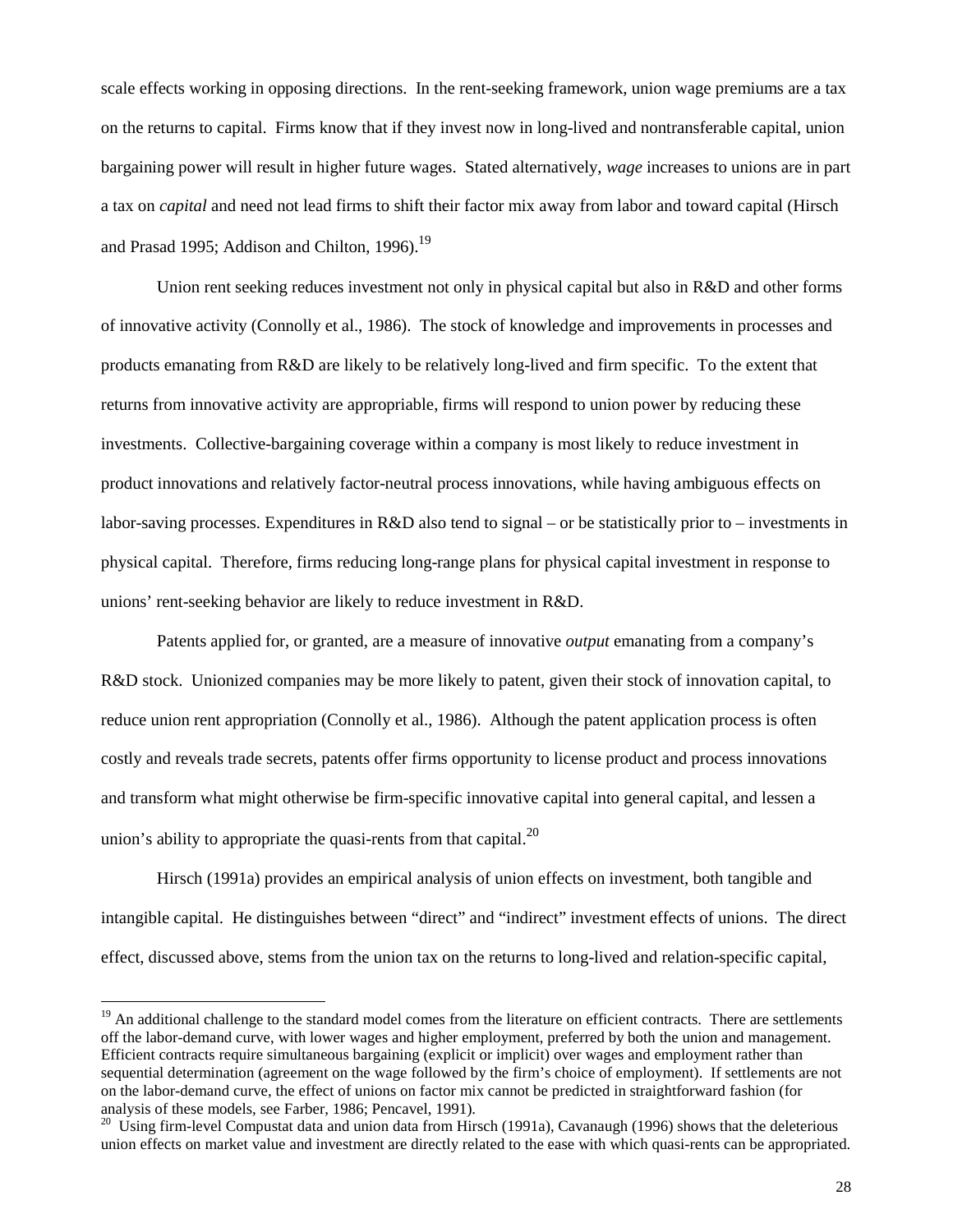scale effects working in opposing directions. In the rent-seeking framework, union wage premiums are a tax on the returns to capital. Firms know that if they invest now in long-lived and nontransferable capital, union bargaining power will result in higher future wages. Stated alternatively, *wage* increases to unions are in part a tax on *capital* and need not lead firms to shift their factor mix away from labor and toward capital (Hirsch and Prasad 1995; Addison and Chilton, 1996).[19]

Union rent seeking reduces investment not only in physical capital but also in R&D and other forms of innovative activity (Connolly et al., 1986). The stock of knowledge and improvements in processes and products emanating from R&D are likely to be relatively long-lived and firm specific. To the extent that returns from innovative activity are appropriable, firms will respond to union power by reducing these investments. Collective-bargaining coverage within a company is most likely to reduce investment in product innovations and relatively factor-neutral process innovations, while having ambiguous effects on labor-saving processes. Expenditures in R&D also tend to signal – or be statistically prior to – investments in physical capital. Therefore, firms reducing long-range plans for physical capital investment in response to unions' rent-seeking behavior are likely to reduce investment in R&D.

Patents applied for, or granted, are a measure of innovative *output* emanating from a company's R&D stock. Unionized companies may be more likely to patent, given their stock of innovation capital, to reduce union rent appropriation (Connolly et al., 1986). Although the patent application process is often costly and reveals trade secrets, patents offer firms opportunity to license product and process innovations and transform what might otherwise be firm-specific innovative capital into general capital, and lessen a union's ability to appropriate the quasi-rents from that capital.[20]

Hirsch (1991a) provides an empirical analysis of union effects on investment, both tangible and intangible capital. He distinguishes between "direct" and "indirect" investment effects of unions. The direct effect, discussed above, stems from the union tax on the returns to long-lived and relation-specific capital,

[19] An additional challenge to the standard model comes from the literature on efficient contracts. There are settlements off the labor-demand curve, with lower wages and higher employment, preferred by both the union and management. Efficient contracts require simultaneous bargaining (explicit or implicit) over wages and employment rather than sequential determination (agreement on the wage followed by the firm's choice of employment). If settlements are not on the labor-demand curve, the effect of unions on factor mix cannot be predicted in straightforward fashion (for analysis of these models, see Farber, 1986; Pencavel, 1991).

[20] Using firm-level Compustat data and union data from Hirsch (1991a), Cavanaugh (1996) shows that the deleterious union effects on market value and investment are directly related to the ease with which quasi-rents can be appropriated.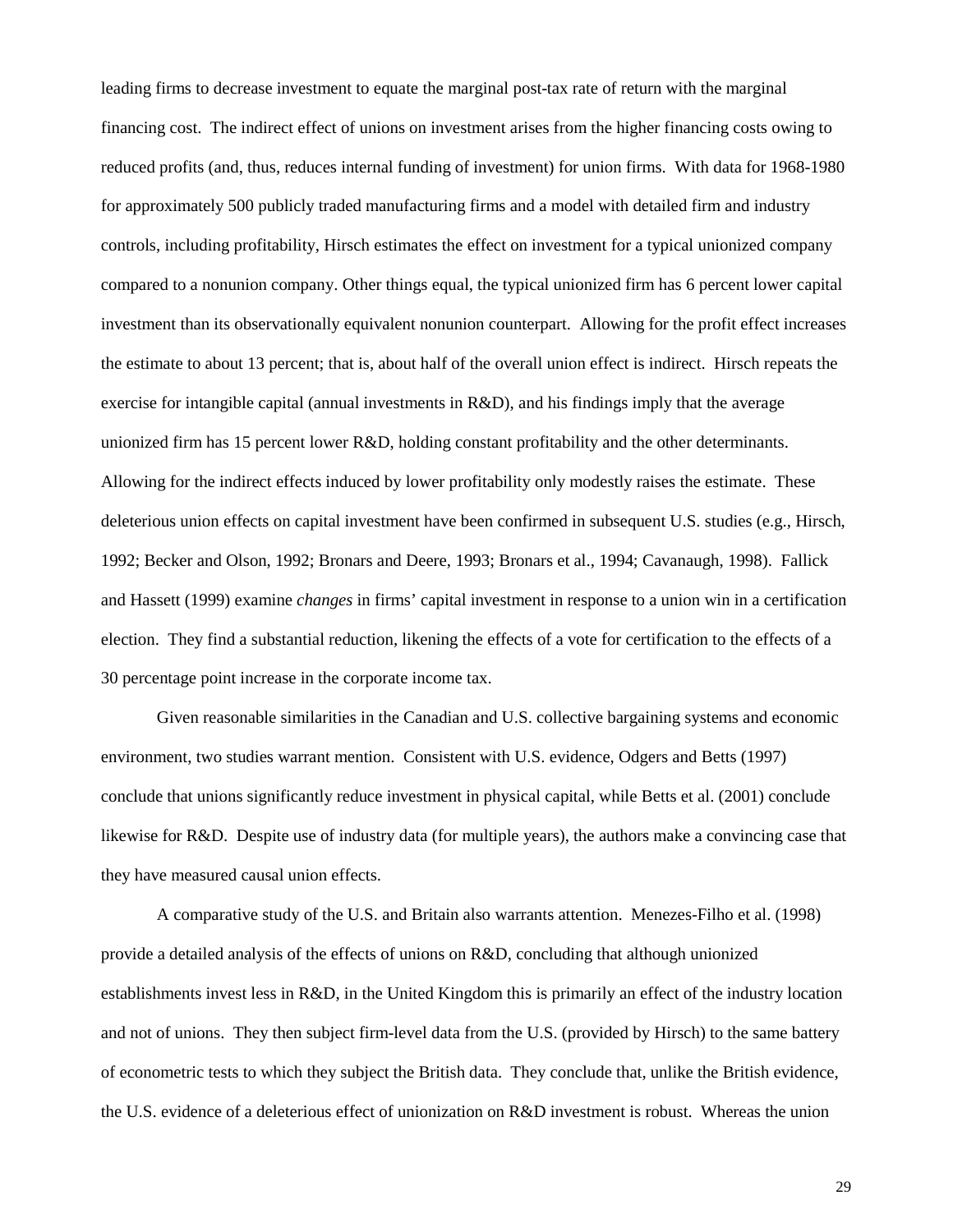leading firms to decrease investment to equate the marginal post-tax rate of return with the marginal financing cost. The indirect effect of unions on investment arises from the higher financing costs owing to reduced profits (and, thus, reduces internal funding of investment) for union firms. With data for 1968-1980 for approximately 500 publicly traded manufacturing firms and a model with detailed firm and industry controls, including profitability, Hirsch estimates the effect on investment for a typical unionized company compared to a nonunion company. Other things equal, the typical unionized firm has 6 percent lower capital investment than its observationally equivalent nonunion counterpart. Allowing for the profit effect increases the estimate to about 13 percent; that is, about half of the overall union effect is indirect. Hirsch repeats the exercise for intangible capital (annual investments in R&D), and his findings imply that the average unionized firm has 15 percent lower R&D, holding constant profitability and the other determinants. Allowing for the indirect effects induced by lower profitability only modestly raises the estimate. These deleterious union effects on capital investment have been confirmed in subsequent U.S. studies (e.g., Hirsch, 1992; Becker and Olson, 1992; Bronars and Deere, 1993; Bronars et al., 1994; Cavanaugh, 1998). Fallick and Hassett (1999) examine *changes* in firms' capital investment in response to a union win in a certification election. They find a substantial reduction, likening the effects of a vote for certification to the effects of a 30 percentage point increase in the corporate income tax.

Given reasonable similarities in the Canadian and U.S. collective bargaining systems and economic environment, two studies warrant mention. Consistent with U.S. evidence, Odgers and Betts (1997) conclude that unions significantly reduce investment in physical capital, while Betts et al. (2001) conclude likewise for R&D. Despite use of industry data (for multiple years), the authors make a convincing case that they have measured causal union effects.

A comparative study of the U.S. and Britain also warrants attention. Menezes-Filho et al. (1998) provide a detailed analysis of the effects of unions on R&D, concluding that although unionized establishments invest less in R&D, in the United Kingdom this is primarily an effect of the industry location and not of unions. They then subject firm-level data from the U.S. (provided by Hirsch) to the same battery of econometric tests to which they subject the British data. They conclude that, unlike the British evidence, the U.S. evidence of a deleterious effect of unionization on R&D investment is robust. Whereas the union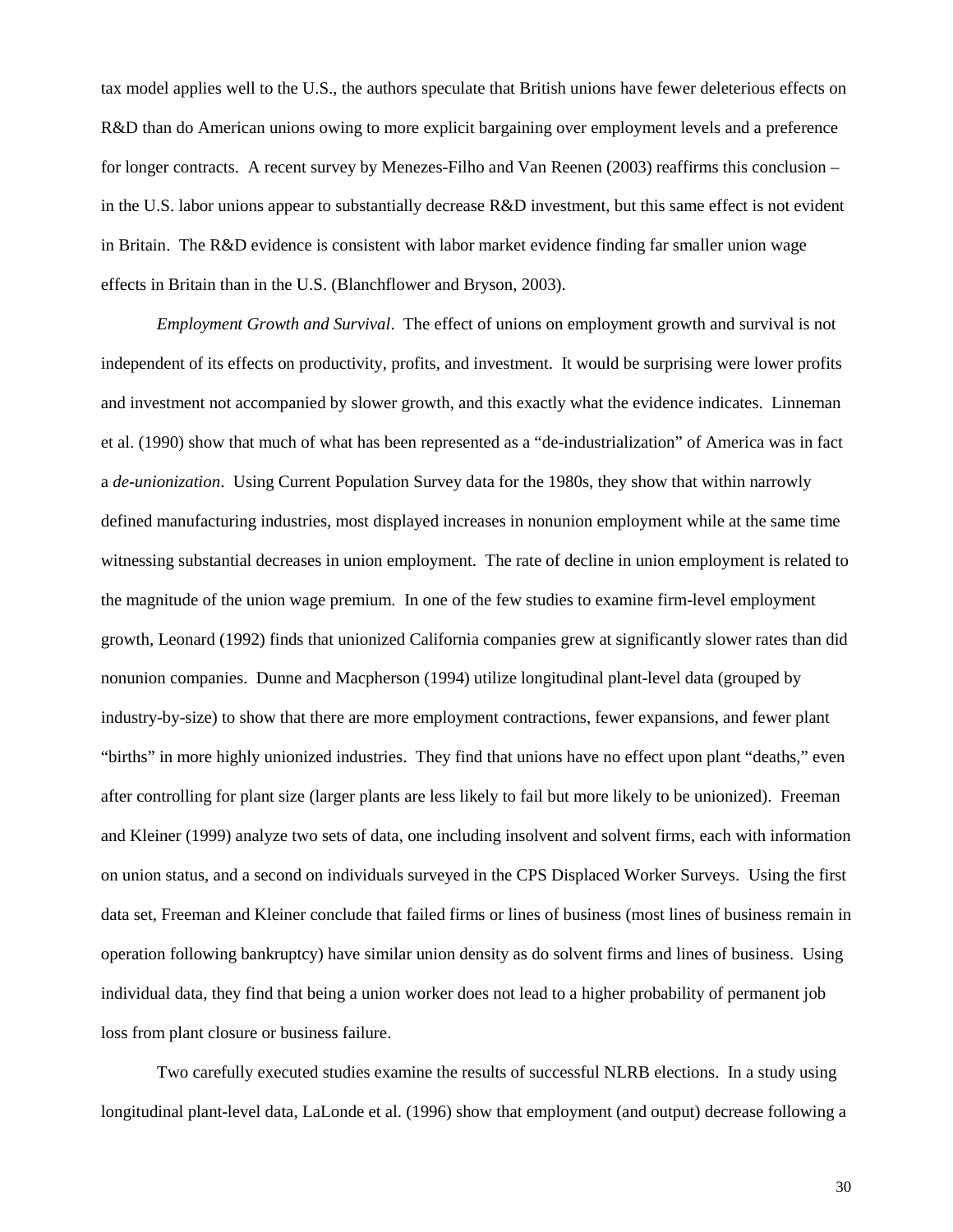tax model applies well to the U.S., the authors speculate that British unions have fewer deleterious effects on R&D than do American unions owing to more explicit bargaining over employment levels and a preference for longer contracts. A recent survey by Menezes-Filho and Van Reenen (2003) reaffirms this conclusion – in the U.S. labor unions appear to substantially decrease R&D investment, but this same effect is not evident in Britain. The R&D evidence is consistent with labor market evidence finding far smaller union wage effects in Britain than in the U.S. (Blanchflower and Bryson, 2003).

*Employment Growth and Survival*. The effect of unions on employment growth and survival is not independent of its effects on productivity, profits, and investment. It would be surprising were lower profits and investment not accompanied by slower growth, and this exactly what the evidence indicates. Linneman et al. (1990) show that much of what has been represented as a "de-industrialization" of America was in fact a *de-unionization*. Using Current Population Survey data for the 1980s, they show that within narrowly defined manufacturing industries, most displayed increases in nonunion employment while at the same time witnessing substantial decreases in union employment. The rate of decline in union employment is related to the magnitude of the union wage premium. In one of the few studies to examine firm-level employment growth, Leonard (1992) finds that unionized California companies grew at significantly slower rates than did nonunion companies. Dunne and Macpherson (1994) utilize longitudinal plant-level data (grouped by industry-by-size) to show that there are more employment contractions, fewer expansions, and fewer plant "births" in more highly unionized industries. They find that unions have no effect upon plant "deaths," even after controlling for plant size (larger plants are less likely to fail but more likely to be unionized). Freeman and Kleiner (1999) analyze two sets of data, one including insolvent and solvent firms, each with information on union status, and a second on individuals surveyed in the CPS Displaced Worker Surveys. Using the first data set, Freeman and Kleiner conclude that failed firms or lines of business (most lines of business remain in operation following bankruptcy) have similar union density as do solvent firms and lines of business. Using individual data, they find that being a union worker does not lead to a higher probability of permanent job loss from plant closure or business failure.

Two carefully executed studies examine the results of successful NLRB elections. In a study using longitudinal plant-level data, LaLonde et al. (1996) show that employment (and output) decrease following a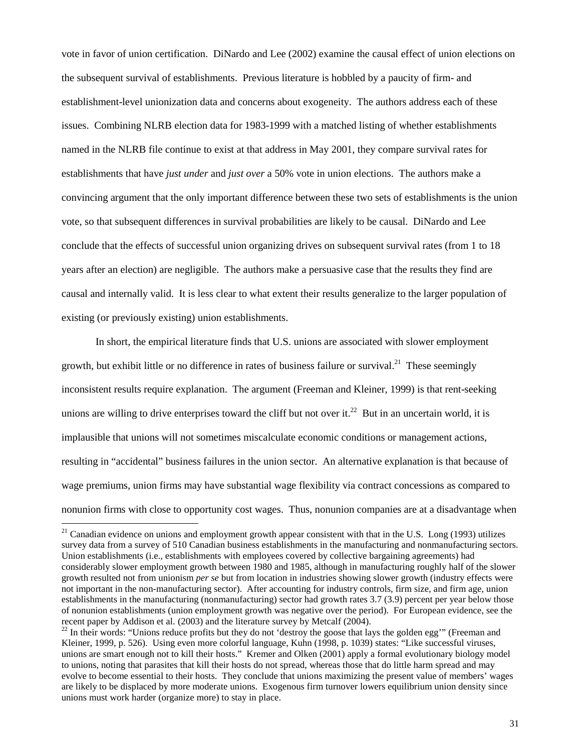vote in favor of union certification. DiNardo and Lee (2002) examine the causal effect of union elections on the subsequent survival of establishments. Previous literature is hobbled by a paucity of firm- and establishment-level unionization data and concerns about exogeneity. The authors address each of these issues. Combining NLRB election data for 1983-1999 with a matched listing of whether establishments named in the NLRB file continue to exist at that address in May 2001, they compare survival rates for establishments that have *just under* and *just over* a 50% vote in union elections. The authors make a convincing argument that the only important difference between these two sets of establishments is the union vote, so that subsequent differences in survival probabilities are likely to be causal. DiNardo and Lee conclude that the effects of successful union organizing drives on subsequent survival rates (from 1 to 18 years after an election) are negligible. The authors make a persuasive case that the results they find are causal and internally valid. It is less clear to what extent their results generalize to the larger population of existing (or previously existing) union establishments.

In short, the empirical literature finds that U.S. unions are associated with slower employment growth, but exhibit little or no difference in rates of business failure or survival.[21] These seemingly inconsistent results require explanation. The argument (Freeman and Kleiner, 1999) is that rent-seeking unions are willing to drive enterprises toward the cliff but not over it.[22] But in an uncertain world, it is implausible that unions will not sometimes miscalculate economic conditions or management actions, resulting in "accidental" business failures in the union sector. An alternative explanation is that because of wage premiums, union firms may have substantial wage flexibility via contract concessions as compared to nonunion firms with close to opportunity cost wages. Thus, nonunion companies are at a disadvantage when

[21] Canadian evidence on unions and employment growth appear consistent with that in the U.S. Long (1993) utilizes survey data from a survey of 510 Canadian business establishments in the manufacturing and nonmanufacturing sectors. Union establishments (i.e., establishments with employees covered by collective bargaining agreements) had considerably slower employment growth between 1980 and 1985, although in manufacturing roughly half of the slower growth resulted not from unionism *per se* but from location in industries showing slower growth (industry effects were not important in the non-manufacturing sector). After accounting for industry controls, firm size, and firm age, union establishments in the manufacturing (nonmanufacturing) sector had growth rates 3.7 (3.9) percent per year below those of nonunion establishments (union employment growth was negative over the period). For European evidence, see the recent paper by Addison et al. (2003) and the literature survey by Metcalf (2004).

[22] In their words: "Unions reduce profits but they do not 'destroy the goose that lays the golden egg'" (Freeman and Kleiner, 1999, p. 526). Using even more colorful language, Kuhn (1998, p. 1039) states: "Like successful viruses, unions are smart enough not to kill their hosts." Kremer and Olken (2001) apply a formal evolutionary biology model to unions, noting that parasites that kill their hosts do not spread, whereas those that do little harm spread and may evolve to become essential to their hosts. They conclude that unions maximizing the present value of members' wages are likely to be displaced by more moderate unions. Exogenous firm turnover lowers equilibrium union density since unions must work harder (organize more) to stay in place.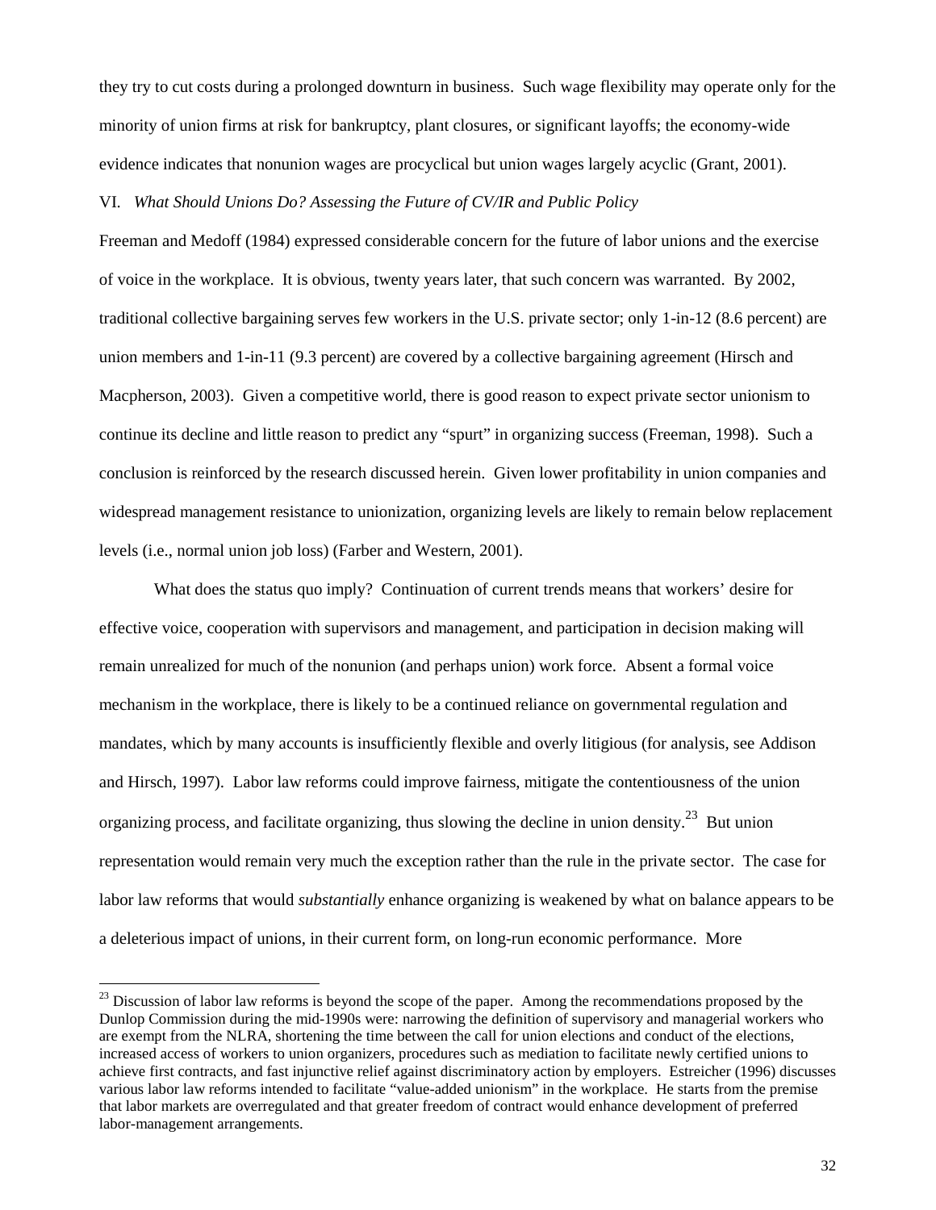they try to cut costs during a prolonged downturn in business. Such wage flexibility may operate only for the minority of union firms at risk for bankruptcy, plant closures, or significant layoffs; the economy-wide evidence indicates that nonunion wages are procyclical but union wages largely acyclic (Grant, 2001).

## VI. *What Should Unions Do? Assessing the Future of CV/IR and Public Policy*

Freeman and Medoff (1984) expressed considerable concern for the future of labor unions and the exercise of voice in the workplace. It is obvious, twenty years later, that such concern was warranted. By 2002, traditional collective bargaining serves few workers in the U.S. private sector; only 1-in-12 (8.6 percent) are union members and 1-in-11 (9.3 percent) are covered by a collective bargaining agreement (Hirsch and Macpherson, 2003). Given a competitive world, there is good reason to expect private sector unionism to continue its decline and little reason to predict any "spurt" in organizing success (Freeman, 1998). Such a conclusion is reinforced by the research discussed herein. Given lower profitability in union companies and widespread management resistance to unionization, organizing levels are likely to remain below replacement levels (i.e., normal union job loss) (Farber and Western, 2001).

What does the status quo imply? Continuation of current trends means that workers' desire for effective voice, cooperation with supervisors and management, and participation in decision making will remain unrealized for much of the nonunion (and perhaps union) work force. Absent a formal voice mechanism in the workplace, there is likely to be a continued reliance on governmental regulation and mandates, which by many accounts is insufficiently flexible and overly litigious (for analysis, see Addison and Hirsch, 1997). Labor law reforms could improve fairness, mitigate the contentiousness of the union organizing process, and facilitate organizing, thus slowing the decline in union density.[23] But union representation would remain very much the exception rather than the rule in the private sector. The case for labor law reforms that would *substantially* enhance organizing is weakened by what on balance appears to be a deleterious impact of unions, in their current form, on long-run economic performance. More

[23] Discussion of labor law reforms is beyond the scope of the paper. Among the recommendations proposed by the Dunlop Commission during the mid-1990s were: narrowing the definition of supervisory and managerial workers who are exempt from the NLRA, shortening the time between the call for union elections and conduct of the elections, increased access of workers to union organizers, procedures such as mediation to facilitate newly certified unions to achieve first contracts, and fast injunctive relief against discriminatory action by employers. Estreicher (1996) discusses various labor law reforms intended to facilitate "value-added unionism" in the workplace. He starts from the premise that labor markets are overregulated and that greater freedom of contract would enhance development of preferred labor-management arrangements.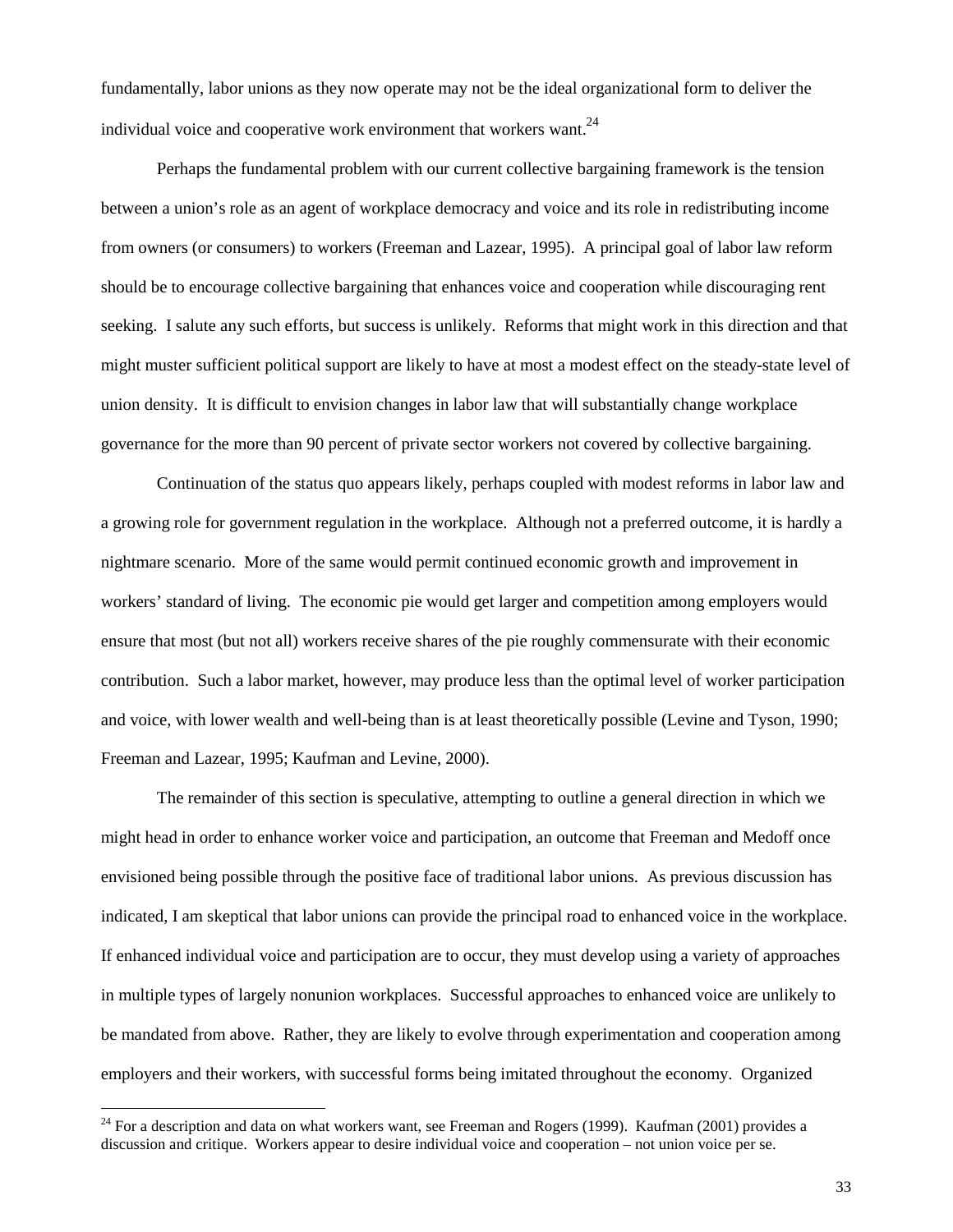fundamentally, labor unions as they now operate may not be the ideal organizational form to deliver the individual voice and cooperative work environment that workers want.[24]

Perhaps the fundamental problem with our current collective bargaining framework is the tension between a union's role as an agent of workplace democracy and voice and its role in redistributing income from owners (or consumers) to workers (Freeman and Lazear, 1995). A principal goal of labor law reform should be to encourage collective bargaining that enhances voice and cooperation while discouraging rent seeking. I salute any such efforts, but success is unlikely. Reforms that might work in this direction and that might muster sufficient political support are likely to have at most a modest effect on the steady-state level of union density. It is difficult to envision changes in labor law that will substantially change workplace governance for the more than 90 percent of private sector workers not covered by collective bargaining.

Continuation of the status quo appears likely, perhaps coupled with modest reforms in labor law and a growing role for government regulation in the workplace. Although not a preferred outcome, it is hardly a nightmare scenario. More of the same would permit continued economic growth and improvement in workers' standard of living. The economic pie would get larger and competition among employers would ensure that most (but not all) workers receive shares of the pie roughly commensurate with their economic contribution. Such a labor market, however, may produce less than the optimal level of worker participation and voice, with lower wealth and well-being than is at least theoretically possible (Levine and Tyson, 1990; Freeman and Lazear, 1995; Kaufman and Levine, 2000).

The remainder of this section is speculative, attempting to outline a general direction in which we might head in order to enhance worker voice and participation, an outcome that Freeman and Medoff once envisioned being possible through the positive face of traditional labor unions. As previous discussion has indicated, I am skeptical that labor unions can provide the principal road to enhanced voice in the workplace. If enhanced individual voice and participation are to occur, they must develop using a variety of approaches in multiple types of largely nonunion workplaces. Successful approaches to enhanced voice are unlikely to be mandated from above. Rather, they are likely to evolve through experimentation and cooperation among employers and their workers, with successful forms being imitated throughout the economy. Organized

[24] For a description and data on what workers want, see Freeman and Rogers (1999). Kaufman (2001) provides a discussion and critique. Workers appear to desire individual voice and cooperation – not union voice per se.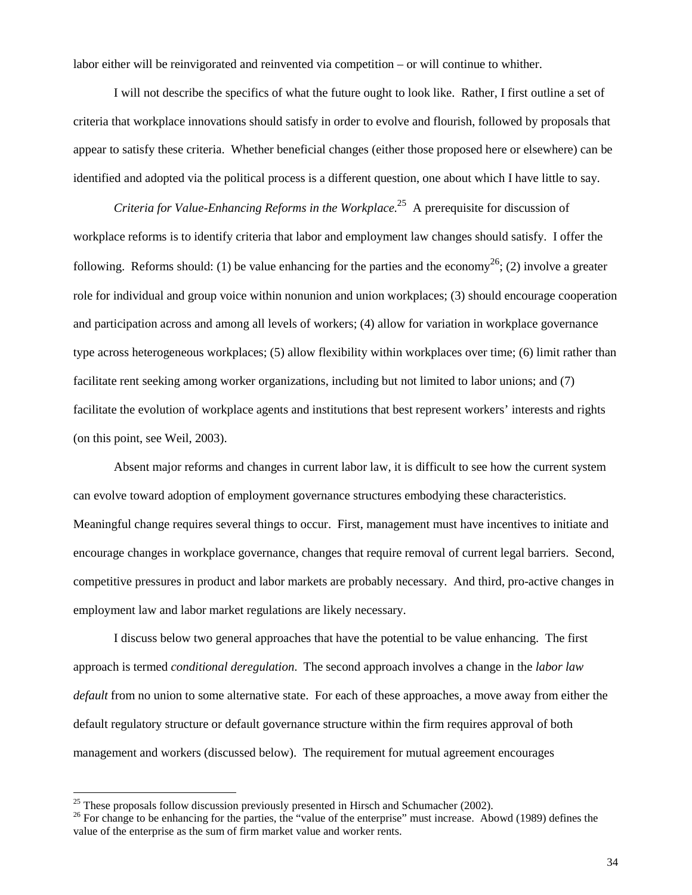labor either will be reinvigorated and reinvented via competition – or will continue to whither.

I will not describe the specifics of what the future ought to look like. Rather, I first outline a set of criteria that workplace innovations should satisfy in order to evolve and flourish, followed by proposals that appear to satisfy these criteria. Whether beneficial changes (either those proposed here or elsewhere) can be identified and adopted via the political process is a different question, one about which I have little to say.

*Criteria for Value-Enhancing Reforms in the Workplace.*[25] A prerequisite for discussion of workplace reforms is to identify criteria that labor and employment law changes should satisfy. I offer the following. Reforms should: (1) be value enhancing for the parties and the economy[26]; (2) involve a greater role for individual and group voice within nonunion and union workplaces; (3) should encourage cooperation and participation across and among all levels of workers; (4) allow for variation in workplace governance type across heterogeneous workplaces; (5) allow flexibility within workplaces over time; (6) limit rather than facilitate rent seeking among worker organizations, including but not limited to labor unions; and (7) facilitate the evolution of workplace agents and institutions that best represent workers' interests and rights (on this point, see Weil, 2003).

Absent major reforms and changes in current labor law, it is difficult to see how the current system can evolve toward adoption of employment governance structures embodying these characteristics. Meaningful change requires several things to occur. First, management must have incentives to initiate and encourage changes in workplace governance, changes that require removal of current legal barriers. Second, competitive pressures in product and labor markets are probably necessary. And third, pro-active changes in employment law and labor market regulations are likely necessary.

I discuss below two general approaches that have the potential to be value enhancing. The first approach is termed *conditional deregulation*. The second approach involves a change in the *labor law default* from no union to some alternative state. For each of these approaches, a move away from either the default regulatory structure or default governance structure within the firm requires approval of both management and workers (discussed below). The requirement for mutual agreement encourages

---

[25] These proposals follow discussion previously presented in Hirsch and Schumacher (2002).

[26] For change to be enhancing for the parties, the "value of the enterprise" must increase. Abowd (1989) defines the value of the enterprise as the sum of firm market value and worker rents.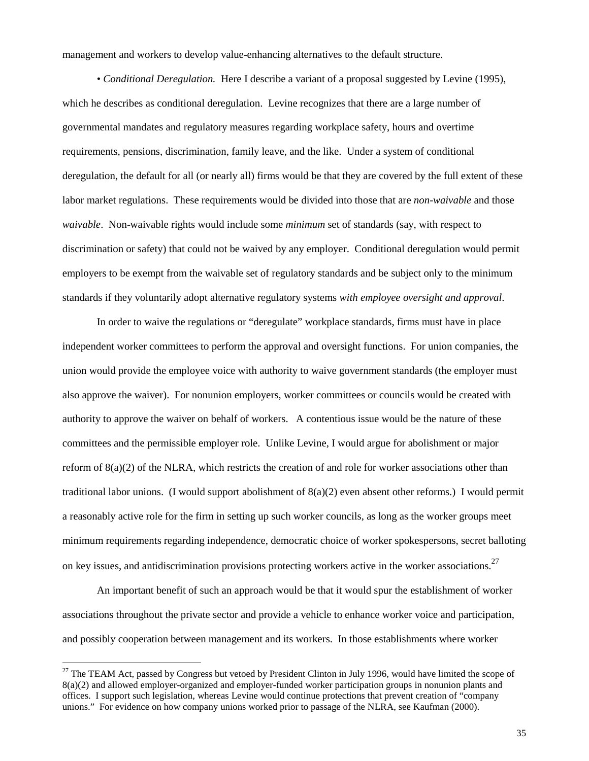management and workers to develop value-enhancing alternatives to the default structure.

• *Conditional Deregulation.* Here I describe a variant of a proposal suggested by Levine (1995), which he describes as conditional deregulation. Levine recognizes that there are a large number of governmental mandates and regulatory measures regarding workplace safety, hours and overtime requirements, pensions, discrimination, family leave, and the like. Under a system of conditional deregulation, the default for all (or nearly all) firms would be that they are covered by the full extent of these labor market regulations. These requirements would be divided into those that are *non-waivable* and those *waivable*. Non-waivable rights would include some *minimum* set of standards (say, with respect to discrimination or safety) that could not be waived by any employer. Conditional deregulation would permit employers to be exempt from the waivable set of regulatory standards and be subject only to the minimum standards if they voluntarily adopt alternative regulatory systems *with employee oversight and approval*.

In order to waive the regulations or "deregulate" workplace standards, firms must have in place independent worker committees to perform the approval and oversight functions. For union companies, the union would provide the employee voice with authority to waive government standards (the employer must also approve the waiver). For nonunion employers, worker committees or councils would be created with authority to approve the waiver on behalf of workers. A contentious issue would be the nature of these committees and the permissible employer role. Unlike Levine, I would argue for abolishment or major reform of 8(a)(2) of the NLRA, which restricts the creation of and role for worker associations other than traditional labor unions. (I would support abolishment of 8(a)(2) even absent other reforms.) I would permit a reasonably active role for the firm in setting up such worker councils, as long as the worker groups meet minimum requirements regarding independence, democratic choice of worker spokespersons, secret balloting on key issues, and antidiscrimination provisions protecting workers active in the worker associations.[27]

An important benefit of such an approach would be that it would spur the establishment of worker associations throughout the private sector and provide a vehicle to enhance worker voice and participation, and possibly cooperation between management and its workers. In those establishments where worker

[27] The TEAM Act, passed by Congress but vetoed by President Clinton in July 1996, would have limited the scope of 8(a)(2) and allowed employer-organized and employer-funded worker participation groups in nonunion plants and offices. I support such legislation, whereas Levine would continue protections that prevent creation of "company unions." For evidence on how company unions worked prior to passage of the NLRA, see Kaufman (2000).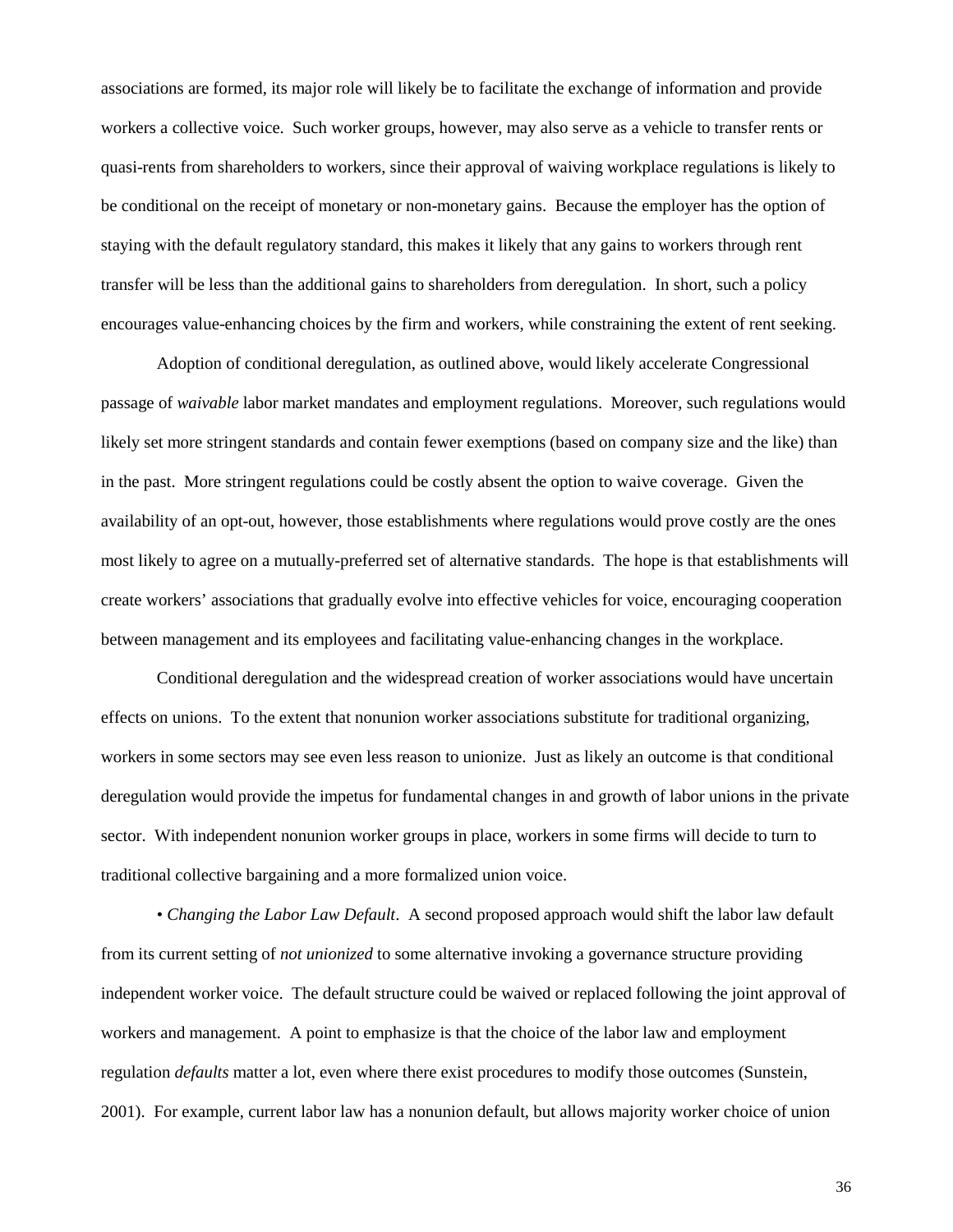associations are formed, its major role will likely be to facilitate the exchange of information and provide workers a collective voice. Such worker groups, however, may also serve as a vehicle to transfer rents or quasi-rents from shareholders to workers, since their approval of waiving workplace regulations is likely to be conditional on the receipt of monetary or non-monetary gains. Because the employer has the option of staying with the default regulatory standard, this makes it likely that any gains to workers through rent transfer will be less than the additional gains to shareholders from deregulation. In short, such a policy encourages value-enhancing choices by the firm and workers, while constraining the extent of rent seeking.

Adoption of conditional deregulation, as outlined above, would likely accelerate Congressional passage of *waivable* labor market mandates and employment regulations. Moreover, such regulations would likely set more stringent standards and contain fewer exemptions (based on company size and the like) than in the past. More stringent regulations could be costly absent the option to waive coverage. Given the availability of an opt-out, however, those establishments where regulations would prove costly are the ones most likely to agree on a mutually-preferred set of alternative standards. The hope is that establishments will create workers' associations that gradually evolve into effective vehicles for voice, encouraging cooperation between management and its employees and facilitating value-enhancing changes in the workplace.

Conditional deregulation and the widespread creation of worker associations would have uncertain effects on unions. To the extent that nonunion worker associations substitute for traditional organizing, workers in some sectors may see even less reason to unionize. Just as likely an outcome is that conditional deregulation would provide the impetus for fundamental changes in and growth of labor unions in the private sector. With independent nonunion worker groups in place, workers in some firms will decide to turn to traditional collective bargaining and a more formalized union voice.

• *Changing the Labor Law Default*. A second proposed approach would shift the labor law default from its current setting of *not unionized* to some alternative invoking a governance structure providing independent worker voice. The default structure could be waived or replaced following the joint approval of workers and management. A point to emphasize is that the choice of the labor law and employment regulation *defaults* matter a lot, even where there exist procedures to modify those outcomes (Sunstein, 2001). For example, current labor law has a nonunion default, but allows majority worker choice of union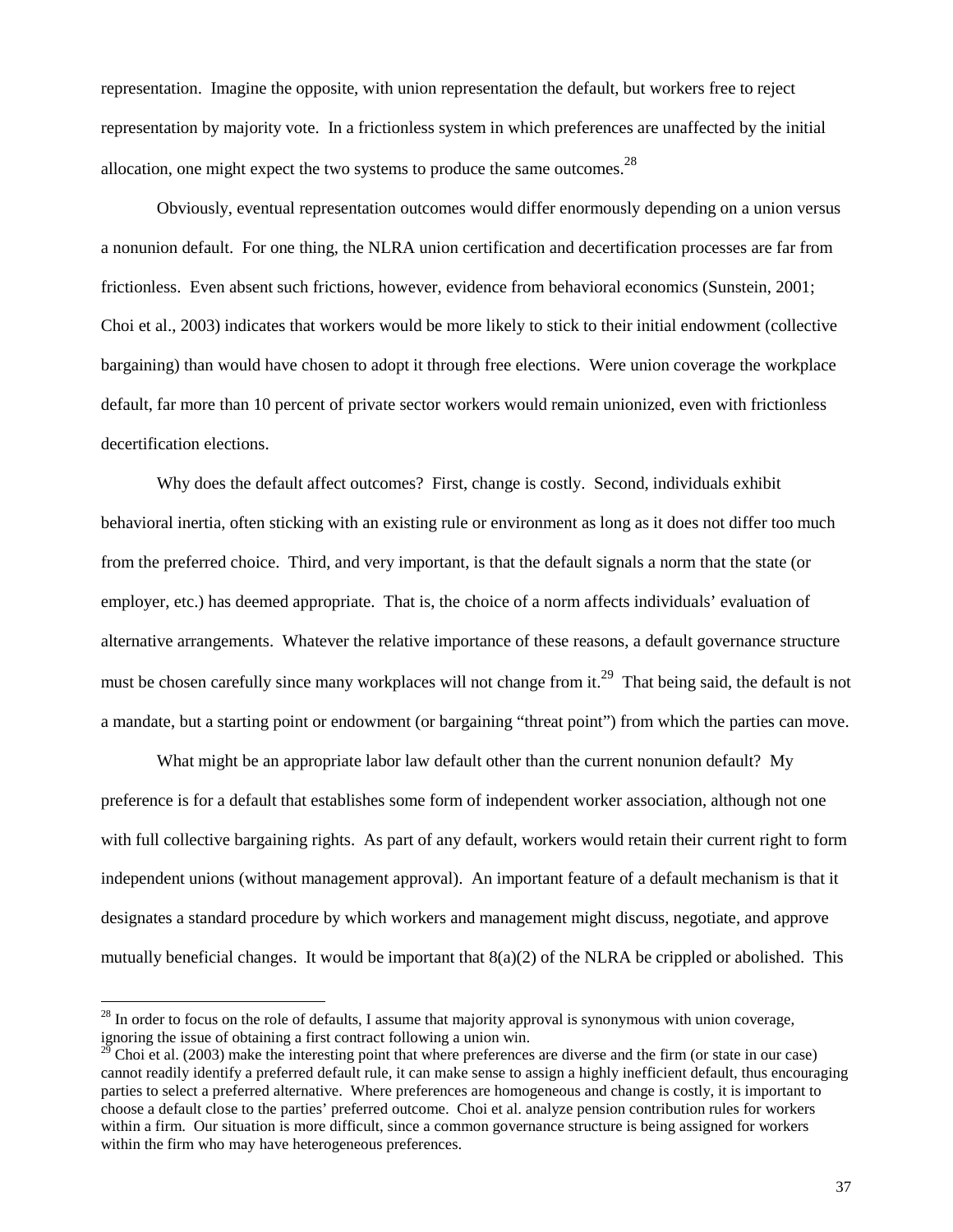representation. Imagine the opposite, with union representation the default, but workers free to reject representation by majority vote. In a frictionless system in which preferences are unaffected by the initial allocation, one might expect the two systems to produce the same outcomes.[28]

Obviously, eventual representation outcomes would differ enormously depending on a union versus a nonunion default. For one thing, the NLRA union certification and decertification processes are far from frictionless. Even absent such frictions, however, evidence from behavioral economics (Sunstein, 2001; Choi et al., 2003) indicates that workers would be more likely to stick to their initial endowment (collective bargaining) than would have chosen to adopt it through free elections. Were union coverage the workplace default, far more than 10 percent of private sector workers would remain unionized, even with frictionless decertification elections.

Why does the default affect outcomes? First, change is costly. Second, individuals exhibit behavioral inertia, often sticking with an existing rule or environment as long as it does not differ too much from the preferred choice. Third, and very important, is that the default signals a norm that the state (or employer, etc.) has deemed appropriate. That is, the choice of a norm affects individuals' evaluation of alternative arrangements. Whatever the relative importance of these reasons, a default governance structure must be chosen carefully since many workplaces will not change from it.[29] That being said, the default is not a mandate, but a starting point or endowment (or bargaining "threat point") from which the parties can move.

What might be an appropriate labor law default other than the current nonunion default? My preference is for a default that establishes some form of independent worker association, although not one with full collective bargaining rights. As part of any default, workers would retain their current right to form independent unions (without management approval). An important feature of a default mechanism is that it designates a standard procedure by which workers and management might discuss, negotiate, and approve mutually beneficial changes. It would be important that 8(a)(2) of the NLRA be crippled or abolished. This

---

[28] In order to focus on the role of defaults, I assume that majority approval is synonymous with union coverage, ignoring the issue of obtaining a first contract following a union win.

[29] Choi et al. (2003) make the interesting point that where preferences are diverse and the firm (or state in our case) cannot readily identify a preferred default rule, it can make sense to assign a highly inefficient default, thus encouraging parties to select a preferred alternative. Where preferences are homogeneous and change is costly, it is important to choose a default close to the parties' preferred outcome. Choi et al. analyze pension contribution rules for workers within a firm. Our situation is more difficult, since a common governance structure is being assigned for workers within the firm who may have heterogeneous preferences.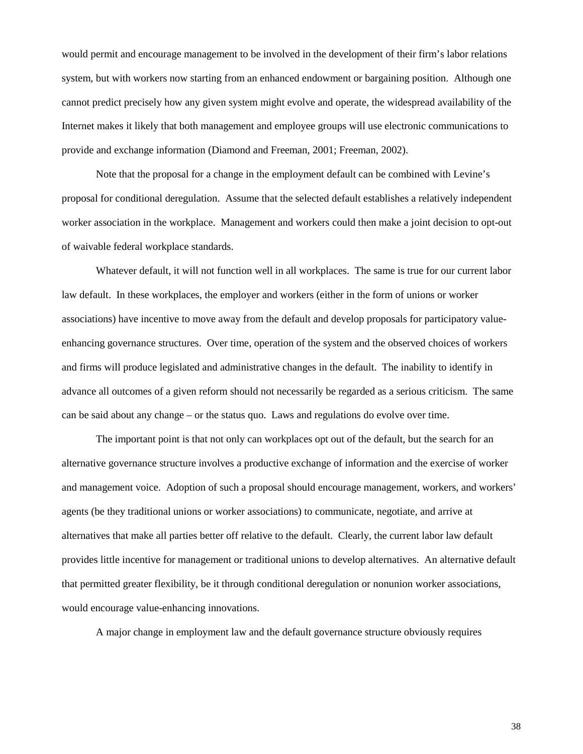would permit and encourage management to be involved in the development of their firm's labor relations system, but with workers now starting from an enhanced endowment or bargaining position. Although one cannot predict precisely how any given system might evolve and operate, the widespread availability of the Internet makes it likely that both management and employee groups will use electronic communications to provide and exchange information (Diamond and Freeman, 2001; Freeman, 2002).

Note that the proposal for a change in the employment default can be combined with Levine's proposal for conditional deregulation. Assume that the selected default establishes a relatively independent worker association in the workplace. Management and workers could then make a joint decision to opt-out of waivable federal workplace standards.

Whatever default, it will not function well in all workplaces. The same is true for our current labor law default. In these workplaces, the employer and workers (either in the form of unions or worker associations) have incentive to move away from the default and develop proposals for participatory value-enhancing governance structures. Over time, operation of the system and the observed choices of workers and firms will produce legislated and administrative changes in the default. The inability to identify in advance all outcomes of a given reform should not necessarily be regarded as a serious criticism. The same can be said about any change – or the status quo. Laws and regulations do evolve over time.

The important point is that not only can workplaces opt out of the default, but the search for an alternative governance structure involves a productive exchange of information and the exercise of worker and management voice. Adoption of such a proposal should encourage management, workers, and workers' agents (be they traditional unions or worker associations) to communicate, negotiate, and arrive at alternatives that make all parties better off relative to the default. Clearly, the current labor law default provides little incentive for management or traditional unions to develop alternatives. An alternative default that permitted greater flexibility, be it through conditional deregulation or nonunion worker associations, would encourage value-enhancing innovations.

A major change in employment law and the default governance structure obviously requires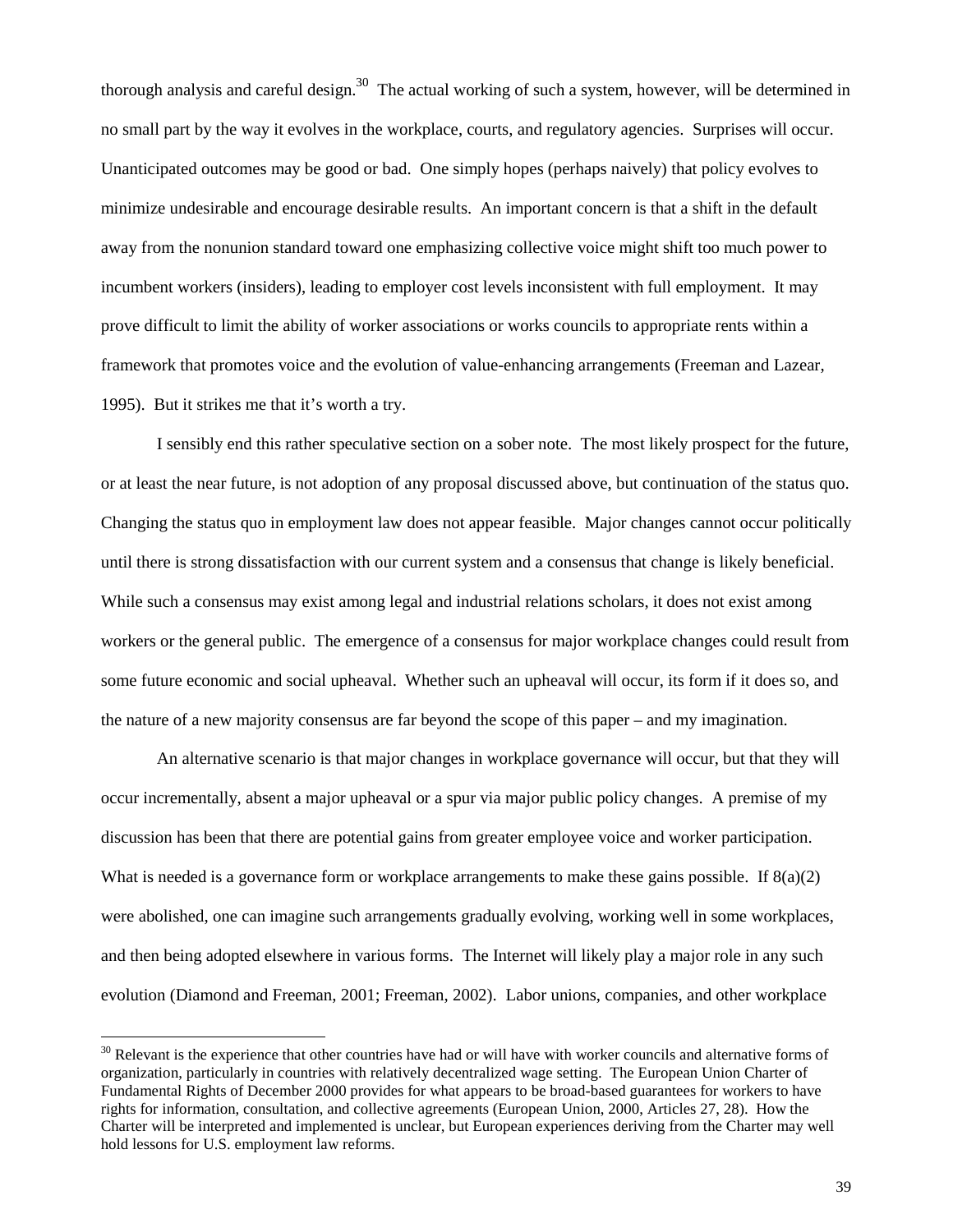thorough analysis and careful design.[30] The actual working of such a system, however, will be determined in no small part by the way it evolves in the workplace, courts, and regulatory agencies. Surprises will occur. Unanticipated outcomes may be good or bad. One simply hopes (perhaps naively) that policy evolves to minimize undesirable and encourage desirable results. An important concern is that a shift in the default away from the nonunion standard toward one emphasizing collective voice might shift too much power to incumbent workers (insiders), leading to employer cost levels inconsistent with full employment. It may prove difficult to limit the ability of worker associations or works councils to appropriate rents within a framework that promotes voice and the evolution of value-enhancing arrangements (Freeman and Lazear, 1995). But it strikes me that it's worth a try.

I sensibly end this rather speculative section on a sober note. The most likely prospect for the future, or at least the near future, is not adoption of any proposal discussed above, but continuation of the status quo. Changing the status quo in employment law does not appear feasible. Major changes cannot occur politically until there is strong dissatisfaction with our current system and a consensus that change is likely beneficial. While such a consensus may exist among legal and industrial relations scholars, it does not exist among workers or the general public. The emergence of a consensus for major workplace changes could result from some future economic and social upheaval. Whether such an upheaval will occur, its form if it does so, and the nature of a new majority consensus are far beyond the scope of this paper – and my imagination.

An alternative scenario is that major changes in workplace governance will occur, but that they will occur incrementally, absent a major upheaval or a spur via major public policy changes. A premise of my discussion has been that there are potential gains from greater employee voice and worker participation. What is needed is a governance form or workplace arrangements to make these gains possible. If 8(a)(2) were abolished, one can imagine such arrangements gradually evolving, working well in some workplaces, and then being adopted elsewhere in various forms. The Internet will likely play a major role in any such evolution (Diamond and Freeman, 2001; Freeman, 2002). Labor unions, companies, and other workplace

[30] Relevant is the experience that other countries have had or will have with worker councils and alternative forms of organization, particularly in countries with relatively decentralized wage setting. The European Union Charter of Fundamental Rights of December 2000 provides for what appears to be broad-based guarantees for workers to have rights for information, consultation, and collective agreements (European Union, 2000, Articles 27, 28). How the Charter will be interpreted and implemented is unclear, but European experiences deriving from the Charter may well hold lessons for U.S. employment law reforms.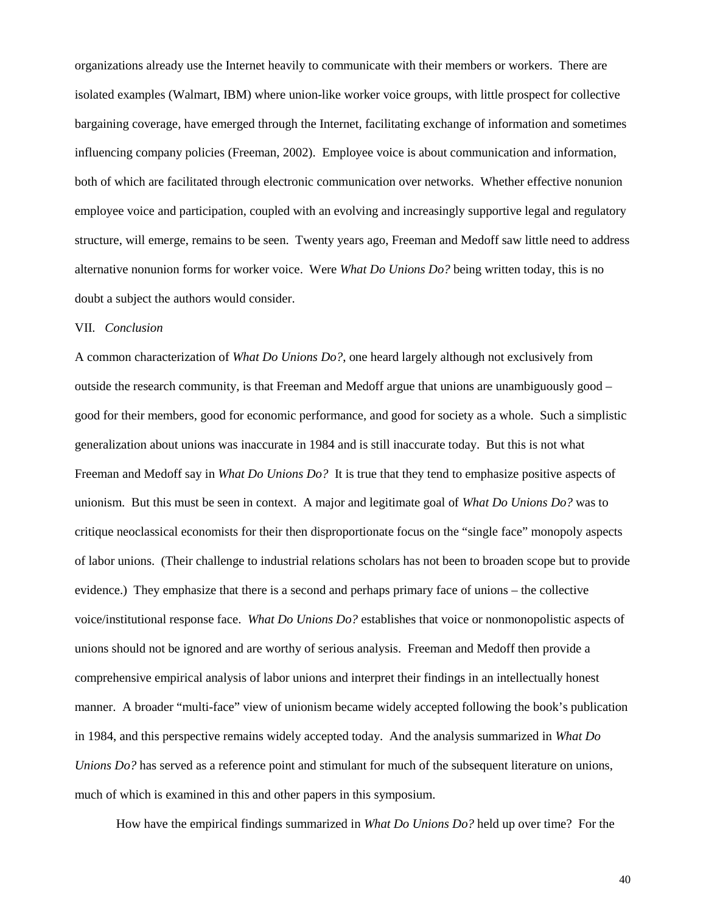organizations already use the Internet heavily to communicate with their members or workers. There are isolated examples (Walmart, IBM) where union-like worker voice groups, with little prospect for collective bargaining coverage, have emerged through the Internet, facilitating exchange of information and sometimes influencing company policies (Freeman, 2002). Employee voice is about communication and information, both of which are facilitated through electronic communication over networks. Whether effective nonunion employee voice and participation, coupled with an evolving and increasingly supportive legal and regulatory structure, will emerge, remains to be seen. Twenty years ago, Freeman and Medoff saw little need to address alternative nonunion forms for worker voice. Were *What Do Unions Do?* being written today, this is no doubt a subject the authors would consider.

## VII. *Conclusion*

A common characterization of *What Do Unions Do?*, one heard largely although not exclusively from outside the research community, is that Freeman and Medoff argue that unions are unambiguously good – good for their members, good for economic performance, and good for society as a whole. Such a simplistic generalization about unions was inaccurate in 1984 and is still inaccurate today. But this is not what Freeman and Medoff say in *What Do Unions Do?* It is true that they tend to emphasize positive aspects of unionism. But this must be seen in context. A major and legitimate goal of *What Do Unions Do?* was to critique neoclassical economists for their then disproportionate focus on the "single face" monopoly aspects of labor unions. (Their challenge to industrial relations scholars has not been to broaden scope but to provide evidence.) They emphasize that there is a second and perhaps primary face of unions – the collective voice/institutional response face. *What Do Unions Do?* establishes that voice or nonmonopolistic aspects of unions should not be ignored and are worthy of serious analysis. Freeman and Medoff then provide a comprehensive empirical analysis of labor unions and interpret their findings in an intellectually honest manner. A broader "multi-face" view of unionism became widely accepted following the book's publication in 1984, and this perspective remains widely accepted today. And the analysis summarized in *What Do Unions Do?* has served as a reference point and stimulant for much of the subsequent literature on unions, much of which is examined in this and other papers in this symposium.

How have the empirical findings summarized in *What Do Unions Do?* held up over time? For the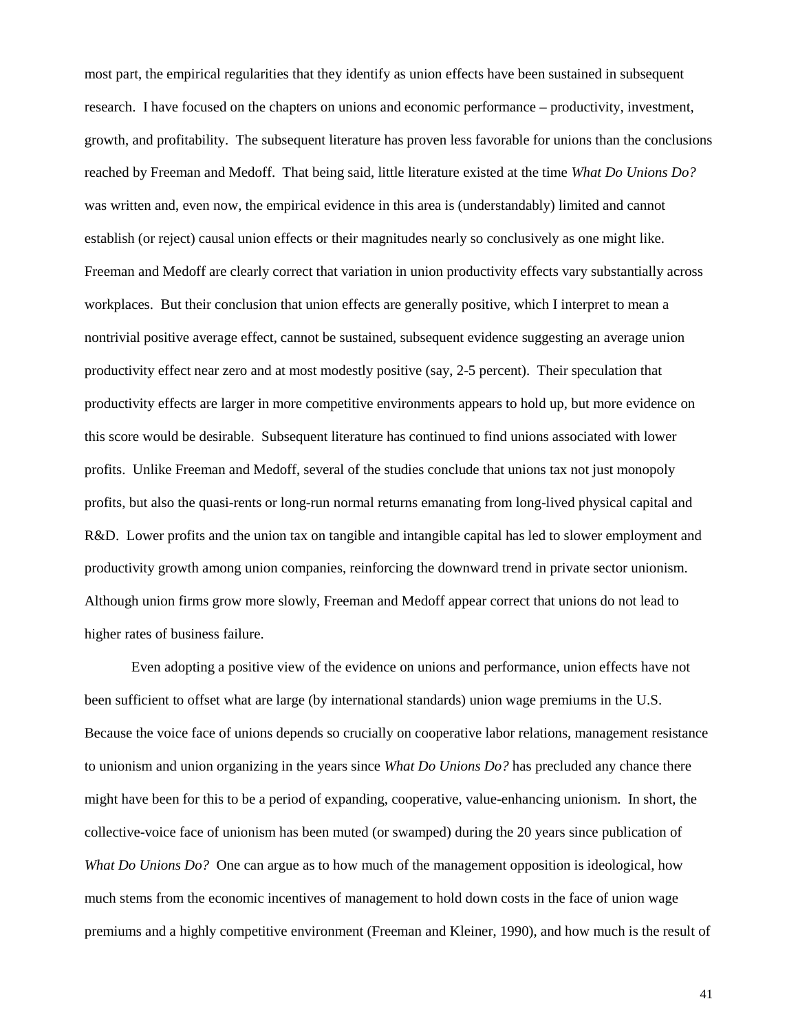most part, the empirical regularities that they identify as union effects have been sustained in subsequent research. I have focused on the chapters on unions and economic performance – productivity, investment, growth, and profitability. The subsequent literature has proven less favorable for unions than the conclusions reached by Freeman and Medoff. That being said, little literature existed at the time *What Do Unions Do?* was written and, even now, the empirical evidence in this area is (understandably) limited and cannot establish (or reject) causal union effects or their magnitudes nearly so conclusively as one might like. Freeman and Medoff are clearly correct that variation in union productivity effects vary substantially across workplaces. But their conclusion that union effects are generally positive, which I interpret to mean a nontrivial positive average effect, cannot be sustained, subsequent evidence suggesting an average union productivity effect near zero and at most modestly positive (say, 2-5 percent). Their speculation that productivity effects are larger in more competitive environments appears to hold up, but more evidence on this score would be desirable. Subsequent literature has continued to find unions associated with lower profits. Unlike Freeman and Medoff, several of the studies conclude that unions tax not just monopoly profits, but also the quasi-rents or long-run normal returns emanating from long-lived physical capital and R&D. Lower profits and the union tax on tangible and intangible capital has led to slower employment and productivity growth among union companies, reinforcing the downward trend in private sector unionism. Although union firms grow more slowly, Freeman and Medoff appear correct that unions do not lead to higher rates of business failure.

Even adopting a positive view of the evidence on unions and performance, union effects have not been sufficient to offset what are large (by international standards) union wage premiums in the U.S. Because the voice face of unions depends so crucially on cooperative labor relations, management resistance to unionism and union organizing in the years since *What Do Unions Do?* has precluded any chance there might have been for this to be a period of expanding, cooperative, value-enhancing unionism. In short, the collective-voice face of unionism has been muted (or swamped) during the 20 years since publication of *What Do Unions Do?* One can argue as to how much of the management opposition is ideological, how much stems from the economic incentives of management to hold down costs in the face of union wage premiums and a highly competitive environment (Freeman and Kleiner, 1990), and how much is the result of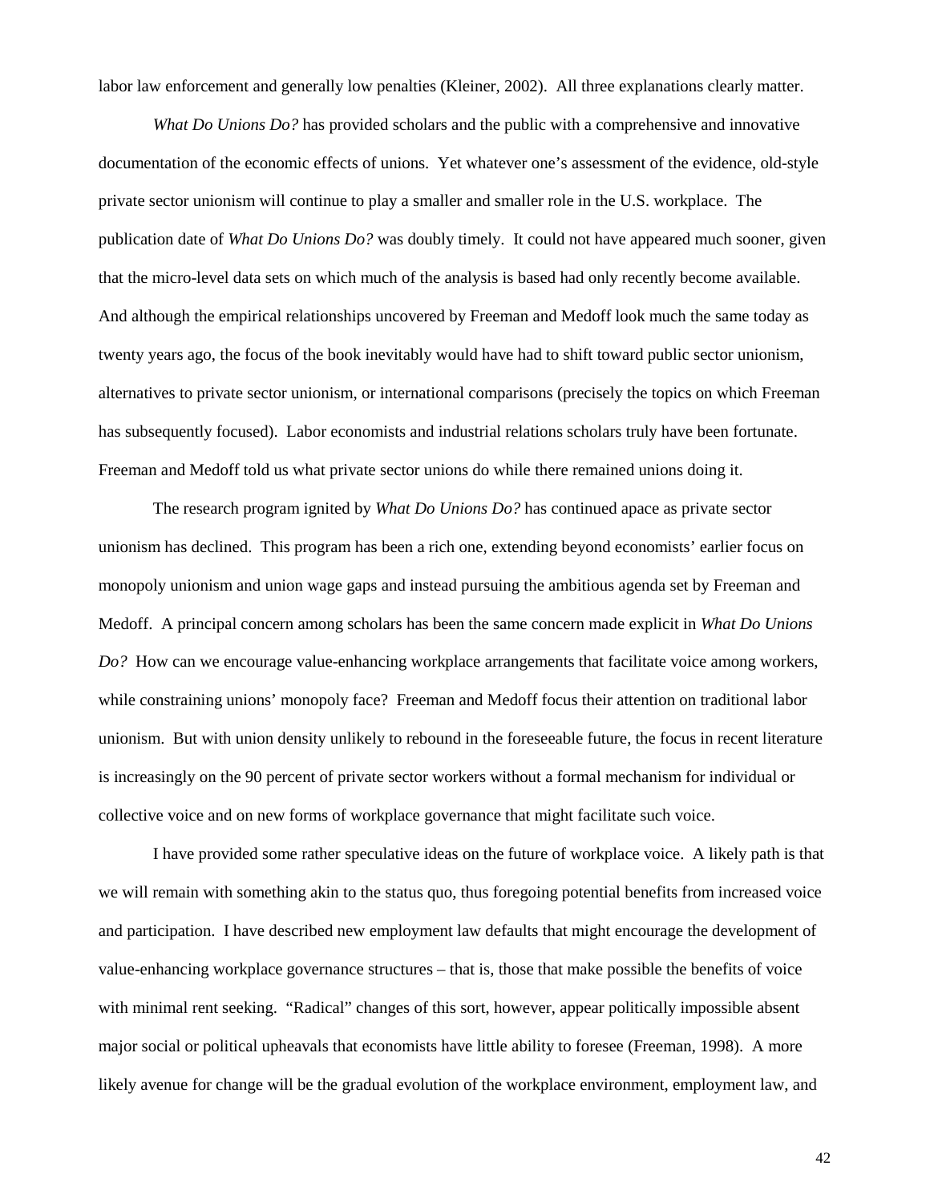labor law enforcement and generally low penalties (Kleiner, 2002). All three explanations clearly matter.

*What Do Unions Do?* has provided scholars and the public with a comprehensive and innovative documentation of the economic effects of unions. Yet whatever one's assessment of the evidence, old-style private sector unionism will continue to play a smaller and smaller role in the U.S. workplace. The publication date of *What Do Unions Do?* was doubly timely. It could not have appeared much sooner, given that the micro-level data sets on which much of the analysis is based had only recently become available. And although the empirical relationships uncovered by Freeman and Medoff look much the same today as twenty years ago, the focus of the book inevitably would have had to shift toward public sector unionism, alternatives to private sector unionism, or international comparisons (precisely the topics on which Freeman has subsequently focused). Labor economists and industrial relations scholars truly have been fortunate. Freeman and Medoff told us what private sector unions do while there remained unions doing it.

The research program ignited by *What Do Unions Do?* has continued apace as private sector unionism has declined. This program has been a rich one, extending beyond economists' earlier focus on monopoly unionism and union wage gaps and instead pursuing the ambitious agenda set by Freeman and Medoff. A principal concern among scholars has been the same concern made explicit in *What Do Unions Do?* How can we encourage value-enhancing workplace arrangements that facilitate voice among workers, while constraining unions' monopoly face? Freeman and Medoff focus their attention on traditional labor unionism. But with union density unlikely to rebound in the foreseeable future, the focus in recent literature is increasingly on the 90 percent of private sector workers without a formal mechanism for individual or collective voice and on new forms of workplace governance that might facilitate such voice.

I have provided some rather speculative ideas on the future of workplace voice. A likely path is that we will remain with something akin to the status quo, thus foregoing potential benefits from increased voice and participation. I have described new employment law defaults that might encourage the development of value-enhancing workplace governance structures – that is, those that make possible the benefits of voice with minimal rent seeking. "Radical" changes of this sort, however, appear politically impossible absent major social or political upheavals that economists have little ability to foresee (Freeman, 1998). A more likely avenue for change will be the gradual evolution of the workplace environment, employment law, and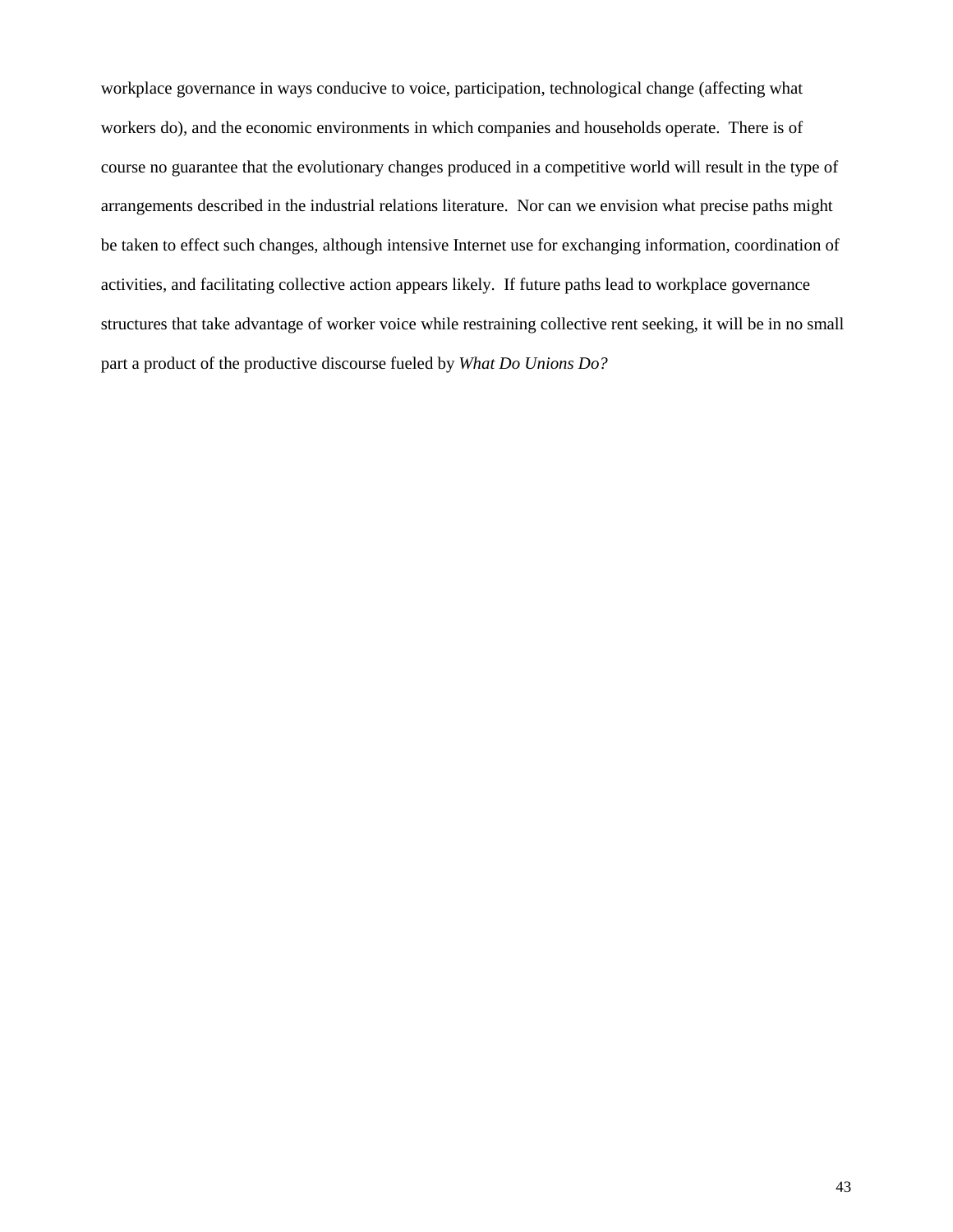workplace governance in ways conducive to voice, participation, technological change (affecting what workers do), and the economic environments in which companies and households operate. There is of course no guarantee that the evolutionary changes produced in a competitive world will result in the type of arrangements described in the industrial relations literature. Nor can we envision what precise paths might be taken to effect such changes, although intensive Internet use for exchanging information, coordination of activities, and facilitating collective action appears likely. If future paths lead to workplace governance structures that take advantage of worker voice while restraining collective rent seeking, it will be in no small part a product of the productive discourse fueled by *What Do Unions Do?*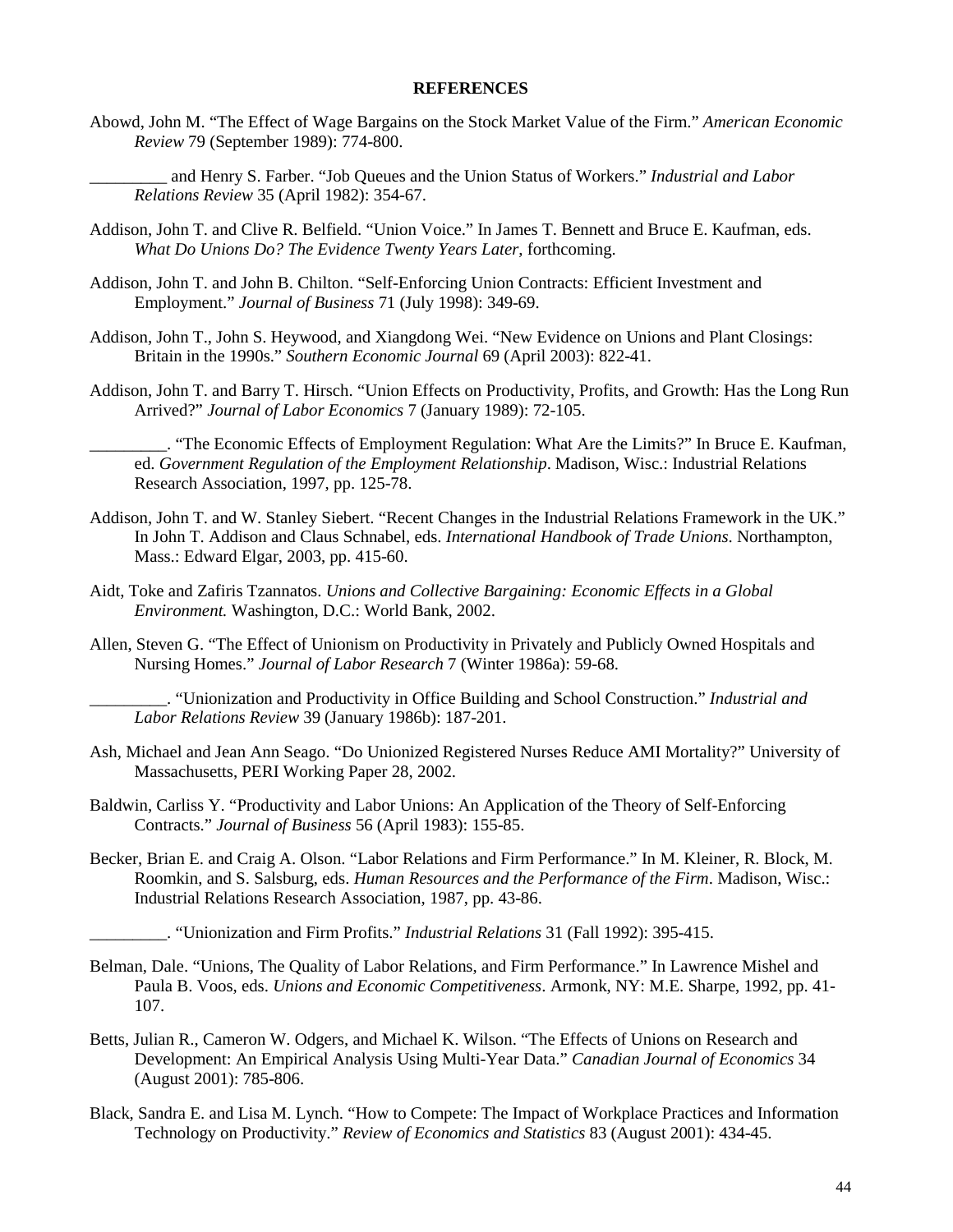**REFERENCES**

Abowd, John M. "The Effect of Wage Bargains on the Stock Market Value of the Firm." *American Economic Review* 79 (September 1989): 774-800.

_________ and Henry S. Farber. "Job Queues and the Union Status of Workers." *Industrial and Labor Relations Review* 35 (April 1982): 354-67.

Addison, John T. and Clive R. Belfield. "Union Voice." In James T. Bennett and Bruce E. Kaufman, eds. *What Do Unions Do? The Evidence Twenty Years Later*, forthcoming.

Addison, John T. and John B. Chilton. "Self-Enforcing Union Contracts: Efficient Investment and Employment." *Journal of Business* 71 (July 1998): 349-69.

Addison, John T., John S. Heywood, and Xiangdong Wei. "New Evidence on Unions and Plant Closings: Britain in the 1990s." *Southern Economic Journal* 69 (April 2003): 822-41.

Addison, John T. and Barry T. Hirsch. "Union Effects on Productivity, Profits, and Growth: Has the Long Run Arrived?" *Journal of Labor Economics* 7 (January 1989): 72-105.

_________. "The Economic Effects of Employment Regulation: What Are the Limits?" In Bruce E. Kaufman, ed. *Government Regulation of the Employment Relationship*. Madison, Wisc.: Industrial Relations Research Association, 1997, pp. 125-78.

Addison, John T. and W. Stanley Siebert. "Recent Changes in the Industrial Relations Framework in the UK." In John T. Addison and Claus Schnabel, eds. *International Handbook of Trade Unions*. Northampton, Mass.: Edward Elgar, 2003, pp. 415-60.

Aidt, Toke and Zafiris Tzannatos. *Unions and Collective Bargaining: Economic Effects in a Global Environment.* Washington, D.C.: World Bank, 2002.

Allen, Steven G. "The Effect of Unionism on Productivity in Privately and Publicly Owned Hospitals and Nursing Homes." *Journal of Labor Research* 7 (Winter 1986a): 59-68.

_________. "Unionization and Productivity in Office Building and School Construction." *Industrial and Labor Relations Review* 39 (January 1986b): 187-201.

Ash, Michael and Jean Ann Seago. "Do Unionized Registered Nurses Reduce AMI Mortality?" University of Massachusetts, PERI Working Paper 28, 2002.

Baldwin, Carliss Y. "Productivity and Labor Unions: An Application of the Theory of Self-Enforcing Contracts." *Journal of Business* 56 (April 1983): 155-85.

Becker, Brian E. and Craig A. Olson. "Labor Relations and Firm Performance." In M. Kleiner, R. Block, M. Roomkin, and S. Salsburg, eds. *Human Resources and the Performance of the Firm*. Madison, Wisc.: Industrial Relations Research Association, 1987, pp. 43-86.

_________. "Unionization and Firm Profits." *Industrial Relations* 31 (Fall 1992): 395-415.

Belman, Dale. "Unions, The Quality of Labor Relations, and Firm Performance." In Lawrence Mishel and Paula B. Voos, eds. *Unions and Economic Competitiveness*. Armonk, NY: M.E. Sharpe, 1992, pp. 41-107.

Betts, Julian R., Cameron W. Odgers, and Michael K. Wilson. "The Effects of Unions on Research and Development: An Empirical Analysis Using Multi-Year Data." *Canadian Journal of Economics* 34 (August 2001): 785-806.

Black, Sandra E. and Lisa M. Lynch. "How to Compete: The Impact of Workplace Practices and Information Technology on Productivity." *Review of Economics and Statistics* 83 (August 2001): 434-45.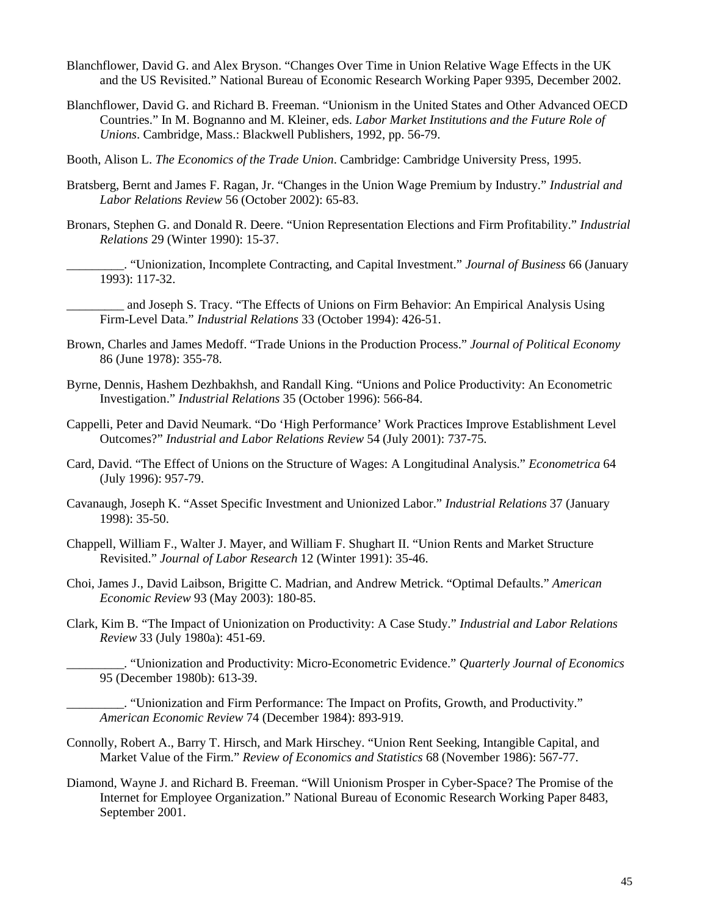Blanchflower, David G. and Alex Bryson. "Changes Over Time in Union Relative Wage Effects in the UK and the US Revisited." National Bureau of Economic Research Working Paper 9395, December 2002.

Blanchflower, David G. and Richard B. Freeman. "Unionism in the United States and Other Advanced OECD Countries." In M. Bognanno and M. Kleiner, eds. *Labor Market Institutions and the Future Role of Unions*. Cambridge, Mass.: Blackwell Publishers, 1992, pp. 56-79.

Booth, Alison L. *The Economics of the Trade Union*. Cambridge: Cambridge University Press, 1995.

Bratsberg, Bernt and James F. Ragan, Jr. "Changes in the Union Wage Premium by Industry." *Industrial and Labor Relations Review* 56 (October 2002): 65-83.

Bronars, Stephen G. and Donald R. Deere. "Union Representation Elections and Firm Profitability." *Industrial Relations* 29 (Winter 1990): 15-37.

_________. "Unionization, Incomplete Contracting, and Capital Investment." *Journal of Business* 66 (January 1993): 117-32.

_________ and Joseph S. Tracy. "The Effects of Unions on Firm Behavior: An Empirical Analysis Using Firm-Level Data." *Industrial Relations* 33 (October 1994): 426-51.

Brown, Charles and James Medoff. "Trade Unions in the Production Process." *Journal of Political Economy* 86 (June 1978): 355-78.

Byrne, Dennis, Hashem Dezhbakhsh, and Randall King. "Unions and Police Productivity: An Econometric Investigation." *Industrial Relations* 35 (October 1996): 566-84.

Cappelli, Peter and David Neumark. "Do 'High Performance' Work Practices Improve Establishment Level Outcomes?" *Industrial and Labor Relations Review* 54 (July 2001): 737-75.

Card, David. "The Effect of Unions on the Structure of Wages: A Longitudinal Analysis." *Econometrica* 64 (July 1996): 957-79.

Cavanaugh, Joseph K. "Asset Specific Investment and Unionized Labor." *Industrial Relations* 37 (January 1998): 35-50.

Chappell, William F., Walter J. Mayer, and William F. Shughart II. "Union Rents and Market Structure Revisited." *Journal of Labor Research* 12 (Winter 1991): 35-46.

Choi, James J., David Laibson, Brigitte C. Madrian, and Andrew Metrick. "Optimal Defaults." *American Economic Review* 93 (May 2003): 180-85.

Clark, Kim B. "The Impact of Unionization on Productivity: A Case Study." *Industrial and Labor Relations Review* 33 (July 1980a): 451-69.

_________. "Unionization and Productivity: Micro-Econometric Evidence." *Quarterly Journal of Economics* 95 (December 1980b): 613-39.

_________. "Unionization and Firm Performance: The Impact on Profits, Growth, and Productivity." *American Economic Review* 74 (December 1984): 893-919.

Connolly, Robert A., Barry T. Hirsch, and Mark Hirschey. "Union Rent Seeking, Intangible Capital, and Market Value of the Firm." *Review of Economics and Statistics* 68 (November 1986): 567-77.

Diamond, Wayne J. and Richard B. Freeman. "Will Unionism Prosper in Cyber-Space? The Promise of the Internet for Employee Organization." National Bureau of Economic Research Working Paper 8483, September 2001.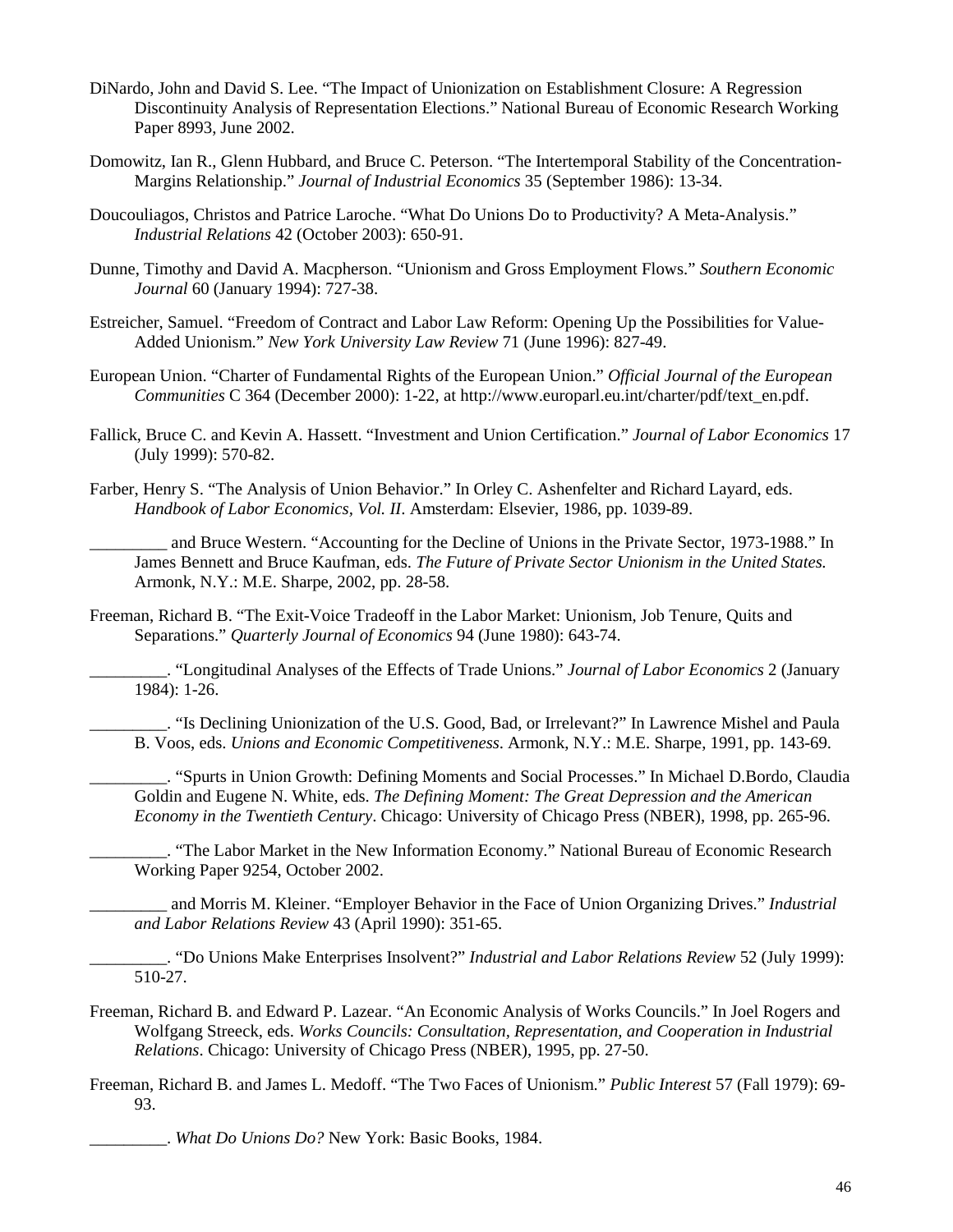DiNardo, John and David S. Lee. "The Impact of Unionization on Establishment Closure: A Regression Discontinuity Analysis of Representation Elections." National Bureau of Economic Research Working Paper 8993, June 2002.

Domowitz, Ian R., Glenn Hubbard, and Bruce C. Peterson. "The Intertemporal Stability of the Concentration-Margins Relationship." *Journal of Industrial Economics* 35 (September 1986): 13-34.

Doucouliagos, Christos and Patrice Laroche. "What Do Unions Do to Productivity? A Meta-Analysis." *Industrial Relations* 42 (October 2003): 650-91.

Dunne, Timothy and David A. Macpherson. "Unionism and Gross Employment Flows." *Southern Economic Journal* 60 (January 1994): 727-38.

Estreicher, Samuel. "Freedom of Contract and Labor Law Reform: Opening Up the Possibilities for Value-Added Unionism." *New York University Law Review* 71 (June 1996): 827-49.

European Union. "Charter of Fundamental Rights of the European Union." *Official Journal of the European Communities* C 364 (December 2000): 1-22, at http://www.europarl.eu.int/charter/pdf/text_en.pdf.

Fallick, Bruce C. and Kevin A. Hassett. "Investment and Union Certification." *Journal of Labor Economics* 17 (July 1999): 570-82.

Farber, Henry S. "The Analysis of Union Behavior." In Orley C. Ashenfelter and Richard Layard, eds. *Handbook of Labor Economics, Vol. II*. Amsterdam: Elsevier, 1986, pp. 1039-89.

_________ and Bruce Western. "Accounting for the Decline of Unions in the Private Sector, 1973-1988." In James Bennett and Bruce Kaufman, eds. *The Future of Private Sector Unionism in the United States.* Armonk, N.Y.: M.E. Sharpe, 2002, pp. 28-58.

Freeman, Richard B. "The Exit-Voice Tradeoff in the Labor Market: Unionism, Job Tenure, Quits and Separations." *Quarterly Journal of Economics* 94 (June 1980): 643-74.

_________. "Longitudinal Analyses of the Effects of Trade Unions." *Journal of Labor Economics* 2 (January 1984): 1-26.

_________. "Is Declining Unionization of the U.S. Good, Bad, or Irrelevant?" In Lawrence Mishel and Paula B. Voos, eds. *Unions and Economic Competitiveness*. Armonk, N.Y.: M.E. Sharpe, 1991, pp. 143-69.

_________. "Spurts in Union Growth: Defining Moments and Social Processes." In Michael D.Bordo, Claudia Goldin and Eugene N. White, eds. *The Defining Moment: The Great Depression and the American Economy in the Twentieth Century*. Chicago: University of Chicago Press (NBER), 1998, pp. 265-96.

_________. "The Labor Market in the New Information Economy." National Bureau of Economic Research Working Paper 9254, October 2002.

_________ and Morris M. Kleiner. "Employer Behavior in the Face of Union Organizing Drives." *Industrial and Labor Relations Review* 43 (April 1990): 351-65.

_________. "Do Unions Make Enterprises Insolvent?" *Industrial and Labor Relations Review* 52 (July 1999): 510-27.

Freeman, Richard B. and Edward P. Lazear. "An Economic Analysis of Works Councils." In Joel Rogers and Wolfgang Streeck, eds. *Works Councils: Consultation, Representation, and Cooperation in Industrial Relations*. Chicago: University of Chicago Press (NBER), 1995, pp. 27-50.

Freeman, Richard B. and James L. Medoff. "The Two Faces of Unionism." *Public Interest* 57 (Fall 1979): 69-93.

_________. *What Do Unions Do?* New York: Basic Books, 1984.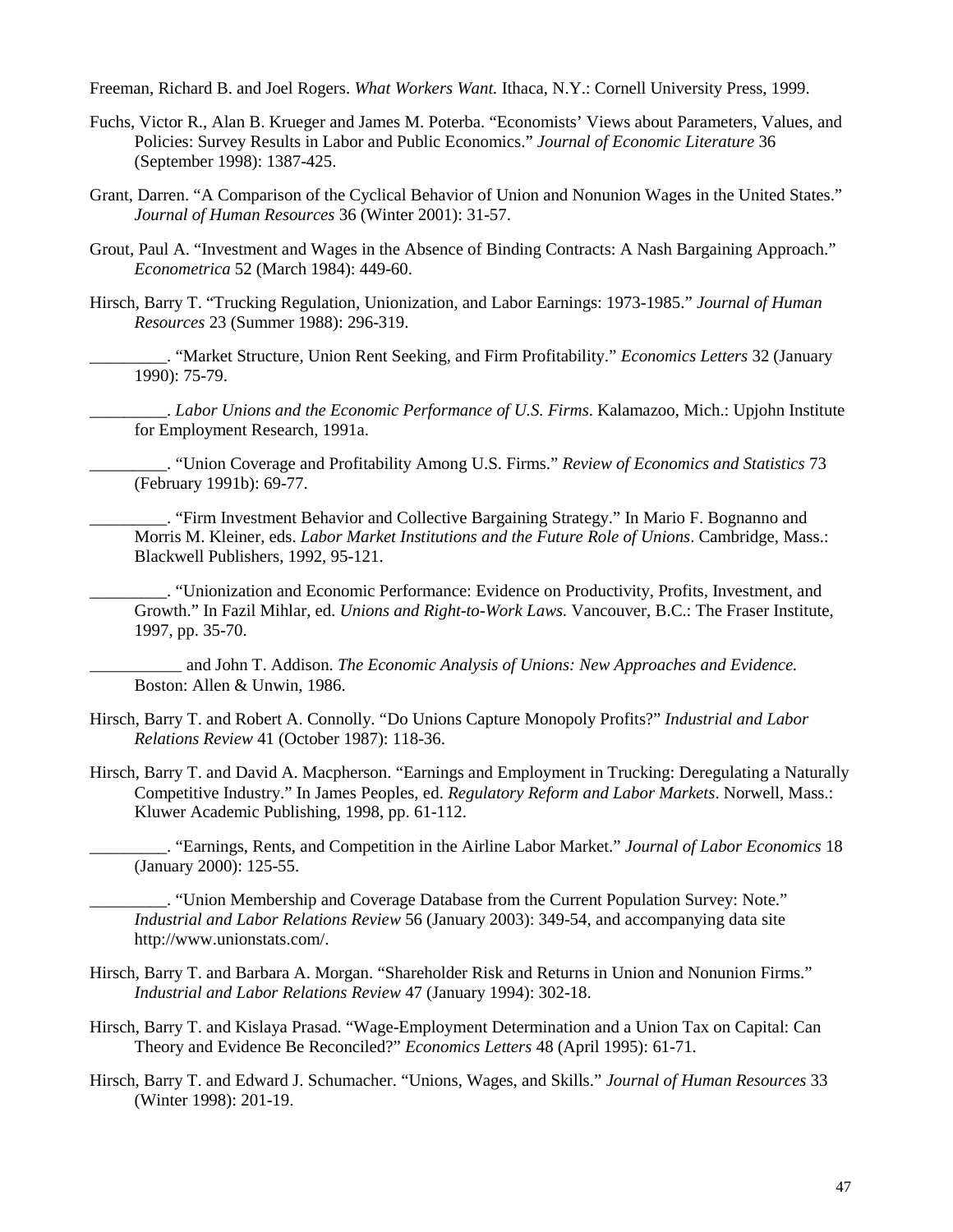Freeman, Richard B. and Joel Rogers. *What Workers Want.* Ithaca, N.Y.: Cornell University Press, 1999.

Fuchs, Victor R., Alan B. Krueger and James M. Poterba. "Economists' Views about Parameters, Values, and Policies: Survey Results in Labor and Public Economics." *Journal of Economic Literature* 36 (September 1998): 1387-425.

Grant, Darren. "A Comparison of the Cyclical Behavior of Union and Nonunion Wages in the United States." *Journal of Human Resources* 36 (Winter 2001): 31-57.

Grout, Paul A. "Investment and Wages in the Absence of Binding Contracts: A Nash Bargaining Approach." *Econometrica* 52 (March 1984): 449-60.

Hirsch, Barry T. "Trucking Regulation, Unionization, and Labor Earnings: 1973-1985." *Journal of Human Resources* 23 (Summer 1988): 296-319.

_________. "Market Structure, Union Rent Seeking, and Firm Profitability." *Economics Letters* 32 (January 1990): 75-79.

_________. *Labor Unions and the Economic Performance of U.S. Firms*. Kalamazoo, Mich.: Upjohn Institute for Employment Research, 1991a.

_________. "Union Coverage and Profitability Among U.S. Firms." *Review of Economics and Statistics* 73 (February 1991b): 69-77.

_________. "Firm Investment Behavior and Collective Bargaining Strategy." In Mario F. Bognanno and Morris M. Kleiner, eds. *Labor Market Institutions and the Future Role of Unions*. Cambridge, Mass.: Blackwell Publishers, 1992, 95-121.

_________. "Unionization and Economic Performance: Evidence on Productivity, Profits, Investment, and Growth." In Fazil Mihlar, ed. *Unions and Right-to-Work Laws.* Vancouver, B.C.: The Fraser Institute, 1997, pp. 35-70.

___________ and John T. Addison. *The Economic Analysis of Unions: New Approaches and Evidence.* Boston: Allen & Unwin, 1986.

Hirsch, Barry T. and Robert A. Connolly. "Do Unions Capture Monopoly Profits?" *Industrial and Labor Relations Review* 41 (October 1987): 118-36.

Hirsch, Barry T. and David A. Macpherson. "Earnings and Employment in Trucking: Deregulating a Naturally Competitive Industry." In James Peoples, ed. *Regulatory Reform and Labor Markets*. Norwell, Mass.: Kluwer Academic Publishing, 1998, pp. 61-112.

_________. "Earnings, Rents, and Competition in the Airline Labor Market." *Journal of Labor Economics* 18 (January 2000): 125-55.

_________. "Union Membership and Coverage Database from the Current Population Survey: Note." *Industrial and Labor Relations Review* 56 (January 2003): 349-54, and accompanying data site http://www.unionstats.com/.

Hirsch, Barry T. and Barbara A. Morgan. "Shareholder Risk and Returns in Union and Nonunion Firms." *Industrial and Labor Relations Review* 47 (January 1994): 302-18.

Hirsch, Barry T. and Kislaya Prasad. "Wage-Employment Determination and a Union Tax on Capital: Can Theory and Evidence Be Reconciled?" *Economics Letters* 48 (April 1995): 61-71.

Hirsch, Barry T. and Edward J. Schumacher. "Unions, Wages, and Skills." *Journal of Human Resources* 33 (Winter 1998): 201-19.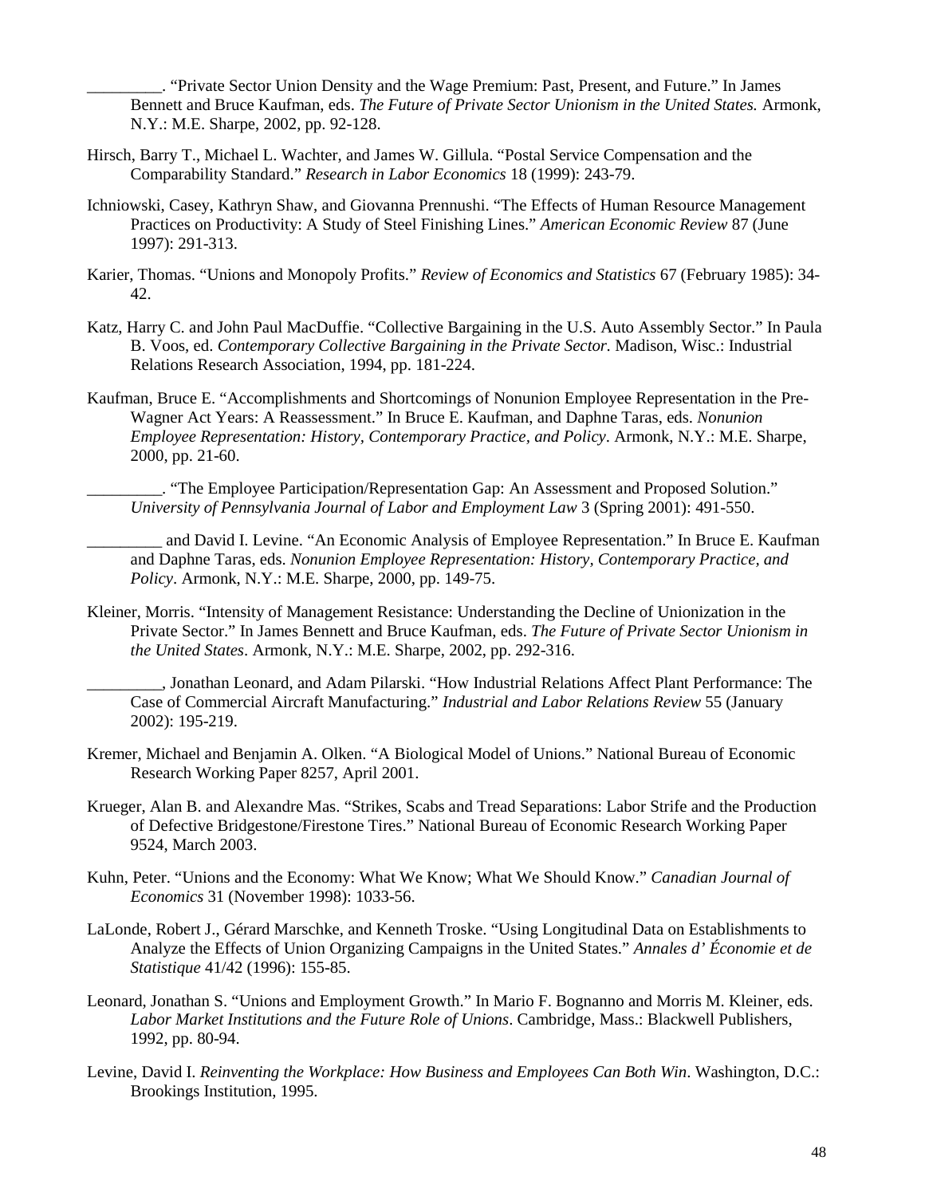_________. “Private Sector Union Density and the Wage Premium: Past, Present, and Future.” In James Bennett and Bruce Kaufman, eds. *The Future of Private Sector Unionism in the United States.* Armonk, N.Y.: M.E. Sharpe, 2002, pp. 92-128.

Hirsch, Barry T., Michael L. Wachter, and James W. Gillula. “Postal Service Compensation and the Comparability Standard.” *Research in Labor Economics* 18 (1999): 243-79.

Ichniowski, Casey, Kathryn Shaw, and Giovanna Prennushi. “The Effects of Human Resource Management Practices on Productivity: A Study of Steel Finishing Lines.” *American Economic Review* 87 (June 1997): 291-313.

Karier, Thomas. “Unions and Monopoly Profits.” *Review of Economics and Statistics* 67 (February 1985): 34-42.

Katz, Harry C. and John Paul MacDuffie. “Collective Bargaining in the U.S. Auto Assembly Sector.” In Paula B. Voos, ed. *Contemporary Collective Bargaining in the Private Sector.* Madison, Wisc.: Industrial Relations Research Association, 1994, pp. 181-224.

Kaufman, Bruce E. “Accomplishments and Shortcomings of Nonunion Employee Representation in the Pre-Wagner Act Years: A Reassessment.” In Bruce E. Kaufman, and Daphne Taras, eds. *Nonunion Employee Representation: History, Contemporary Practice, and Policy*. Armonk, N.Y.: M.E. Sharpe, 2000, pp. 21-60.

_________. “The Employee Participation/Representation Gap: An Assessment and Proposed Solution.” *University of Pennsylvania Journal of Labor and Employment Law* 3 (Spring 2001): 491-550.

_________ and David I. Levine. “An Economic Analysis of Employee Representation.” In Bruce E. Kaufman and Daphne Taras, eds. *Nonunion Employee Representation: History, Contemporary Practice, and Policy*. Armonk, N.Y.: M.E. Sharpe, 2000, pp. 149-75.

Kleiner, Morris. “Intensity of Management Resistance: Understanding the Decline of Unionization in the Private Sector.” In James Bennett and Bruce Kaufman, eds. *The Future of Private Sector Unionism in the United States*. Armonk, N.Y.: M.E. Sharpe, 2002, pp. 292-316.

_________, Jonathan Leonard, and Adam Pilarski. “How Industrial Relations Affect Plant Performance: The Case of Commercial Aircraft Manufacturing.” *Industrial and Labor Relations Review* 55 (January 2002): 195-219.

Kremer, Michael and Benjamin A. Olken. “A Biological Model of Unions.” National Bureau of Economic Research Working Paper 8257, April 2001.

Krueger, Alan B. and Alexandre Mas. “Strikes, Scabs and Tread Separations: Labor Strife and the Production of Defective Bridgestone/Firestone Tires.” National Bureau of Economic Research Working Paper 9524, March 2003.

Kuhn, Peter. “Unions and the Economy: What We Know; What We Should Know.” *Canadian Journal of Economics* 31 (November 1998): 1033-56.

LaLonde, Robert J., Gérard Marschke, and Kenneth Troske. “Using Longitudinal Data on Establishments to Analyze the Effects of Union Organizing Campaigns in the United States.” *Annales d’ Économie et de Statistique* 41/42 (1996): 155-85.

Leonard, Jonathan S. “Unions and Employment Growth.” In Mario F. Bognanno and Morris M. Kleiner, eds. *Labor Market Institutions and the Future Role of Unions*. Cambridge, Mass.: Blackwell Publishers, 1992, pp. 80-94.

Levine, David I. *Reinventing the Workplace: How Business and Employees Can Both Win*. Washington, D.C.: Brookings Institution, 1995.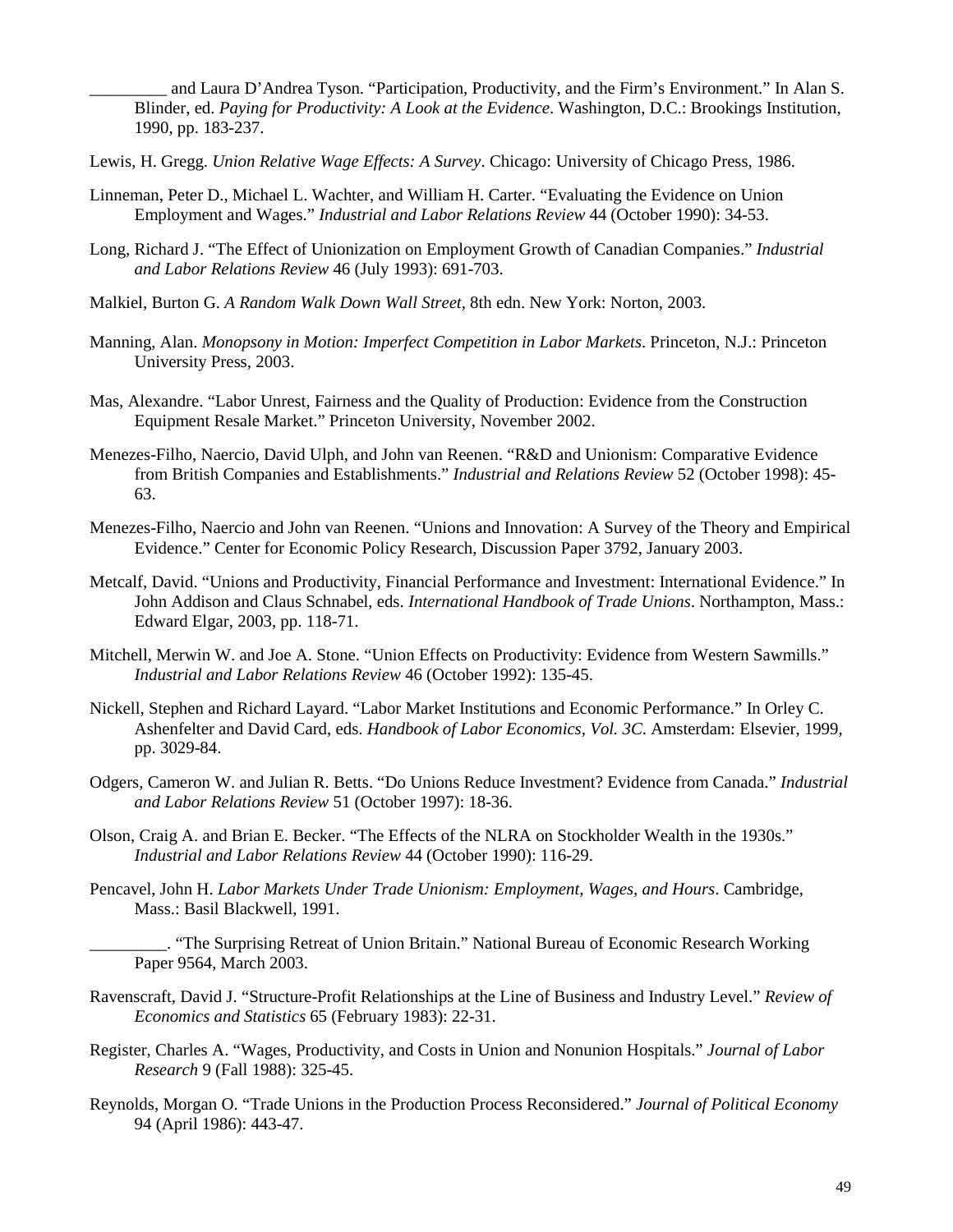_________ and Laura D'Andrea Tyson. "Participation, Productivity, and the Firm's Environment." In Alan S. Blinder, ed. *Paying for Productivity: A Look at the Evidence*. Washington, D.C.: Brookings Institution, 1990, pp. 183-237.

Lewis, H. Gregg. *Union Relative Wage Effects: A Survey*. Chicago: University of Chicago Press, 1986.

Linneman, Peter D., Michael L. Wachter, and William H. Carter. "Evaluating the Evidence on Union Employment and Wages." *Industrial and Labor Relations Review* 44 (October 1990): 34-53.

Long, Richard J. "The Effect of Unionization on Employment Growth of Canadian Companies." *Industrial and Labor Relations Review* 46 (July 1993): 691-703.

Malkiel, Burton G. *A Random Walk Down Wall Street*, 8th edn. New York: Norton, 2003.

Manning, Alan. *Monopsony in Motion: Imperfect Competition in Labor Markets*. Princeton, N.J.: Princeton University Press, 2003.

Mas, Alexandre. "Labor Unrest, Fairness and the Quality of Production: Evidence from the Construction Equipment Resale Market." Princeton University, November 2002.

Menezes-Filho, Naercio, David Ulph, and John van Reenen. "R&D and Unionism: Comparative Evidence from British Companies and Establishments." *Industrial and Relations Review* 52 (October 1998): 45-63.

Menezes-Filho, Naercio and John van Reenen. "Unions and Innovation: A Survey of the Theory and Empirical Evidence." Center for Economic Policy Research, Discussion Paper 3792, January 2003.

Metcalf, David. "Unions and Productivity, Financial Performance and Investment: International Evidence." In John Addison and Claus Schnabel, eds. *International Handbook of Trade Unions*. Northampton, Mass.: Edward Elgar, 2003, pp. 118-71.

Mitchell, Merwin W. and Joe A. Stone. "Union Effects on Productivity: Evidence from Western Sawmills." *Industrial and Labor Relations Review* 46 (October 1992): 135-45.

Nickell, Stephen and Richard Layard. "Labor Market Institutions and Economic Performance." In Orley C. Ashenfelter and David Card, eds. *Handbook of Labor Economics, Vol. 3C*. Amsterdam: Elsevier, 1999, pp. 3029-84.

Odgers, Cameron W. and Julian R. Betts. "Do Unions Reduce Investment? Evidence from Canada." *Industrial and Labor Relations Review* 51 (October 1997): 18-36.

Olson, Craig A. and Brian E. Becker. "The Effects of the NLRA on Stockholder Wealth in the 1930s." *Industrial and Labor Relations Review* 44 (October 1990): 116-29.

Pencavel, John H. *Labor Markets Under Trade Unionism: Employment, Wages, and Hours*. Cambridge, Mass.: Basil Blackwell, 1991.

_________. "The Surprising Retreat of Union Britain." National Bureau of Economic Research Working Paper 9564, March 2003.

Ravenscraft, David J. "Structure-Profit Relationships at the Line of Business and Industry Level." *Review of Economics and Statistics* 65 (February 1983): 22-31.

Register, Charles A. "Wages, Productivity, and Costs in Union and Nonunion Hospitals." *Journal of Labor Research* 9 (Fall 1988): 325-45.

Reynolds, Morgan O. "Trade Unions in the Production Process Reconsidered." *Journal of Political Economy* 94 (April 1986): 443-47.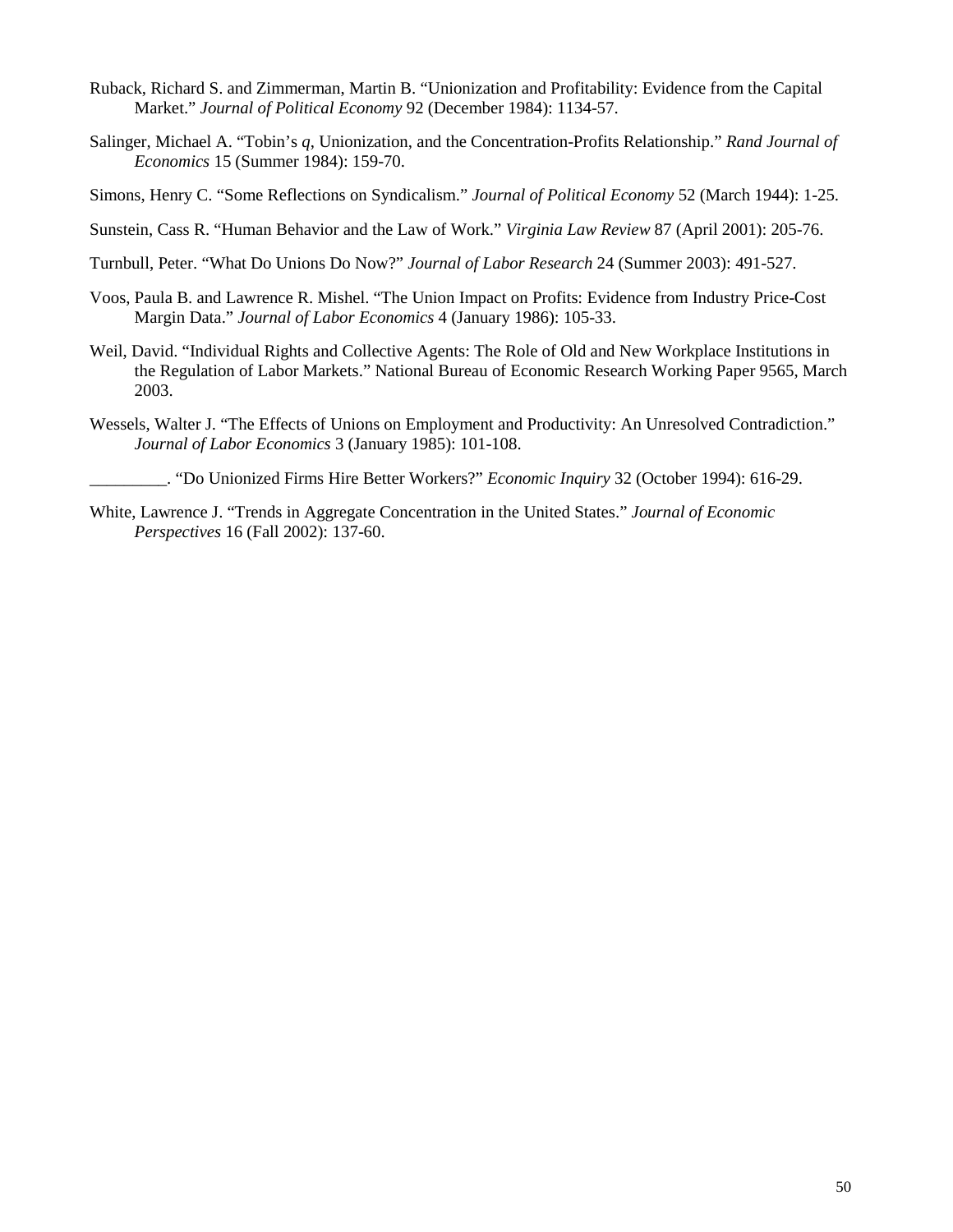Ruback, Richard S. and Zimmerman, Martin B. "Unionization and Profitability: Evidence from the Capital Market." *Journal of Political Economy* 92 (December 1984): 1134-57.

Salinger, Michael A. "Tobin's *q*, Unionization, and the Concentration-Profits Relationship." *Rand Journal of Economics* 15 (Summer 1984): 159-70.

Simons, Henry C. "Some Reflections on Syndicalism." *Journal of Political Economy* 52 (March 1944): 1-25.

Sunstein, Cass R. "Human Behavior and the Law of Work." *Virginia Law Review* 87 (April 2001): 205-76.

Turnbull, Peter. "What Do Unions Do Now?" *Journal of Labor Research* 24 (Summer 2003): 491-527.

Voos, Paula B. and Lawrence R. Mishel. "The Union Impact on Profits: Evidence from Industry Price-Cost Margin Data." *Journal of Labor Economics* 4 (January 1986): 105-33.

Weil, David. "Individual Rights and Collective Agents: The Role of Old and New Workplace Institutions in the Regulation of Labor Markets." National Bureau of Economic Research Working Paper 9565, March 2003.

Wessels, Walter J. "The Effects of Unions on Employment and Productivity: An Unresolved Contradiction." *Journal of Labor Economics* 3 (January 1985): 101-108.

_________. "Do Unionized Firms Hire Better Workers?" *Economic Inquiry* 32 (October 1994): 616-29.

White, Lawrence J. "Trends in Aggregate Concentration in the United States." *Journal of Economic Perspectives* 16 (Fall 2002): 137-60.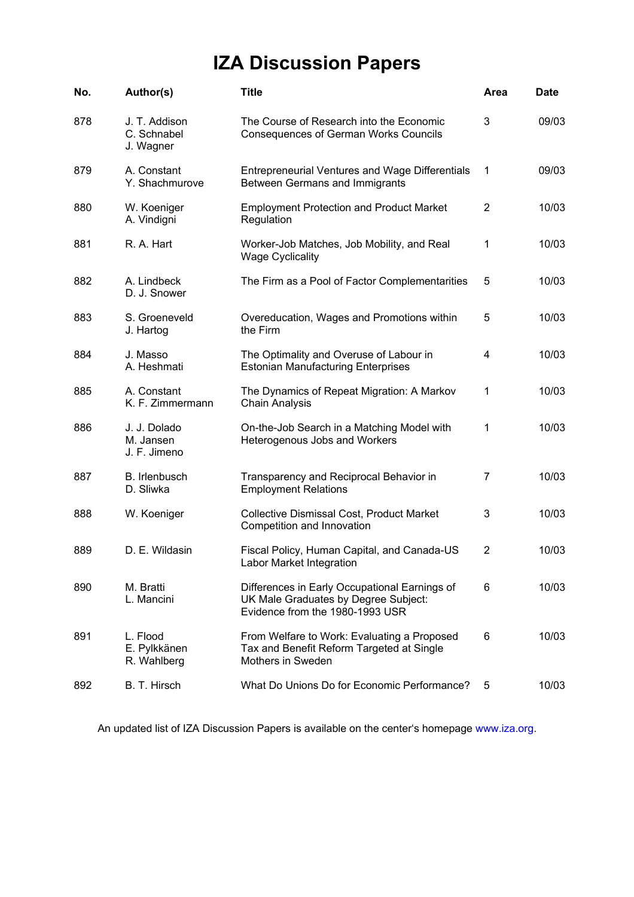# IZA Discussion Papers

| No. | Author(s) | Title | Area | Date |
|---|---|---|---|---|
| 878 | J. T. Addison<br>C. Schnabel<br>J. Wagner | The Course of Research into the Economic Consequences of German Works Councils | 3 | 09/03 |
| 879 | A. Constant<br>Y. Shachmurove | Entrepreneurial Ventures and Wage Differentials Between Germans and Immigrants | 1 | 09/03 |
| 880 | W. Koeniger<br>A. Vindigni | Employment Protection and Product Market Regulation | 2 | 10/03 |
| 881 | R. A. Hart | Worker-Job Matches, Job Mobility, and Real Wage Cyclicality | 1 | 10/03 |
| 882 | A. Lindbeck<br>D. J. Snower | The Firm as a Pool of Factor Complementarities | 5 | 10/03 |
| 883 | S. Groeneveld<br>J. Hartog | Overeducation, Wages and Promotions within the Firm | 5 | 10/03 |
| 884 | J. Masso<br>A. Heshmati | The Optimality and Overuse of Labour in Estonian Manufacturing Enterprises | 4 | 10/03 |
| 885 | A. Constant<br>K. F. Zimmermann | The Dynamics of Repeat Migration: A Markov Chain Analysis | 1 | 10/03 |
| 886 | J. J. Dolado<br>M. Jansen<br>J. F. Jimeno | On-the-Job Search in a Matching Model with Heterogenous Jobs and Workers | 1 | 10/03 |
| 887 | B. Irlenbusch<br>D. Sliwka | Transparency and Reciprocal Behavior in Employment Relations | 7 | 10/03 |
| 888 | W. Koeniger | Collective Dismissal Cost, Product Market Competition and Innovation | 3 | 10/03 |
| 889 | D. E. Wildasin | Fiscal Policy, Human Capital, and Canada-US Labor Market Integration | 2 | 10/03 |
| 890 | M. Bratti<br>L. Mancini | Differences in Early Occupational Earnings of UK Male Graduates by Degree Subject: Evidence from the 1980-1993 USR | 6 | 10/03 |
| 891 | L. Flood<br>E. Pylkkänen<br>R. Wahlberg | From Welfare to Work: Evaluating a Proposed Tax and Benefit Reform Targeted at Single Mothers in Sweden | 6 | 10/03 |
| 892 | B. T. Hirsch | What Do Unions Do for Economic Performance? | 5 | 10/03 |

An updated list of IZA Discussion Papers is available on the center's homepage www.iza.org.